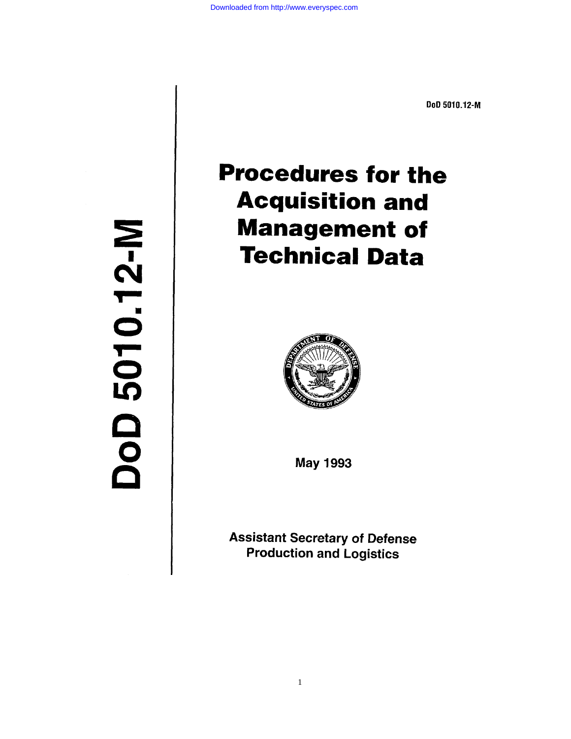DoD 5010.12-M

# Procedures for the Acquisition and Management of Technical Data

May 1993

Assistant Secretary of Defense
Production and Logistics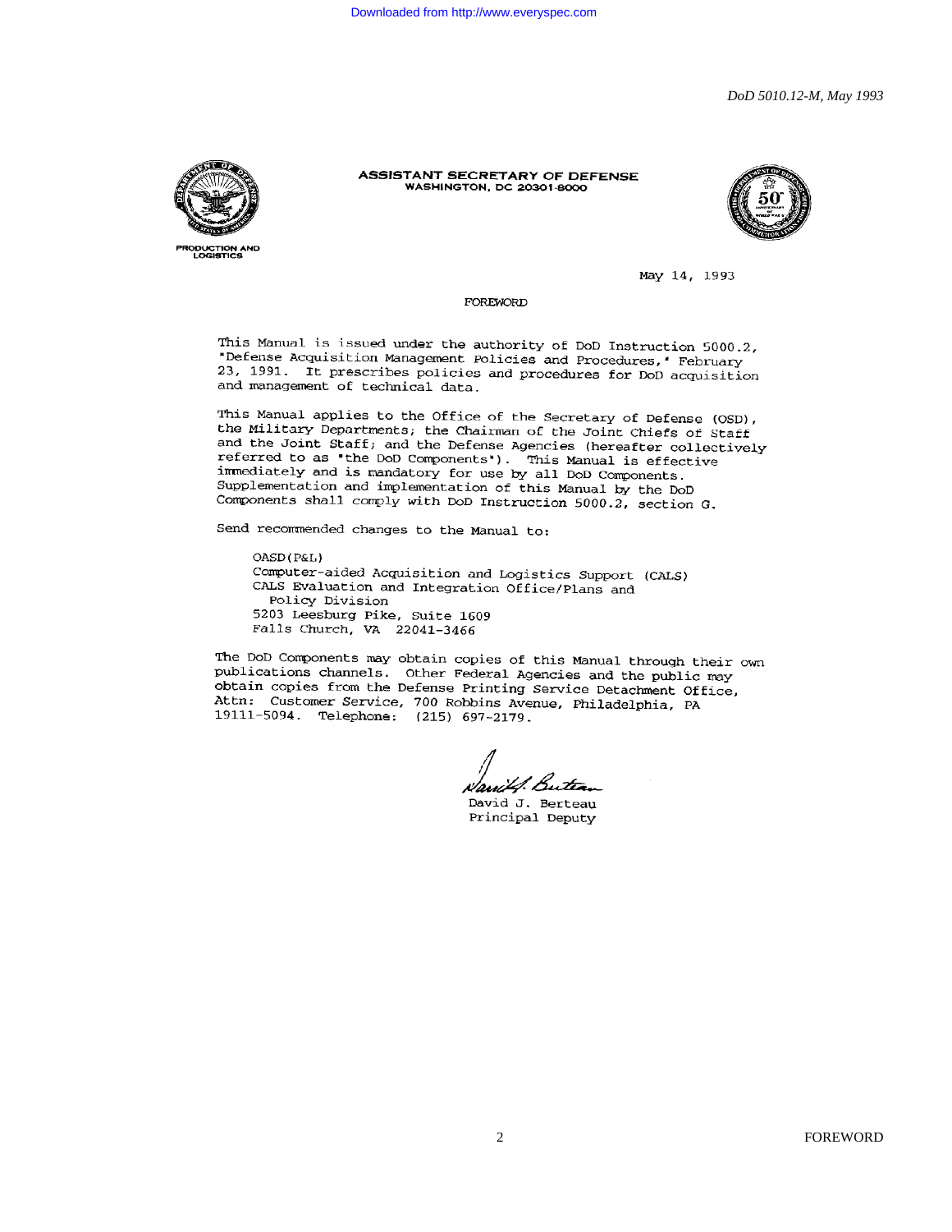PRODUCTION AND LOGISTICS

**ASSISTANT SECRETARY OF DEFENSE**
**WASHINGTON, DC 20301-8000**

May 14, 1993

FOREWORD

This Manual is issued under the authority of DoD Instruction 5000.2, "Defense Acquisition Management Policies and Procedures," February 23, 1991. It prescribes policies and procedures for DoD acquisition and management of technical data.

This Manual applies to the Office of the Secretary of Defense (OSD), the Military Departments; the Chairman of the Joint Chiefs of Staff and the Joint Staff; and the Defense Agencies (hereafter collectively referred to as "the DoD Components"). This Manual is effective immediately and is mandatory for use by all DoD Components. Supplementation and implementation of this Manual by the DoD Components shall comply with DoD Instruction 5000.2, section G.

Send recommended changes to the Manual to:

OASD(P&L)
Computer-aided Acquisition and Logistics Support (CALS)
CALS Evaluation and Integration Office/Plans and
  Policy Division
5203 Leesburg Pike, Suite 1609
Falls Church, VA 22041-3466

The DoD Components may obtain copies of this Manual through their own publications channels. Other Federal Agencies and the public may obtain copies from the Defense Printing Service Detachment Office, Attn: Customer Service, 700 Robbins Avenue, Philadelphia, PA 19111-5094. Telephone: (215) 697-2179.

David J. Berteau
Principal Deputy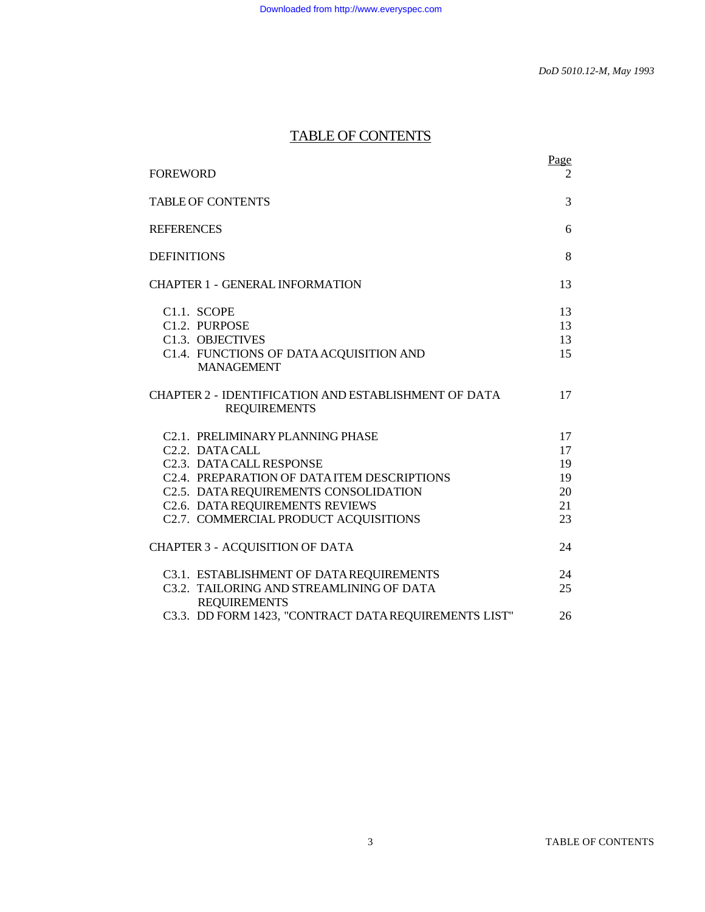# TABLE OF CONTENTS

| | Page |
|---|---|
| FOREWORD | 2 |
| TABLE OF CONTENTS | 3 |
| REFERENCES | 6 |
| DEFINITIONS | 8 |
| CHAPTER 1 - GENERAL INFORMATION | 13 |
| C1.1. SCOPE | 13 |
| C1.2. PURPOSE | 13 |
| C1.3. OBJECTIVES | 13 |
| C1.4. FUNCTIONS OF DATA ACQUISITION AND MANAGEMENT | 15 |
| CHAPTER 2 - IDENTIFICATION AND ESTABLISHMENT OF DATA REQUIREMENTS | 17 |
| C2.1. PRELIMINARY PLANNING PHASE | 17 |
| C2.2. DATA CALL | 17 |
| C2.3. DATA CALL RESPONSE | 19 |
| C2.4. PREPARATION OF DATA ITEM DESCRIPTIONS | 19 |
| C2.5. DATA REQUIREMENTS CONSOLIDATION | 20 |
| C2.6. DATA REQUIREMENTS REVIEWS | 21 |
| C2.7. COMMERCIAL PRODUCT ACQUISITIONS | 23 |
| CHAPTER 3 - ACQUISITION OF DATA | 24 |
| C3.1. ESTABLISHMENT OF DATA REQUIREMENTS | 24 |
| C3.2. TAILORING AND STREAMLINING OF DATA REQUIREMENTS | 25 |
| C3.3. DD FORM 1423, "CONTRACT DATA REQUIREMENTS LIST" | 26 |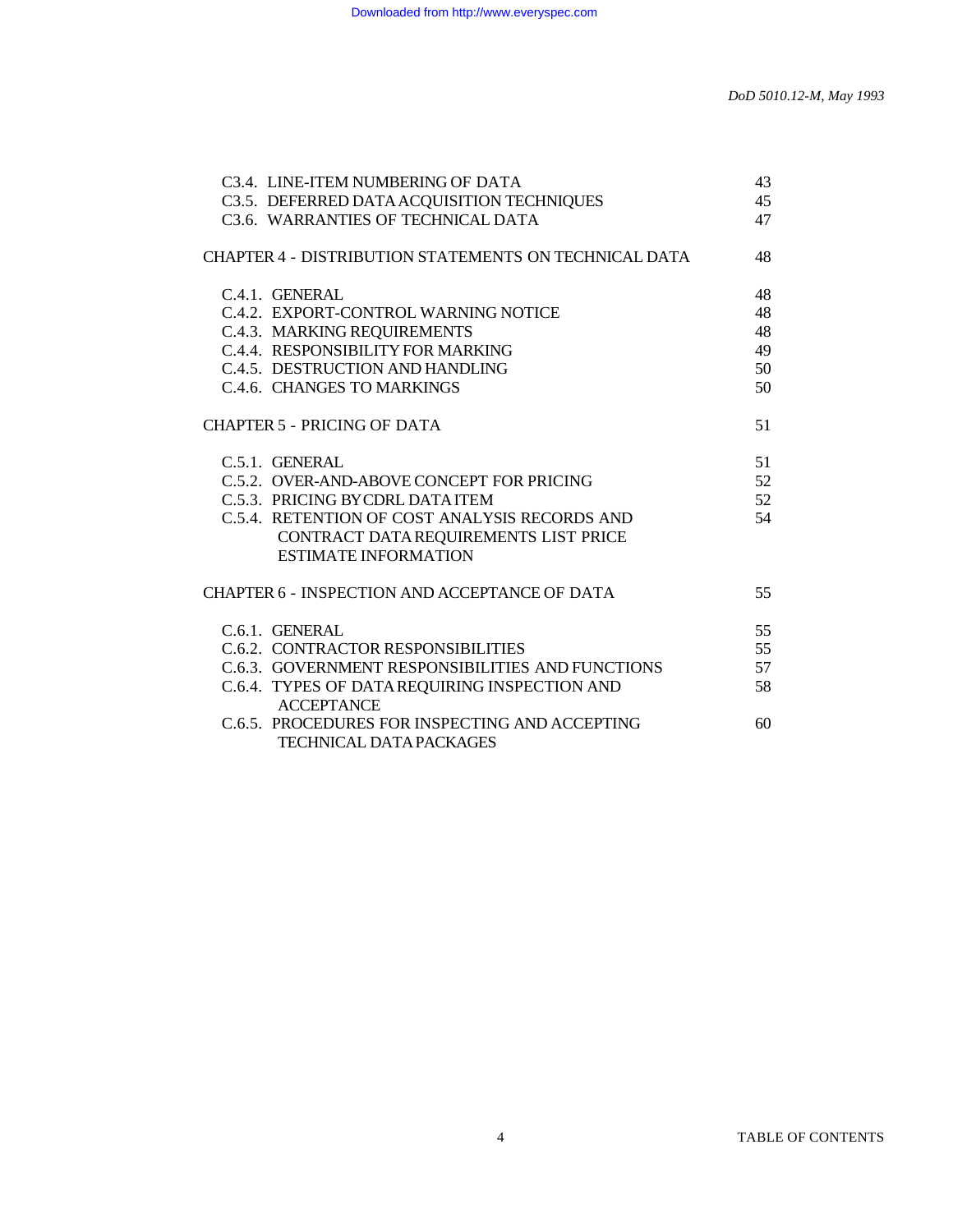| | |
|---|---|
| C3.4. LINE-ITEM NUMBERING OF DATA | 43 |
| C3.5. DEFERRED DATA ACQUISITION TECHNIQUES | 45 |
| C3.6. WARRANTIES OF TECHNICAL DATA | 47 |
| CHAPTER 4 - DISTRIBUTION STATEMENTS ON TECHNICAL DATA | 48 |
| C.4.1. GENERAL | 48 |
| C.4.2. EXPORT-CONTROL WARNING NOTICE | 48 |
| C.4.3. MARKING REQUIREMENTS | 48 |
| C.4.4. RESPONSIBILITY FOR MARKING | 49 |
| C.4.5. DESTRUCTION AND HANDLING | 50 |
| C.4.6. CHANGES TO MARKINGS | 50 |
| CHAPTER 5 - PRICING OF DATA | 51 |
| C.5.1. GENERAL | 51 |
| C.5.2. OVER-AND-ABOVE CONCEPT FOR PRICING | 52 |
| C.5.3. PRICING BY CDRL DATA ITEM | 52 |
| C.5.4. RETENTION OF COST ANALYSIS RECORDS AND CONTRACT DATA REQUIREMENTS LIST PRICE ESTIMATE INFORMATION | 54 |
| CHAPTER 6 - INSPECTION AND ACCEPTANCE OF DATA | 55 |
| C.6.1. GENERAL | 55 |
| C.6.2. CONTRACTOR RESPONSIBILITIES | 55 |
| C.6.3. GOVERNMENT RESPONSIBILITIES AND FUNCTIONS | 57 |
| C.6.4. TYPES OF DATA REQUIRING INSPECTION AND ACCEPTANCE | 58 |
| C.6.5. PROCEDURES FOR INSPECTING AND ACCEPTING TECHNICAL DATA PACKAGES | 60 |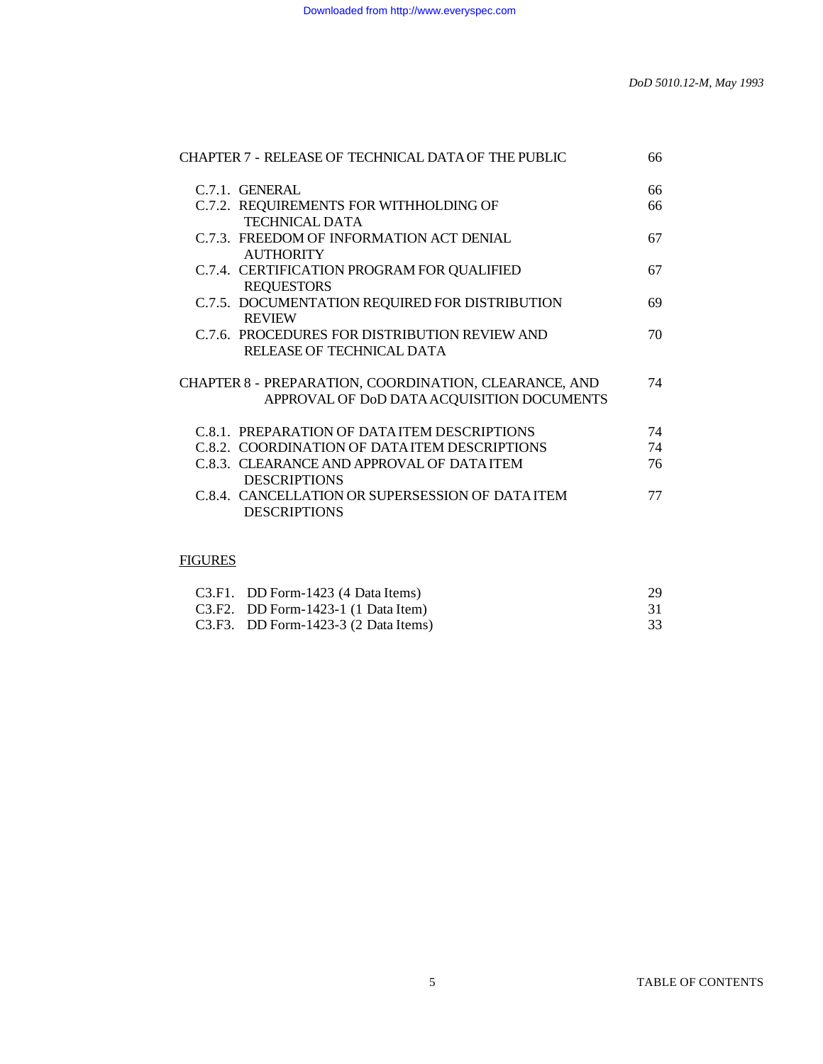| | |
|---|---|
| CHAPTER 7 - RELEASE OF TECHNICAL DATA OF THE PUBLIC | 66 |
| C.7.1. GENERAL | 66 |
| C.7.2. REQUIREMENTS FOR WITHHOLDING OF TECHNICAL DATA | 66 |
| C.7.3. FREEDOM OF INFORMATION ACT DENIAL AUTHORITY | 67 |
| C.7.4. CERTIFICATION PROGRAM FOR QUALIFIED REQUESTORS | 67 |
| C.7.5. DOCUMENTATION REQUIRED FOR DISTRIBUTION REVIEW | 69 |
| C.7.6. PROCEDURES FOR DISTRIBUTION REVIEW AND RELEASE OF TECHNICAL DATA | 70 |
| CHAPTER 8 - PREPARATION, COORDINATION, CLEARANCE, AND APPROVAL OF DoD DATA ACQUISITION DOCUMENTS | 74 |
| C.8.1. PREPARATION OF DATA ITEM DESCRIPTIONS | 74 |
| C.8.2. COORDINATION OF DATA ITEM DESCRIPTIONS | 74 |
| C.8.3. CLEARANCE AND APPROVAL OF DATA ITEM DESCRIPTIONS | 76 |
| C.8.4. CANCELLATION OR SUPERSESSION OF DATA ITEM DESCRIPTIONS | 77 |

FIGURES

| | |
|---|---|
| C3.F1. DD Form-1423 (4 Data Items) | 29 |
| C3.F2. DD Form-1423-1 (1 Data Item) | 31 |
| C3.F3. DD Form-1423-3 (2 Data Items) | 33 |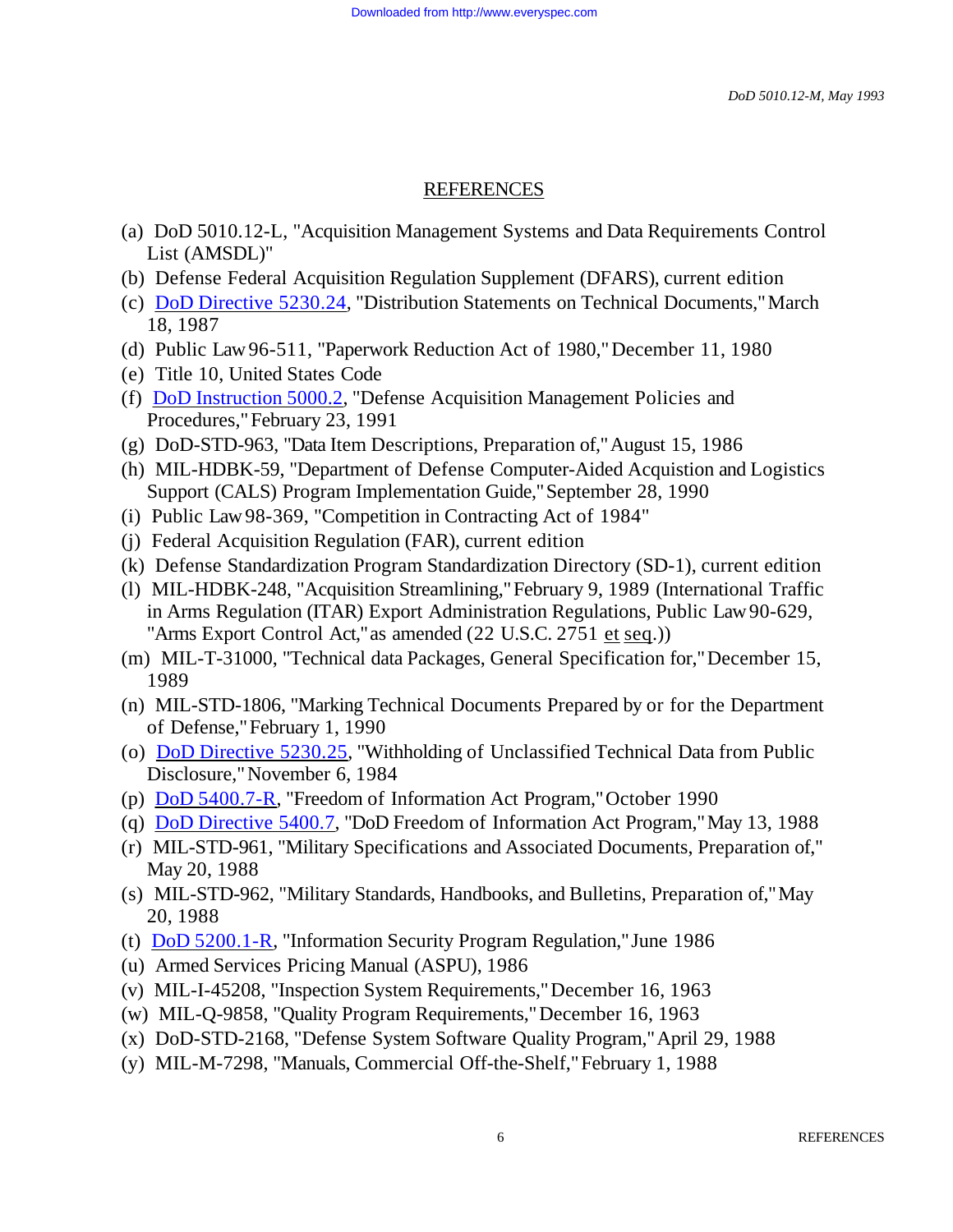## REFERENCES

(a) DoD 5010.12-L, "Acquisition Management Systems and Data Requirements Control List (AMSDL)"
(b) Defense Federal Acquisition Regulation Supplement (DFARS), current edition
(c) DoD Directive 5230.24, "Distribution Statements on Technical Documents," March 18, 1987
(d) Public Law 96-511, "Paperwork Reduction Act of 1980," December 11, 1980
(e) Title 10, United States Code
(f) DoD Instruction 5000.2, "Defense Acquisition Management Policies and Procedures," February 23, 1991
(g) DoD-STD-963, "Data Item Descriptions, Preparation of," August 15, 1986
(h) MIL-HDBK-59, "Department of Defense Computer-Aided Acquistion and Logistics Support (CALS) Program Implementation Guide," September 28, 1990
(i) Public Law 98-369, "Competition in Contracting Act of 1984"
(j) Federal Acquisition Regulation (FAR), current edition
(k) Defense Standardization Program Standardization Directory (SD-1), current edition
(l) MIL-HDBK-248, "Acquisition Streamlining," February 9, 1989 (International Traffic in Arms Regulation (ITAR) Export Administration Regulations, Public Law 90-629, "Arms Export Control Act," as amended (22 U.S.C. 2751 et seq.))
(m) MIL-T-31000, "Technical data Packages, General Specification for," December 15, 1989
(n) MIL-STD-1806, "Marking Technical Documents Prepared by or for the Department of Defense," February 1, 1990
(o) DoD Directive 5230.25, "Withholding of Unclassified Technical Data from Public Disclosure," November 6, 1984
(p) DoD 5400.7-R, "Freedom of Information Act Program," October 1990
(q) DoD Directive 5400.7, "DoD Freedom of Information Act Program," May 13, 1988
(r) MIL-STD-961, "Military Specifications and Associated Documents, Preparation of," May 20, 1988
(s) MIL-STD-962, "Military Standards, Handbooks, and Bulletins, Preparation of," May 20, 1988
(t) DoD 5200.1-R, "Information Security Program Regulation," June 1986
(u) Armed Services Pricing Manual (ASPU), 1986
(v) MIL-I-45208, "Inspection System Requirements," December 16, 1963
(w) MIL-Q-9858, "Quality Program Requirements," December 16, 1963
(x) DoD-STD-2168, "Defense System Software Quality Program," April 29, 1988
(y) MIL-M-7298, "Manuals, Commercial Off-the-Shelf," February 1, 1988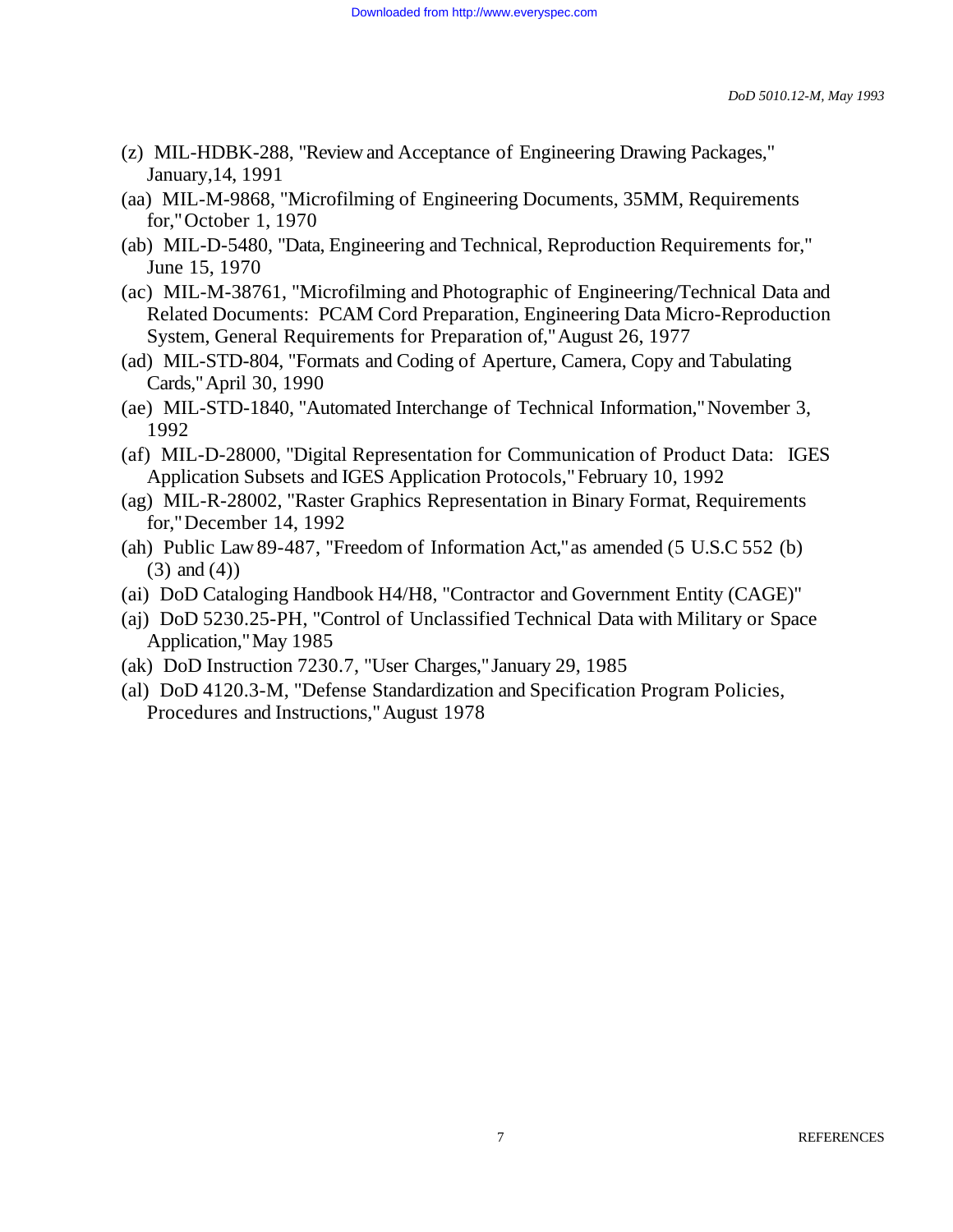(z) MIL-HDBK-288, "Review and Acceptance of Engineering Drawing Packages," January,14, 1991

(aa) MIL-M-9868, "Microfilming of Engineering Documents, 35MM, Requirements for," October 1, 1970

(ab) MIL-D-5480, "Data, Engineering and Technical, Reproduction Requirements for," June 15, 1970

(ac) MIL-M-38761, "Microfilming and Photographic of Engineering/Technical Data and Related Documents: PCAM Cord Preparation, Engineering Data Micro-Reproduction System, General Requirements for Preparation of," August 26, 1977

(ad) MIL-STD-804, "Formats and Coding of Aperture, Camera, Copy and Tabulating Cards," April 30, 1990

(ae) MIL-STD-1840, "Automated Interchange of Technical Information," November 3, 1992

(af) MIL-D-28000, "Digital Representation for Communication of Product Data: IGES Application Subsets and IGES Application Protocols," February 10, 1992

(ag) MIL-R-28002, "Raster Graphics Representation in Binary Format, Requirements for," December 14, 1992

(ah) Public Law 89-487, "Freedom of Information Act," as amended (5 U.S.C 552 (b) (3) and (4))

(ai) DoD Cataloging Handbook H4/H8, "Contractor and Government Entity (CAGE)"

(aj) DoD 5230.25-PH, "Control of Unclassified Technical Data with Military or Space Application," May 1985

(ak) DoD Instruction 7230.7, "User Charges," January 29, 1985

(al) DoD 4120.3-M, "Defense Standardization and Specification Program Policies, Procedures and Instructions," August 1978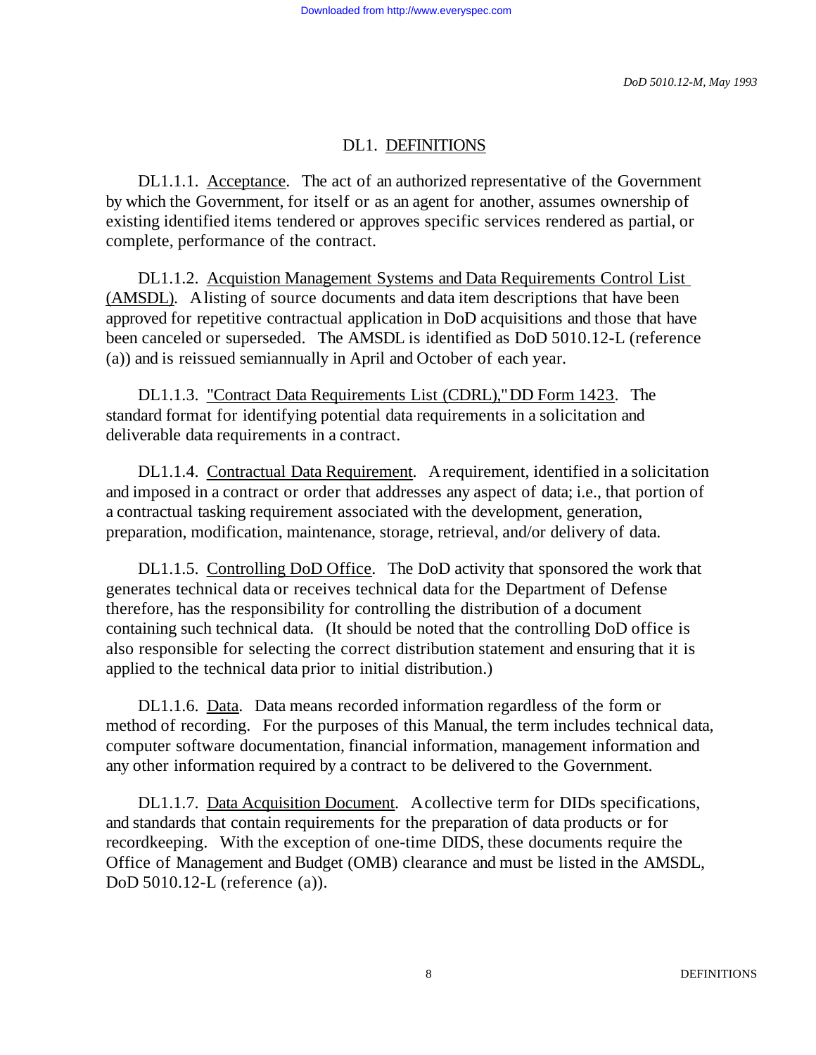# DL1. DEFINITIONS

DL1.1.1. Acceptance. The act of an authorized representative of the Government by which the Government, for itself or as an agent for another, assumes ownership of existing identified items tendered or approves specific services rendered as partial, or complete, performance of the contract.

DL1.1.2. Acquistion Management Systems and Data Requirements Control List (AMSDL). A listing of source documents and data item descriptions that have been approved for repetitive contractual application in DoD acquisitions and those that have been canceled or superseded. The AMSDL is identified as DoD 5010.12-L (reference (a)) and is reissued semiannually in April and October of each year.

DL1.1.3. "Contract Data Requirements List (CDRL)," DD Form 1423. The standard format for identifying potential data requirements in a solicitation and deliverable data requirements in a contract.

DL1.1.4. Contractual Data Requirement. A requirement, identified in a solicitation and imposed in a contract or order that addresses any aspect of data; i.e., that portion of a contractual tasking requirement associated with the development, generation, preparation, modification, maintenance, storage, retrieval, and/or delivery of data.

DL1.1.5. Controlling DoD Office. The DoD activity that sponsored the work that generates technical data or receives technical data for the Department of Defense therefore, has the responsibility for controlling the distribution of a document containing such technical data. (It should be noted that the controlling DoD office is also responsible for selecting the correct distribution statement and ensuring that it is applied to the technical data prior to initial distribution.)

DL1.1.6. Data. Data means recorded information regardless of the form or method of recording. For the purposes of this Manual, the term includes technical data, computer software documentation, financial information, management information and any other information required by a contract to be delivered to the Government.

DL1.1.7. Data Acquisition Document. A collective term for DIDs specifications, and standards that contain requirements for the preparation of data products or for recordkeeping. With the exception of one-time DIDS, these documents require the Office of Management and Budget (OMB) clearance and must be listed in the AMSDL, DoD 5010.12-L (reference (a)).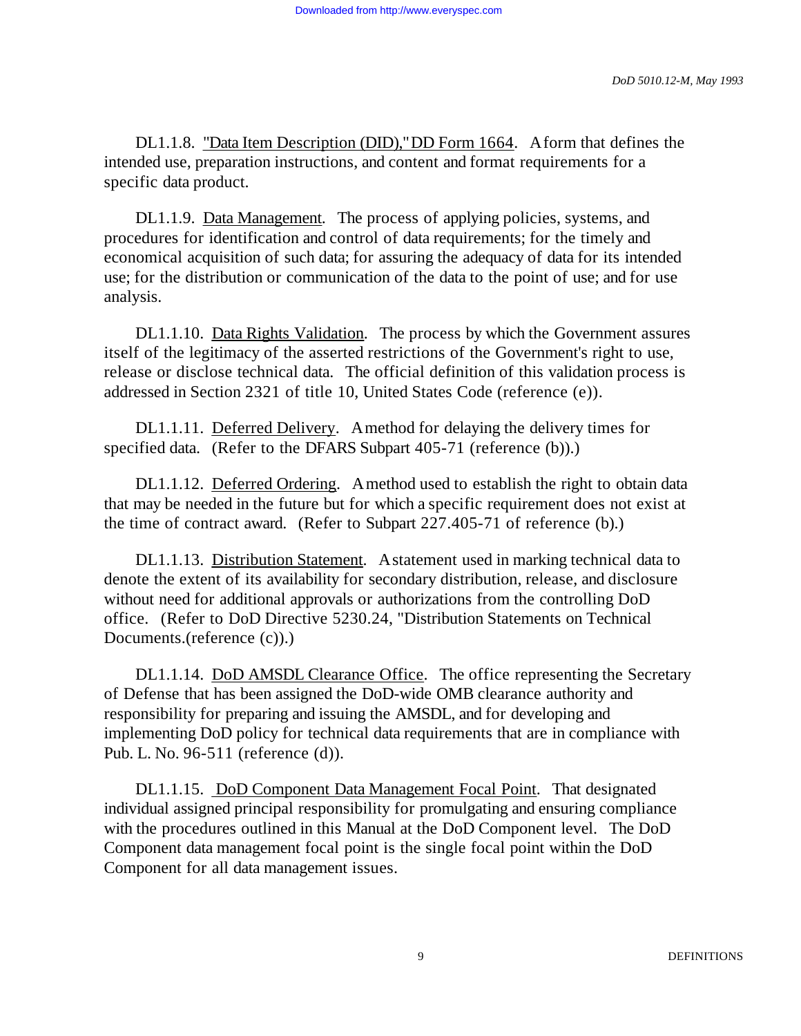DL1.1.8. "Data Item Description (DID)," DD Form 1664. A form that defines the intended use, preparation instructions, and content and format requirements for a specific data product.

DL1.1.9. Data Management. The process of applying policies, systems, and procedures for identification and control of data requirements; for the timely and economical acquisition of such data; for assuring the adequacy of data for its intended use; for the distribution or communication of the data to the point of use; and for use analysis.

DL1.1.10. Data Rights Validation. The process by which the Government assures itself of the legitimacy of the asserted restrictions of the Government's right to use, release or disclose technical data. The official definition of this validation process is addressed in Section 2321 of title 10, United States Code (reference (e)).

DL1.1.11. Deferred Delivery. A method for delaying the delivery times for specified data. (Refer to the DFARS Subpart 405-71 (reference (b)).)

DL1.1.12. Deferred Ordering. A method used to establish the right to obtain data that may be needed in the future but for which a specific requirement does not exist at the time of contract award. (Refer to Subpart 227.405-71 of reference (b).)

DL1.1.13. Distribution Statement. A statement used in marking technical data to denote the extent of its availability for secondary distribution, release, and disclosure without need for additional approvals or authorizations from the controlling DoD office. (Refer to DoD Directive 5230.24, "Distribution Statements on Technical Documents.(reference (c)).)

DL1.1.14. DoD AMSDL Clearance Office. The office representing the Secretary of Defense that has been assigned the DoD-wide OMB clearance authority and responsibility for preparing and issuing the AMSDL, and for developing and implementing DoD policy for technical data requirements that are in compliance with Pub. L. No. 96-511 (reference (d)).

DL1.1.15. DoD Component Data Management Focal Point. That designated individual assigned principal responsibility for promulgating and ensuring compliance with the procedures outlined in this Manual at the DoD Component level. The DoD Component data management focal point is the single focal point within the DoD Component for all data management issues.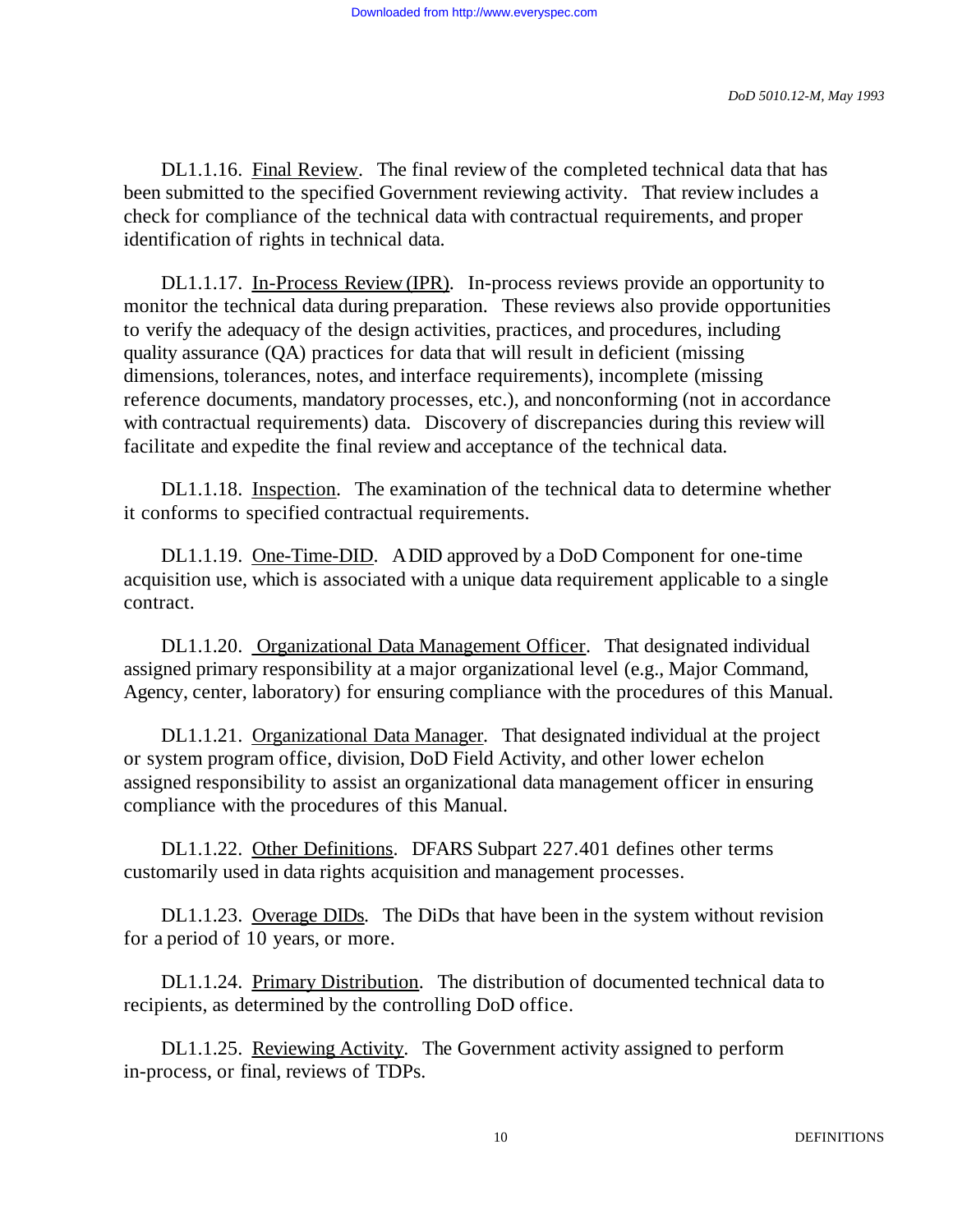DL1.1.16. Final Review. The final review of the completed technical data that has been submitted to the specified Government reviewing activity. That review includes a check for compliance of the technical data with contractual requirements, and proper identification of rights in technical data.

DL1.1.17. In-Process Review (IPR). In-process reviews provide an opportunity to monitor the technical data during preparation. These reviews also provide opportunities to verify the adequacy of the design activities, practices, and procedures, including quality assurance (QA) practices for data that will result in deficient (missing dimensions, tolerances, notes, and interface requirements), incomplete (missing reference documents, mandatory processes, etc.), and nonconforming (not in accordance with contractual requirements) data. Discovery of discrepancies during this review will facilitate and expedite the final review and acceptance of the technical data.

DL1.1.18. Inspection. The examination of the technical data to determine whether it conforms to specified contractual requirements.

DL1.1.19. One-Time-DID. A DID approved by a DoD Component for one-time acquisition use, which is associated with a unique data requirement applicable to a single contract.

DL1.1.20. Organizational Data Management Officer. That designated individual assigned primary responsibility at a major organizational level (e.g., Major Command, Agency, center, laboratory) for ensuring compliance with the procedures of this Manual.

DL1.1.21. Organizational Data Manager. That designated individual at the project or system program office, division, DoD Field Activity, and other lower echelon assigned responsibility to assist an organizational data management officer in ensuring compliance with the procedures of this Manual.

DL1.1.22. Other Definitions. DFARS Subpart 227.401 defines other terms customarily used in data rights acquisition and management processes.

DL1.1.23. Overage DIDs. The DiDs that have been in the system without revision for a period of 10 years, or more.

DL1.1.24. Primary Distribution. The distribution of documented technical data to recipients, as determined by the controlling DoD office.

DL1.1.25. Reviewing Activity. The Government activity assigned to perform in-process, or final, reviews of TDPs.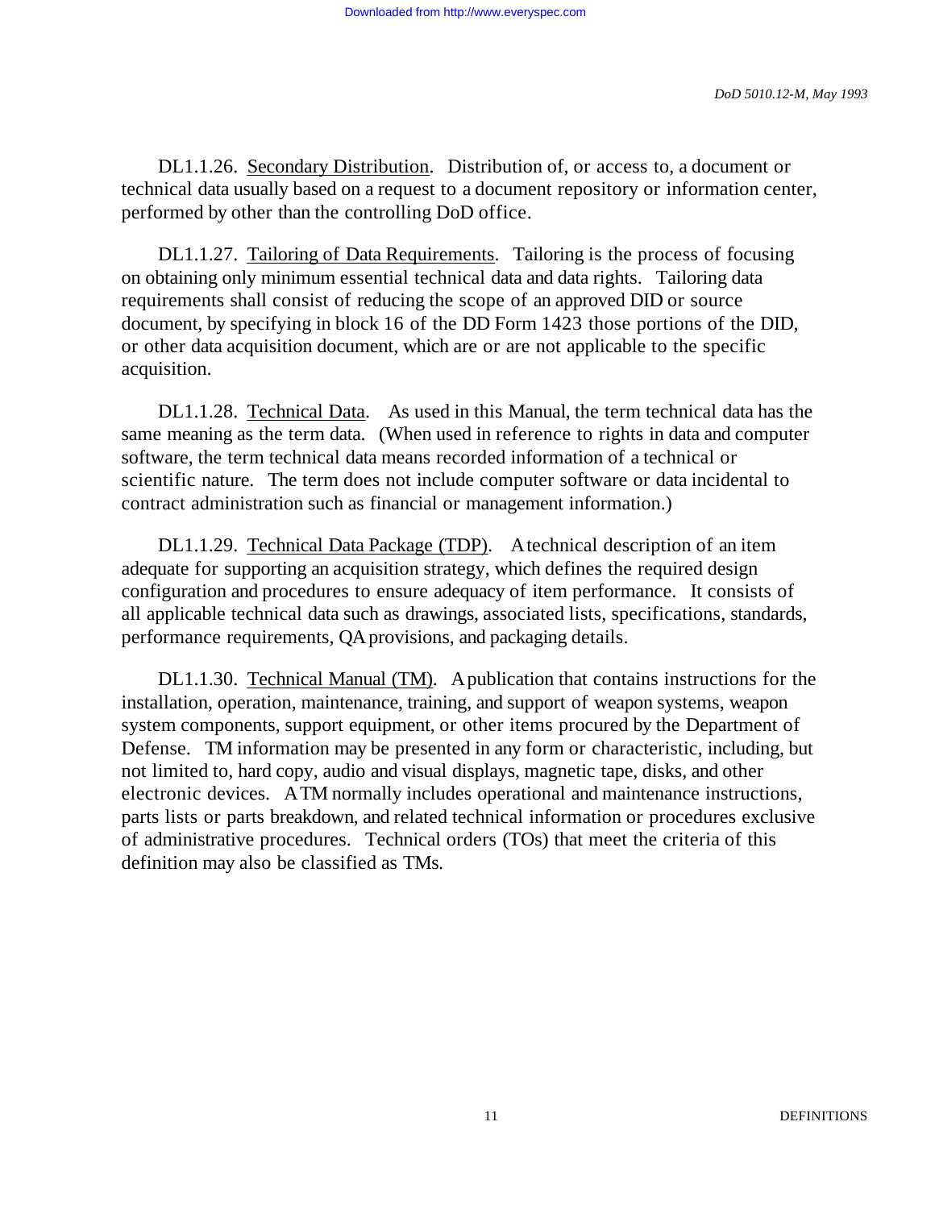DL1.1.26. Secondary Distribution. Distribution of, or access to, a document or technical data usually based on a request to a document repository or information center, performed by other than the controlling DoD office.

DL1.1.27. Tailoring of Data Requirements. Tailoring is the process of focusing on obtaining only minimum essential technical data and data rights. Tailoring data requirements shall consist of reducing the scope of an approved DID or source document, by specifying in block 16 of the DD Form 1423 those portions of the DID, or other data acquisition document, which are or are not applicable to the specific acquisition.

DL1.1.28. Technical Data. As used in this Manual, the term technical data has the same meaning as the term data. (When used in reference to rights in data and computer software, the term technical data means recorded information of a technical or scientific nature. The term does not include computer software or data incidental to contract administration such as financial or management information.)

DL1.1.29. Technical Data Package (TDP). A technical description of an item adequate for supporting an acquisition strategy, which defines the required design configuration and procedures to ensure adequacy of item performance. It consists of all applicable technical data such as drawings, associated lists, specifications, standards, performance requirements, QA provisions, and packaging details.

DL1.1.30. Technical Manual (TM). A publication that contains instructions for the installation, operation, maintenance, training, and support of weapon systems, weapon system components, support equipment, or other items procured by the Department of Defense. TM information may be presented in any form or characteristic, including, but not limited to, hard copy, audio and visual displays, magnetic tape, disks, and other electronic devices. A TM normally includes operational and maintenance instructions, parts lists or parts breakdown, and related technical information or procedures exclusive of administrative procedures. Technical orders (TOs) that meet the criteria of this definition may also be classified as TMs.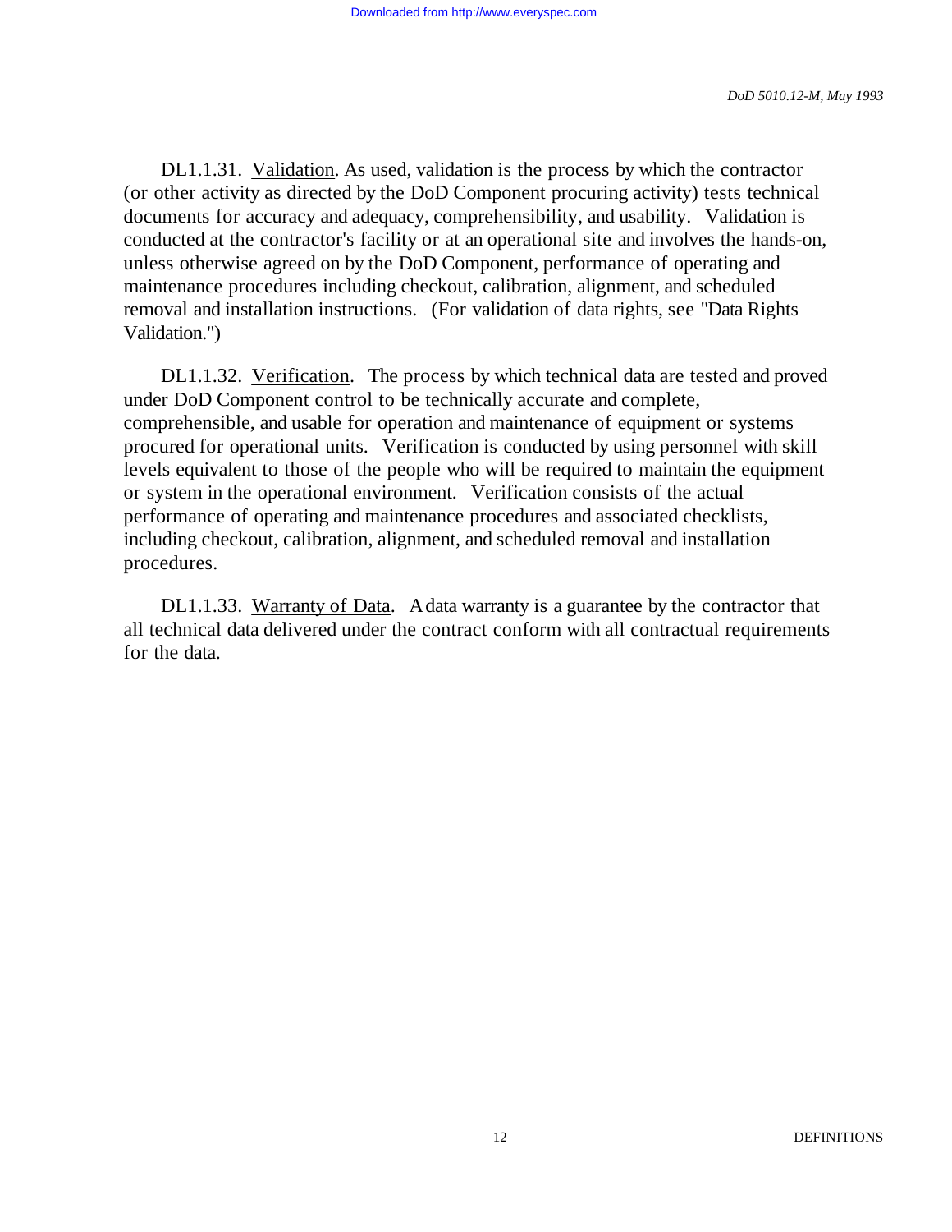DL1.1.31. Validation. As used, validation is the process by which the contractor (or other activity as directed by the DoD Component procuring activity) tests technical documents for accuracy and adequacy, comprehensibility, and usability. Validation is conducted at the contractor's facility or at an operational site and involves the hands-on, unless otherwise agreed on by the DoD Component, performance of operating and maintenance procedures including checkout, calibration, alignment, and scheduled removal and installation instructions. (For validation of data rights, see "Data Rights Validation.")

DL1.1.32. Verification. The process by which technical data are tested and proved under DoD Component control to be technically accurate and complete, comprehensible, and usable for operation and maintenance of equipment or systems procured for operational units. Verification is conducted by using personnel with skill levels equivalent to those of the people who will be required to maintain the equipment or system in the operational environment. Verification consists of the actual performance of operating and maintenance procedures and associated checklists, including checkout, calibration, alignment, and scheduled removal and installation procedures.

DL1.1.33. Warranty of Data. A data warranty is a guarantee by the contractor that all technical data delivered under the contract conform with all contractual requirements for the data.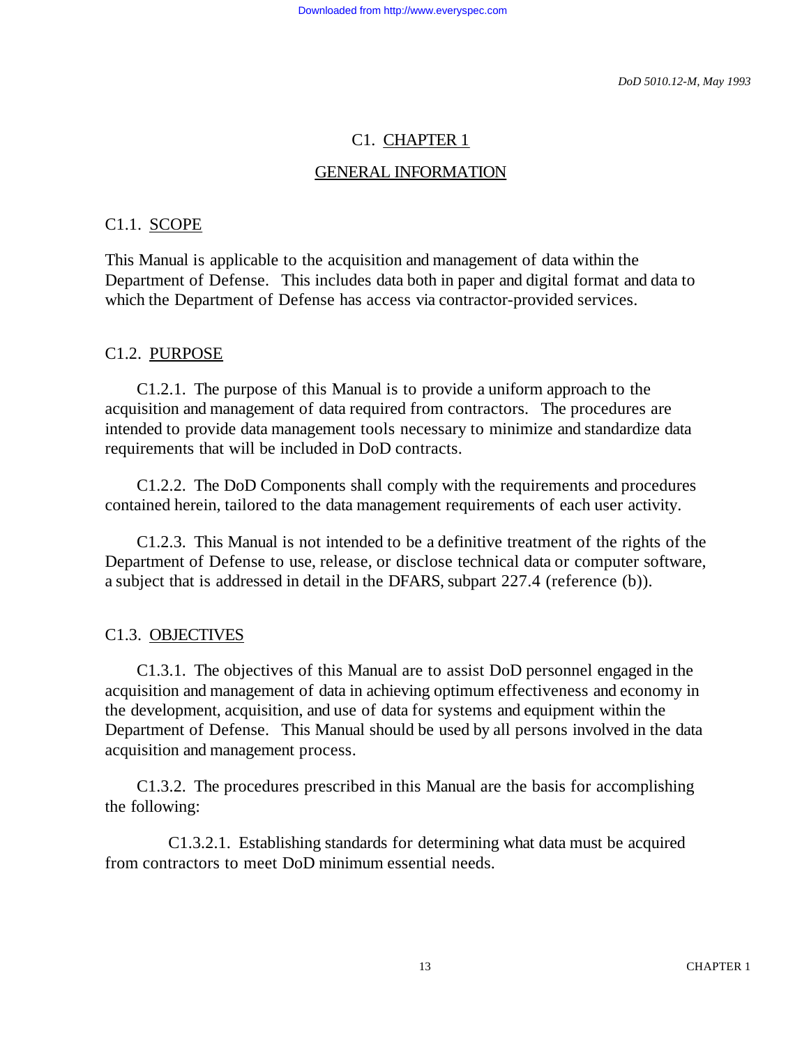# C1. CHAPTER 1

## GENERAL INFORMATION

### C1.1. SCOPE

This Manual is applicable to the acquisition and management of data within the Department of Defense. This includes data both in paper and digital format and data to which the Department of Defense has access via contractor-provided services.

### C1.2. PURPOSE

C1.2.1. The purpose of this Manual is to provide a uniform approach to the acquisition and management of data required from contractors. The procedures are intended to provide data management tools necessary to minimize and standardize data requirements that will be included in DoD contracts.

C1.2.2. The DoD Components shall comply with the requirements and procedures contained herein, tailored to the data management requirements of each user activity.

C1.2.3. This Manual is not intended to be a definitive treatment of the rights of the Department of Defense to use, release, or disclose technical data or computer software, a subject that is addressed in detail in the DFARS, subpart 227.4 (reference (b)).

### C1.3. OBJECTIVES

C1.3.1. The objectives of this Manual are to assist DoD personnel engaged in the acquisition and management of data in achieving optimum effectiveness and economy in the development, acquisition, and use of data for systems and equipment within the Department of Defense. This Manual should be used by all persons involved in the data acquisition and management process.

C1.3.2. The procedures prescribed in this Manual are the basis for accomplishing the following:

C1.3.2.1. Establishing standards for determining what data must be acquired from contractors to meet DoD minimum essential needs.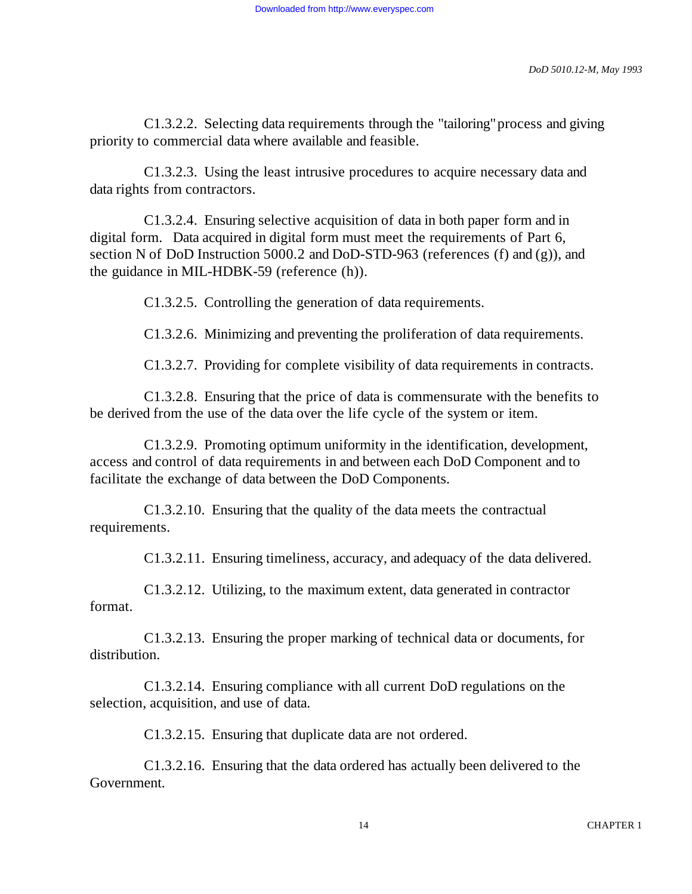C1.3.2.2. Selecting data requirements through the "tailoring" process and giving priority to commercial data where available and feasible.

C1.3.2.3. Using the least intrusive procedures to acquire necessary data and data rights from contractors.

C1.3.2.4. Ensuring selective acquisition of data in both paper form and in digital form. Data acquired in digital form must meet the requirements of Part 6, section N of DoD Instruction 5000.2 and DoD-STD-963 (references (f) and (g)), and the guidance in MIL-HDBK-59 (reference (h)).

C1.3.2.5. Controlling the generation of data requirements.

C1.3.2.6. Minimizing and preventing the proliferation of data requirements.

C1.3.2.7. Providing for complete visibility of data requirements in contracts.

C1.3.2.8. Ensuring that the price of data is commensurate with the benefits to be derived from the use of the data over the life cycle of the system or item.

C1.3.2.9. Promoting optimum uniformity in the identification, development, access and control of data requirements in and between each DoD Component and to facilitate the exchange of data between the DoD Components.

C1.3.2.10. Ensuring that the quality of the data meets the contractual requirements.

C1.3.2.11. Ensuring timeliness, accuracy, and adequacy of the data delivered.

C1.3.2.12. Utilizing, to the maximum extent, data generated in contractor format.

C1.3.2.13. Ensuring the proper marking of technical data or documents, for distribution.

C1.3.2.14. Ensuring compliance with all current DoD regulations on the selection, acquisition, and use of data.

C1.3.2.15. Ensuring that duplicate data are not ordered.

C1.3.2.16. Ensuring that the data ordered has actually been delivered to the Government.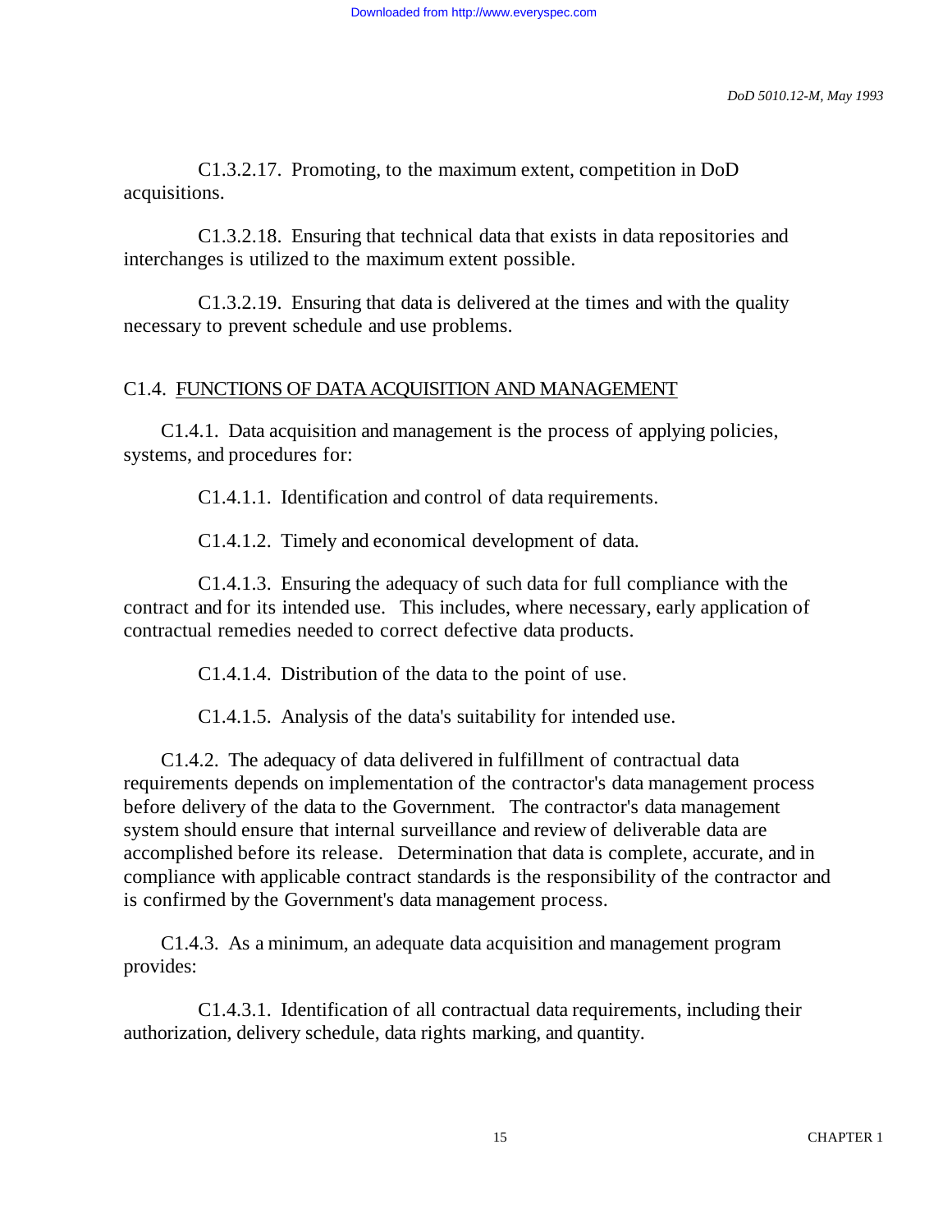C1.3.2.17. Promoting, to the maximum extent, competition in DoD acquisitions.

C1.3.2.18. Ensuring that technical data that exists in data repositories and interchanges is utilized to the maximum extent possible.

C1.3.2.19. Ensuring that data is delivered at the times and with the quality necessary to prevent schedule and use problems.

## C1.4. FUNCTIONS OF DATA ACQUISITION AND MANAGEMENT

C1.4.1. Data acquisition and management is the process of applying policies, systems, and procedures for:

C1.4.1.1. Identification and control of data requirements.

C1.4.1.2. Timely and economical development of data.

C1.4.1.3. Ensuring the adequacy of such data for full compliance with the contract and for its intended use. This includes, where necessary, early application of contractual remedies needed to correct defective data products.

C1.4.1.4. Distribution of the data to the point of use.

C1.4.1.5. Analysis of the data's suitability for intended use.

C1.4.2. The adequacy of data delivered in fulfillment of contractual data requirements depends on implementation of the contractor's data management process before delivery of the data to the Government. The contractor's data management system should ensure that internal surveillance and review of deliverable data are accomplished before its release. Determination that data is complete, accurate, and in compliance with applicable contract standards is the responsibility of the contractor and is confirmed by the Government's data management process.

C1.4.3. As a minimum, an adequate data acquisition and management program provides:

C1.4.3.1. Identification of all contractual data requirements, including their authorization, delivery schedule, data rights marking, and quantity.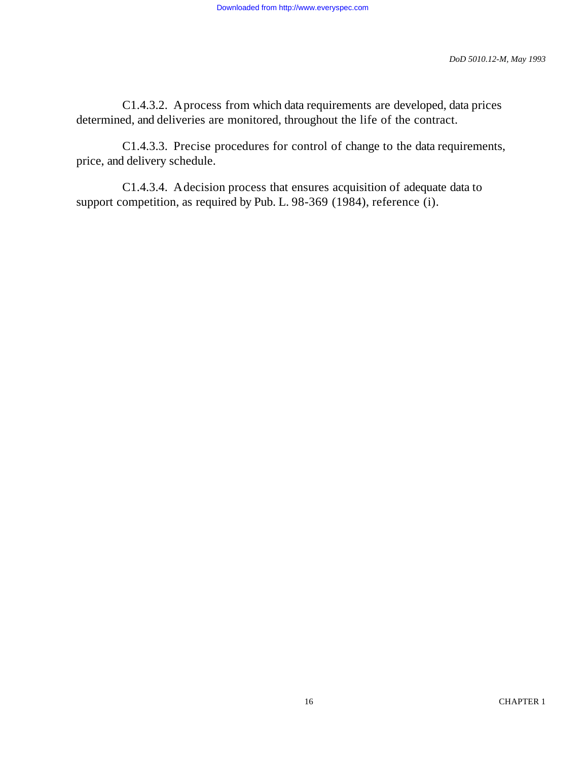C1.4.3.2. A process from which data requirements are developed, data prices determined, and deliveries are monitored, throughout the life of the contract.

C1.4.3.3. Precise procedures for control of change to the data requirements, price, and delivery schedule.

C1.4.3.4. A decision process that ensures acquisition of adequate data to support competition, as required by Pub. L. 98-369 (1984), reference (i).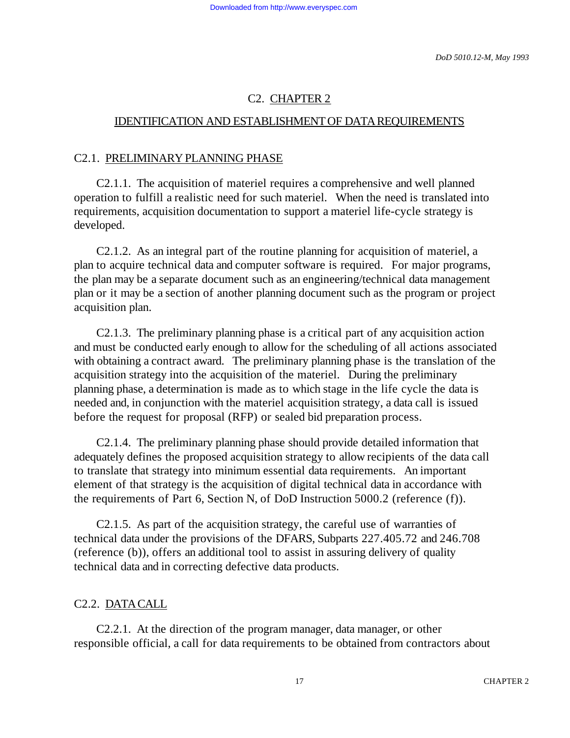# C2. CHAPTER 2

## IDENTIFICATION AND ESTABLISHMENT OF DATA REQUIREMENTS

### C2.1. PRELIMINARY PLANNING PHASE

C2.1.1. The acquisition of materiel requires a comprehensive and well planned operation to fulfill a realistic need for such materiel. When the need is translated into requirements, acquisition documentation to support a materiel life-cycle strategy is developed.

C2.1.2. As an integral part of the routine planning for acquisition of materiel, a plan to acquire technical data and computer software is required. For major programs, the plan may be a separate document such as an engineering/technical data management plan or it may be a section of another planning document such as the program or project acquisition plan.

C2.1.3. The preliminary planning phase is a critical part of any acquisition action and must be conducted early enough to allow for the scheduling of all actions associated with obtaining a contract award. The preliminary planning phase is the translation of the acquisition strategy into the acquisition of the materiel. During the preliminary planning phase, a determination is made as to which stage in the life cycle the data is needed and, in conjunction with the materiel acquisition strategy, a data call is issued before the request for proposal (RFP) or sealed bid preparation process.

C2.1.4. The preliminary planning phase should provide detailed information that adequately defines the proposed acquisition strategy to allow recipients of the data call to translate that strategy into minimum essential data requirements. An important element of that strategy is the acquisition of digital technical data in accordance with the requirements of Part 6, Section N, of DoD Instruction 5000.2 (reference (f)).

C2.1.5. As part of the acquisition strategy, the careful use of warranties of technical data under the provisions of the DFARS, Subparts 227.405.72 and 246.708 (reference (b)), offers an additional tool to assist in assuring delivery of quality technical data and in correcting defective data products.

### C2.2. DATA CALL

C2.2.1. At the direction of the program manager, data manager, or other responsible official, a call for data requirements to be obtained from contractors about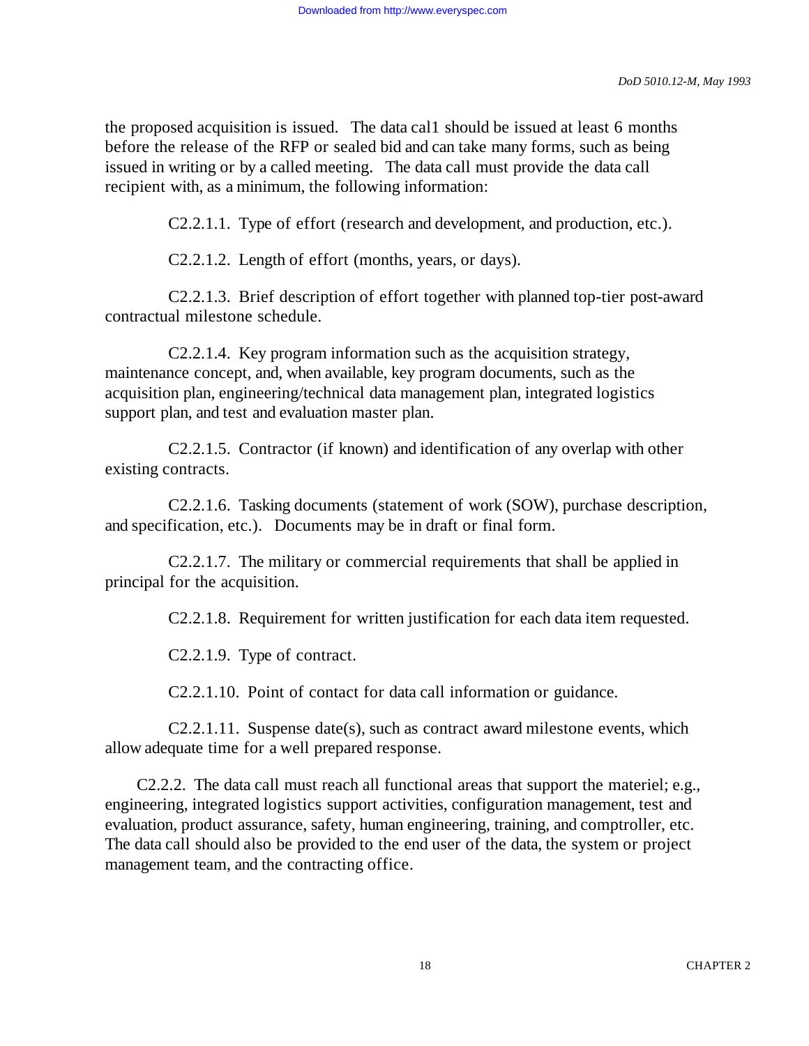the proposed acquisition is issued. The data cal1 should be issued at least 6 months before the release of the RFP or sealed bid and can take many forms, such as being issued in writing or by a called meeting. The data call must provide the data call recipient with, as a minimum, the following information:

C2.2.1.1. Type of effort (research and development, and production, etc.).

C2.2.1.2. Length of effort (months, years, or days).

C2.2.1.3. Brief description of effort together with planned top-tier post-award contractual milestone schedule.

C2.2.1.4. Key program information such as the acquisition strategy, maintenance concept, and, when available, key program documents, such as the acquisition plan, engineering/technical data management plan, integrated logistics support plan, and test and evaluation master plan.

C2.2.1.5. Contractor (if known) and identification of any overlap with other existing contracts.

C2.2.1.6. Tasking documents (statement of work (SOW), purchase description, and specification, etc.). Documents may be in draft or final form.

C2.2.1.7. The military or commercial requirements that shall be applied in principal for the acquisition.

C2.2.1.8. Requirement for written justification for each data item requested.

C2.2.1.9. Type of contract.

C2.2.1.10. Point of contact for data call information or guidance.

C2.2.1.11. Suspense date(s), such as contract award milestone events, which allow adequate time for a well prepared response.

C2.2.2. The data call must reach all functional areas that support the materiel; e.g., engineering, integrated logistics support activities, configuration management, test and evaluation, product assurance, safety, human engineering, training, and comptroller, etc. The data call should also be provided to the end user of the data, the system or project management team, and the contracting office.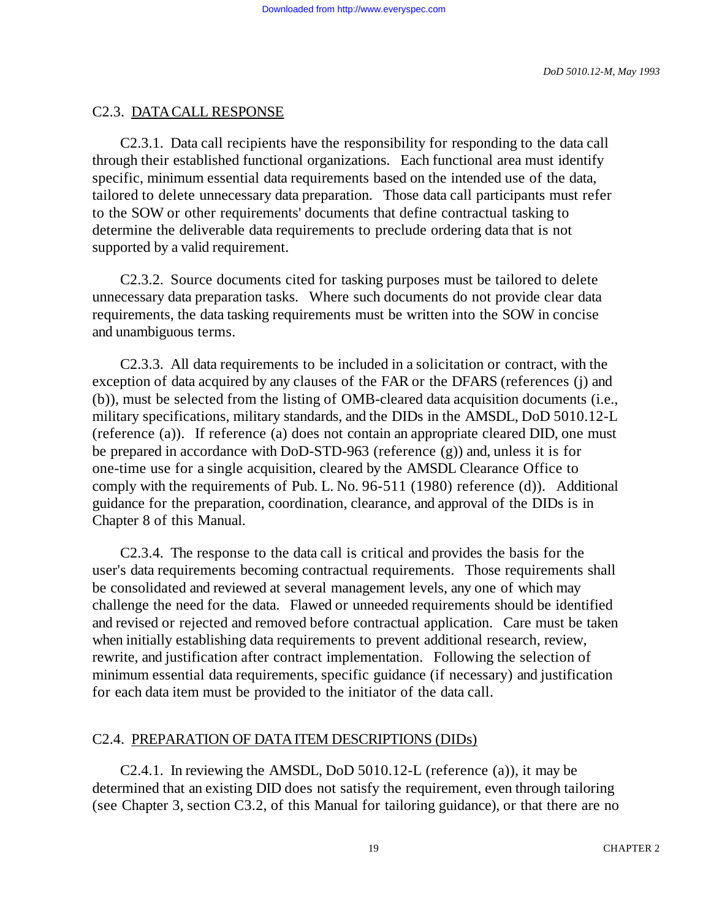## C2.3. DATA CALL RESPONSE

C2.3.1. Data call recipients have the responsibility for responding to the data call through their established functional organizations. Each functional area must identify specific, minimum essential data requirements based on the intended use of the data, tailored to delete unnecessary data preparation. Those data call participants must refer to the SOW or other requirements' documents that define contractual tasking to determine the deliverable data requirements to preclude ordering data that is not supported by a valid requirement.

C2.3.2. Source documents cited for tasking purposes must be tailored to delete unnecessary data preparation tasks. Where such documents do not provide clear data requirements, the data tasking requirements must be written into the SOW in concise and unambiguous terms.

C2.3.3. All data requirements to be included in a solicitation or contract, with the exception of data acquired by any clauses of the FAR or the DFARS (references (j) and (b)), must be selected from the listing of OMB-cleared data acquisition documents (i.e., military specifications, military standards, and the DIDs in the AMSDL, DoD 5010.12-L (reference (a)). If reference (a) does not contain an appropriate cleared DID, one must be prepared in accordance with DoD-STD-963 (reference (g)) and, unless it is for one-time use for a single acquisition, cleared by the AMSDL Clearance Office to comply with the requirements of Pub. L. No. 96-511 (1980) reference (d)). Additional guidance for the preparation, coordination, clearance, and approval of the DIDs is in Chapter 8 of this Manual.

C2.3.4. The response to the data call is critical and provides the basis for the user's data requirements becoming contractual requirements. Those requirements shall be consolidated and reviewed at several management levels, any one of which may challenge the need for the data. Flawed or unneeded requirements should be identified and revised or rejected and removed before contractual application. Care must be taken when initially establishing data requirements to prevent additional research, review, rewrite, and justification after contract implementation. Following the selection of minimum essential data requirements, specific guidance (if necessary) and justification for each data item must be provided to the initiator of the data call.

## C2.4. PREPARATION OF DATA ITEM DESCRIPTIONS (DIDs)

C2.4.1. In reviewing the AMSDL, DoD 5010.12-L (reference (a)), it may be determined that an existing DID does not satisfy the requirement, even through tailoring (see Chapter 3, section C3.2, of this Manual for tailoring guidance), or that there are no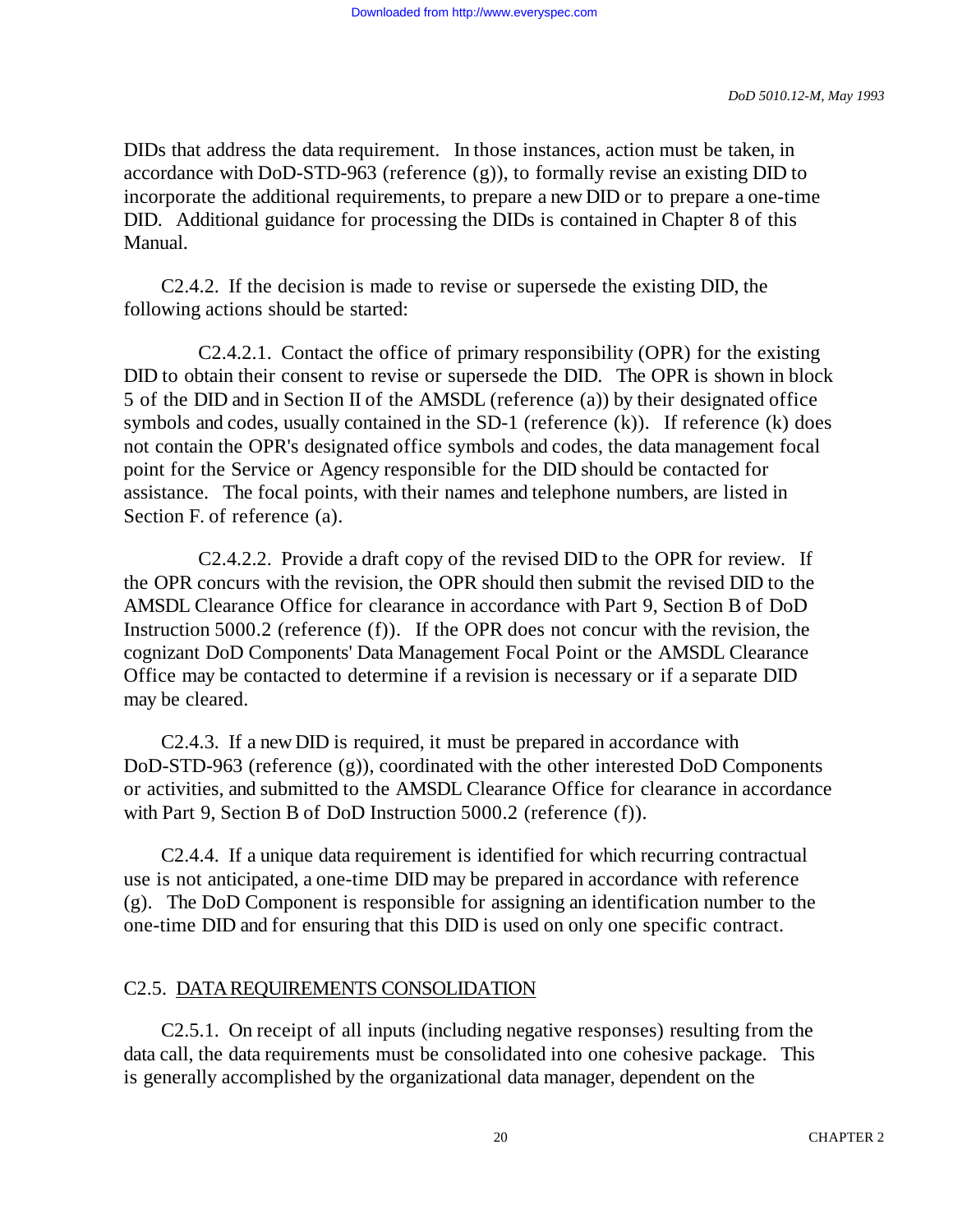DIDs that address the data requirement. In those instances, action must be taken, in accordance with DoD-STD-963 (reference (g)), to formally revise an existing DID to incorporate the additional requirements, to prepare a new DID or to prepare a one-time DID. Additional guidance for processing the DIDs is contained in Chapter 8 of this Manual.

C2.4.2. If the decision is made to revise or supersede the existing DID, the following actions should be started:

C2.4.2.1. Contact the office of primary responsibility (OPR) for the existing DID to obtain their consent to revise or supersede the DID. The OPR is shown in block 5 of the DID and in Section II of the AMSDL (reference (a)) by their designated office symbols and codes, usually contained in the SD-1 (reference (k)). If reference (k) does not contain the OPR's designated office symbols and codes, the data management focal point for the Service or Agency responsible for the DID should be contacted for assistance. The focal points, with their names and telephone numbers, are listed in Section F. of reference (a).

C2.4.2.2. Provide a draft copy of the revised DID to the OPR for review. If the OPR concurs with the revision, the OPR should then submit the revised DID to the AMSDL Clearance Office for clearance in accordance with Part 9, Section B of DoD Instruction 5000.2 (reference (f)). If the OPR does not concur with the revision, the cognizant DoD Components' Data Management Focal Point or the AMSDL Clearance Office may be contacted to determine if a revision is necessary or if a separate DID may be cleared.

C2.4.3. If a new DID is required, it must be prepared in accordance with DoD-STD-963 (reference (g)), coordinated with the other interested DoD Components or activities, and submitted to the AMSDL Clearance Office for clearance in accordance with Part 9, Section B of DoD Instruction 5000.2 (reference (f)).

C2.4.4. If a unique data requirement is identified for which recurring contractual use is not anticipated, a one-time DID may be prepared in accordance with reference (g). The DoD Component is responsible for assigning an identification number to the one-time DID and for ensuring that this DID is used on only one specific contract.

## C2.5. DATA REQUIREMENTS CONSOLIDATION

C2.5.1. On receipt of all inputs (including negative responses) resulting from the data call, the data requirements must be consolidated into one cohesive package. This is generally accomplished by the organizational data manager, dependent on the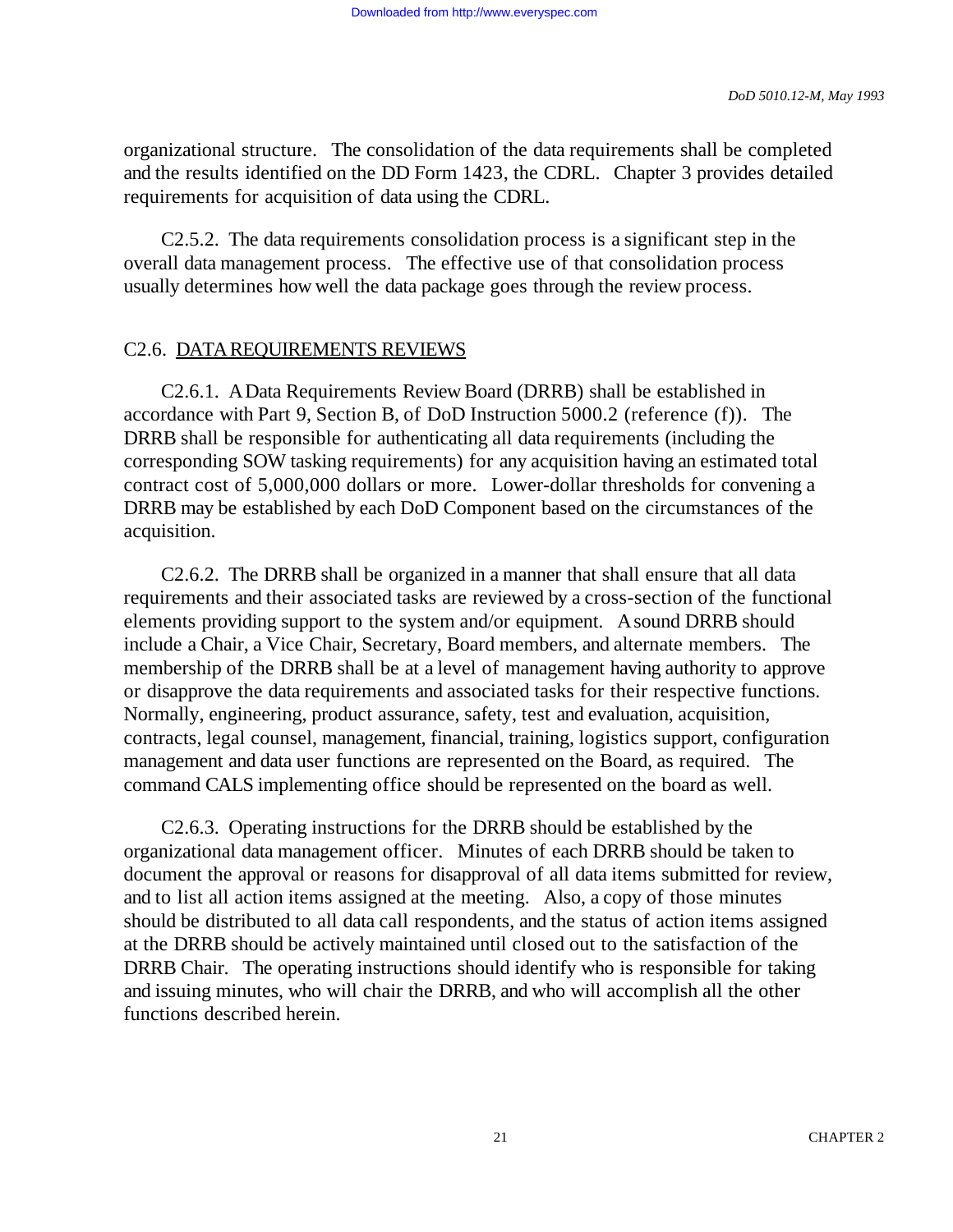organizational structure. The consolidation of the data requirements shall be completed and the results identified on the DD Form 1423, the CDRL. Chapter 3 provides detailed requirements for acquisition of data using the CDRL.

C2.5.2. The data requirements consolidation process is a significant step in the overall data management process. The effective use of that consolidation process usually determines how well the data package goes through the review process.

## C2.6. DATA REQUIREMENTS REVIEWS

C2.6.1. A Data Requirements Review Board (DRRB) shall be established in accordance with Part 9, Section B, of DoD Instruction 5000.2 (reference (f)). The DRRB shall be responsible for authenticating all data requirements (including the corresponding SOW tasking requirements) for any acquisition having an estimated total contract cost of 5,000,000 dollars or more. Lower-dollar thresholds for convening a DRRB may be established by each DoD Component based on the circumstances of the acquisition.

C2.6.2. The DRRB shall be organized in a manner that shall ensure that all data requirements and their associated tasks are reviewed by a cross-section of the functional elements providing support to the system and/or equipment. A sound DRRB should include a Chair, a Vice Chair, Secretary, Board members, and alternate members. The membership of the DRRB shall be at a level of management having authority to approve or disapprove the data requirements and associated tasks for their respective functions. Normally, engineering, product assurance, safety, test and evaluation, acquisition, contracts, legal counsel, management, financial, training, logistics support, configuration management and data user functions are represented on the Board, as required. The command CALS implementing office should be represented on the board as well.

C2.6.3. Operating instructions for the DRRB should be established by the organizational data management officer. Minutes of each DRRB should be taken to document the approval or reasons for disapproval of all data items submitted for review, and to list all action items assigned at the meeting. Also, a copy of those minutes should be distributed to all data call respondents, and the status of action items assigned at the DRRB should be actively maintained until closed out to the satisfaction of the DRRB Chair. The operating instructions should identify who is responsible for taking and issuing minutes, who will chair the DRRB, and who will accomplish all the other functions described herein.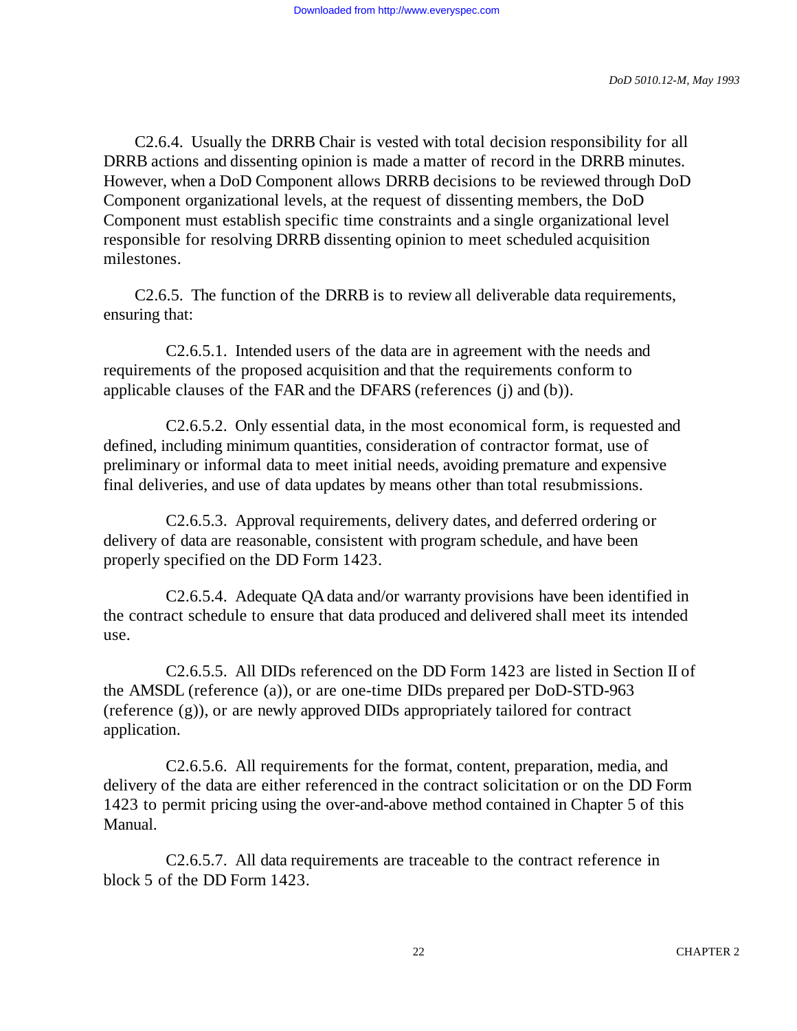C2.6.4. Usually the DRRB Chair is vested with total decision responsibility for all DRRB actions and dissenting opinion is made a matter of record in the DRRB minutes. However, when a DoD Component allows DRRB decisions to be reviewed through DoD Component organizational levels, at the request of dissenting members, the DoD Component must establish specific time constraints and a single organizational level responsible for resolving DRRB dissenting opinion to meet scheduled acquisition milestones.

C2.6.5. The function of the DRRB is to review all deliverable data requirements, ensuring that:

C2.6.5.1. Intended users of the data are in agreement with the needs and requirements of the proposed acquisition and that the requirements conform to applicable clauses of the FAR and the DFARS (references (j) and (b)).

C2.6.5.2. Only essential data, in the most economical form, is requested and defined, including minimum quantities, consideration of contractor format, use of preliminary or informal data to meet initial needs, avoiding premature and expensive final deliveries, and use of data updates by means other than total resubmissions.

C2.6.5.3. Approval requirements, delivery dates, and deferred ordering or delivery of data are reasonable, consistent with program schedule, and have been properly specified on the DD Form 1423.

C2.6.5.4. Adequate QA data and/or warranty provisions have been identified in the contract schedule to ensure that data produced and delivered shall meet its intended use.

C2.6.5.5. All DIDs referenced on the DD Form 1423 are listed in Section II of the AMSDL (reference (a)), or are one-time DIDs prepared per DoD-STD-963 (reference (g)), or are newly approved DIDs appropriately tailored for contract application.

C2.6.5.6. All requirements for the format, content, preparation, media, and delivery of the data are either referenced in the contract solicitation or on the DD Form 1423 to permit pricing using the over-and-above method contained in Chapter 5 of this Manual.

C2.6.5.7. All data requirements are traceable to the contract reference in block 5 of the DD Form 1423.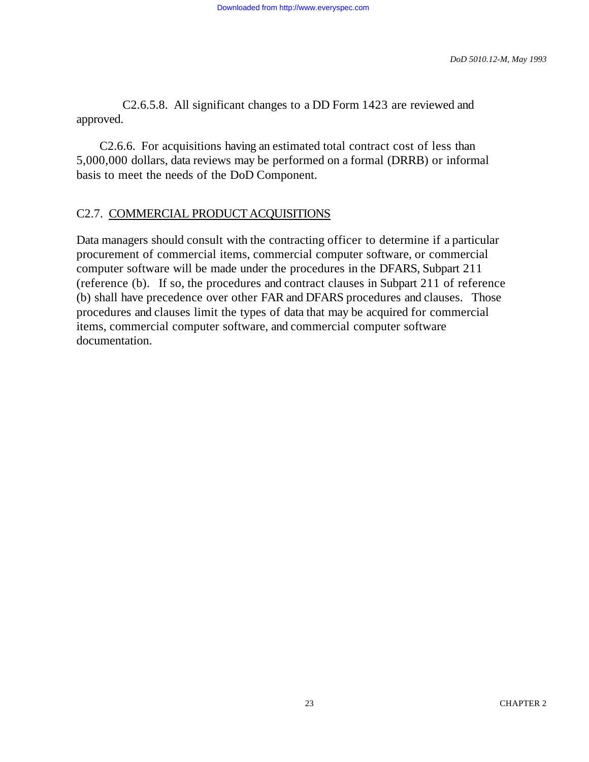C2.6.5.8. All significant changes to a DD Form 1423 are reviewed and approved.

C2.6.6. For acquisitions having an estimated total contract cost of less than 5,000,000 dollars, data reviews may be performed on a formal (DRRB) or informal basis to meet the needs of the DoD Component.

## C2.7. COMMERCIAL PRODUCT ACQUISITIONS

Data managers should consult with the contracting officer to determine if a particular procurement of commercial items, commercial computer software, or commercial computer software will be made under the procedures in the DFARS, Subpart 211 (reference (b). If so, the procedures and contract clauses in Subpart 211 of reference (b) shall have precedence over other FAR and DFARS procedures and clauses. Those procedures and clauses limit the types of data that may be acquired for commercial items, commercial computer software, and commercial computer software documentation.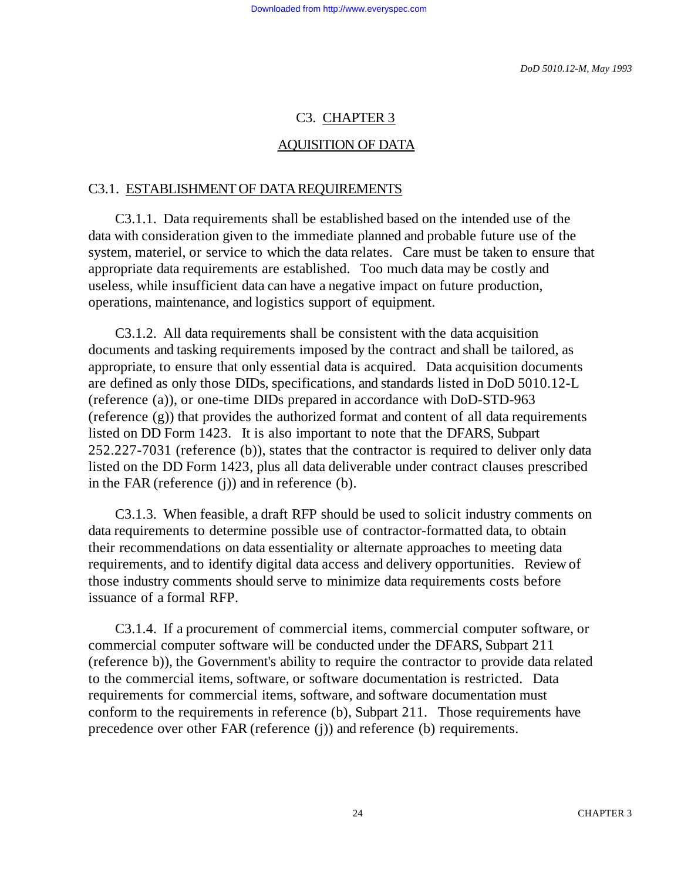# C3. CHAPTER 3

## AQUISITION OF DATA

### C3.1. ESTABLISHMENT OF DATA REQUIREMENTS

C3.1.1. Data requirements shall be established based on the intended use of the data with consideration given to the immediate planned and probable future use of the system, materiel, or service to which the data relates. Care must be taken to ensure that appropriate data requirements are established. Too much data may be costly and useless, while insufficient data can have a negative impact on future production, operations, maintenance, and logistics support of equipment.

C3.1.2. All data requirements shall be consistent with the data acquisition documents and tasking requirements imposed by the contract and shall be tailored, as appropriate, to ensure that only essential data is acquired. Data acquisition documents are defined as only those DIDs, specifications, and standards listed in DoD 5010.12-L (reference (a)), or one-time DIDs prepared in accordance with DoD-STD-963 (reference (g)) that provides the authorized format and content of all data requirements listed on DD Form 1423. It is also important to note that the DFARS, Subpart 252.227-7031 (reference (b)), states that the contractor is required to deliver only data listed on the DD Form 1423, plus all data deliverable under contract clauses prescribed in the FAR (reference (j)) and in reference (b).

C3.1.3. When feasible, a draft RFP should be used to solicit industry comments on data requirements to determine possible use of contractor-formatted data, to obtain their recommendations on data essentiality or alternate approaches to meeting data requirements, and to identify digital data access and delivery opportunities. Review of those industry comments should serve to minimize data requirements costs before issuance of a formal RFP.

C3.1.4. If a procurement of commercial items, commercial computer software, or commercial computer software will be conducted under the DFARS, Subpart 211 (reference b)), the Government's ability to require the contractor to provide data related to the commercial items, software, or software documentation is restricted. Data requirements for commercial items, software, and software documentation must conform to the requirements in reference (b), Subpart 211. Those requirements have precedence over other FAR (reference (j)) and reference (b) requirements.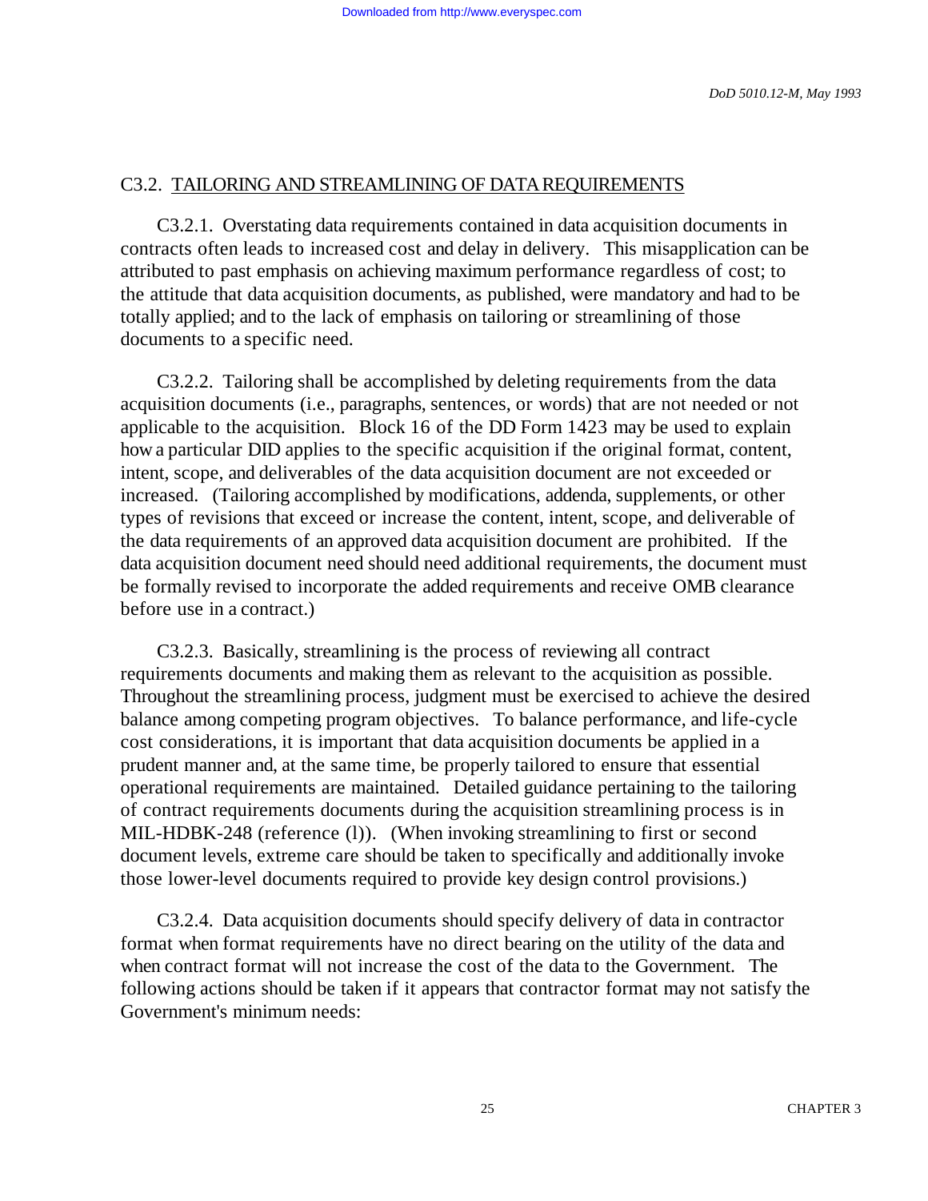## C3.2. TAILORING AND STREAMLINING OF DATA REQUIREMENTS

C3.2.1. Overstating data requirements contained in data acquisition documents in contracts often leads to increased cost and delay in delivery. This misapplication can be attributed to past emphasis on achieving maximum performance regardless of cost; to the attitude that data acquisition documents, as published, were mandatory and had to be totally applied; and to the lack of emphasis on tailoring or streamlining of those documents to a specific need.

C3.2.2. Tailoring shall be accomplished by deleting requirements from the data acquisition documents (i.e., paragraphs, sentences, or words) that are not needed or not applicable to the acquisition. Block 16 of the DD Form 1423 may be used to explain how a particular DID applies to the specific acquisition if the original format, content, intent, scope, and deliverables of the data acquisition document are not exceeded or increased. (Tailoring accomplished by modifications, addenda, supplements, or other types of revisions that exceed or increase the content, intent, scope, and deliverable of the data requirements of an approved data acquisition document are prohibited. If the data acquisition document need should need additional requirements, the document must be formally revised to incorporate the added requirements and receive OMB clearance before use in a contract.)

C3.2.3. Basically, streamlining is the process of reviewing all contract requirements documents and making them as relevant to the acquisition as possible. Throughout the streamlining process, judgment must be exercised to achieve the desired balance among competing program objectives. To balance performance, and life-cycle cost considerations, it is important that data acquisition documents be applied in a prudent manner and, at the same time, be properly tailored to ensure that essential operational requirements are maintained. Detailed guidance pertaining to the tailoring of contract requirements documents during the acquisition streamlining process is in MIL-HDBK-248 (reference (l)). (When invoking streamlining to first or second document levels, extreme care should be taken to specifically and additionally invoke those lower-level documents required to provide key design control provisions.)

C3.2.4. Data acquisition documents should specify delivery of data in contractor format when format requirements have no direct bearing on the utility of the data and when contract format will not increase the cost of the data to the Government. The following actions should be taken if it appears that contractor format may not satisfy the Government's minimum needs: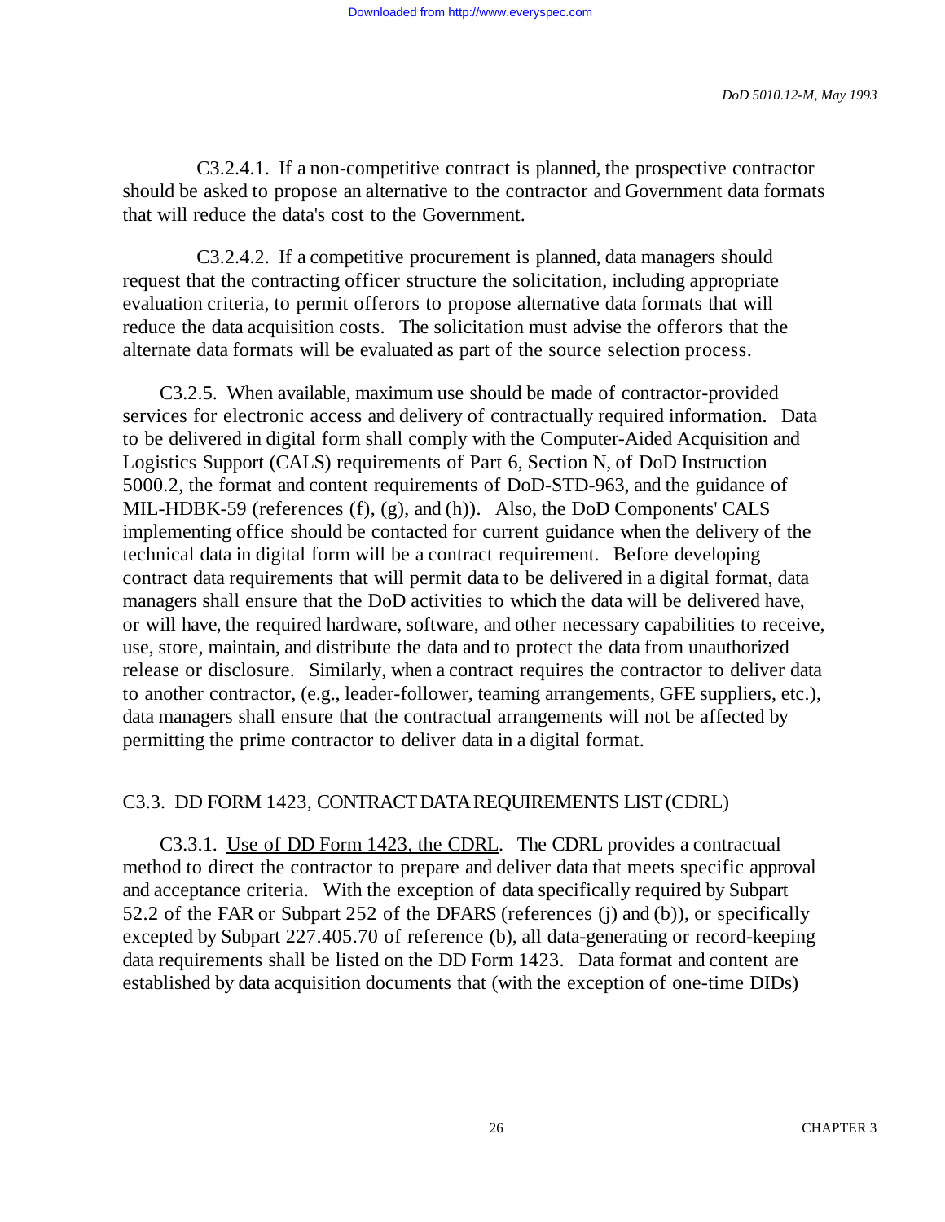C3.2.4.1. If a non-competitive contract is planned, the prospective contractor should be asked to propose an alternative to the contractor and Government data formats that will reduce the data's cost to the Government.

C3.2.4.2. If a competitive procurement is planned, data managers should request that the contracting officer structure the solicitation, including appropriate evaluation criteria, to permit offerors to propose alternative data formats that will reduce the data acquisition costs. The solicitation must advise the offerors that the alternate data formats will be evaluated as part of the source selection process.

C3.2.5. When available, maximum use should be made of contractor-provided services for electronic access and delivery of contractually required information. Data to be delivered in digital form shall comply with the Computer-Aided Acquisition and Logistics Support (CALS) requirements of Part 6, Section N, of DoD Instruction 5000.2, the format and content requirements of DoD-STD-963, and the guidance of MIL-HDBK-59 (references (f), (g), and (h)). Also, the DoD Components' CALS implementing office should be contacted for current guidance when the delivery of the technical data in digital form will be a contract requirement. Before developing contract data requirements that will permit data to be delivered in a digital format, data managers shall ensure that the DoD activities to which the data will be delivered have, or will have, the required hardware, software, and other necessary capabilities to receive, use, store, maintain, and distribute the data and to protect the data from unauthorized release or disclosure. Similarly, when a contract requires the contractor to deliver data to another contractor, (e.g., leader-follower, teaming arrangements, GFE suppliers, etc.), data managers shall ensure that the contractual arrangements will not be affected by permitting the prime contractor to deliver data in a digital format.

## C3.3. DD FORM 1423, CONTRACT DATA REQUIREMENTS LIST (CDRL)

C3.3.1. Use of DD Form 1423, the CDRL. The CDRL provides a contractual method to direct the contractor to prepare and deliver data that meets specific approval and acceptance criteria. With the exception of data specifically required by Subpart 52.2 of the FAR or Subpart 252 of the DFARS (references (j) and (b)), or specifically excepted by Subpart 227.405.70 of reference (b), all data-generating or record-keeping data requirements shall be listed on the DD Form 1423. Data format and content are established by data acquisition documents that (with the exception of one-time DIDs)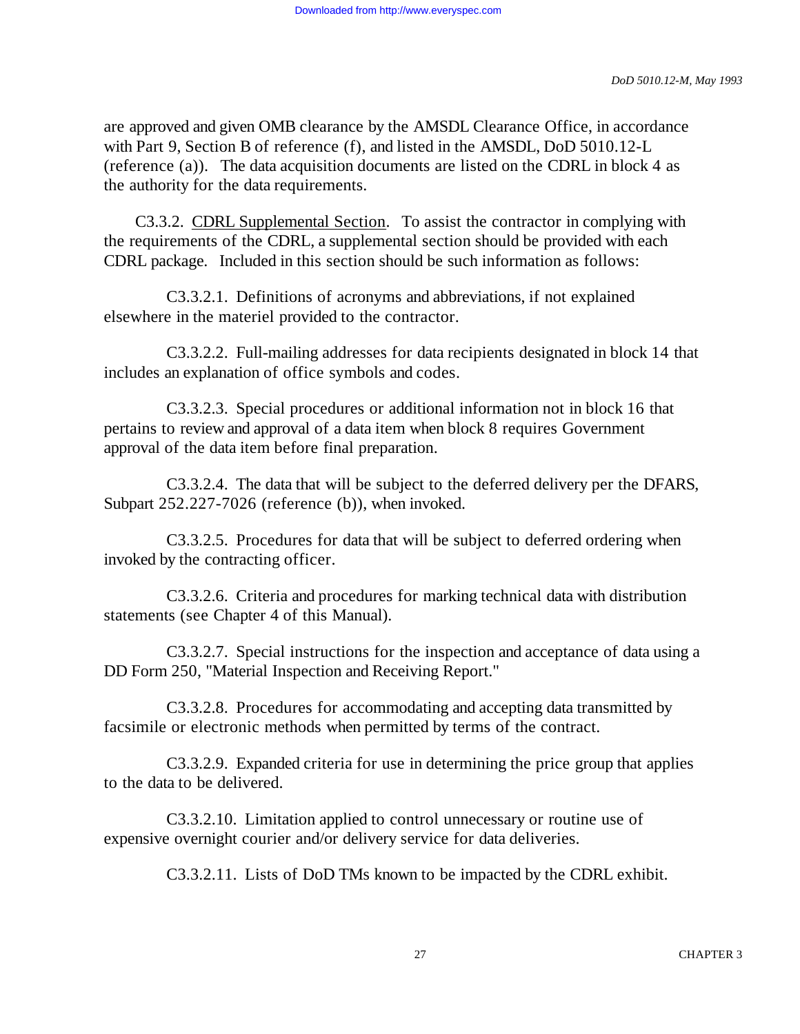are approved and given OMB clearance by the AMSDL Clearance Office, in accordance with Part 9, Section B of reference (f), and listed in the AMSDL, DoD 5010.12-L (reference (a)). The data acquisition documents are listed on the CDRL in block 4 as the authority for the data requirements.

C3.3.2. CDRL Supplemental Section. To assist the contractor in complying with the requirements of the CDRL, a supplemental section should be provided with each CDRL package. Included in this section should be such information as follows:

C3.3.2.1. Definitions of acronyms and abbreviations, if not explained elsewhere in the materiel provided to the contractor.

C3.3.2.2. Full-mailing addresses for data recipients designated in block 14 that includes an explanation of office symbols and codes.

C3.3.2.3. Special procedures or additional information not in block 16 that pertains to review and approval of a data item when block 8 requires Government approval of the data item before final preparation.

C3.3.2.4. The data that will be subject to the deferred delivery per the DFARS, Subpart 252.227-7026 (reference (b)), when invoked.

C3.3.2.5. Procedures for data that will be subject to deferred ordering when invoked by the contracting officer.

C3.3.2.6. Criteria and procedures for marking technical data with distribution statements (see Chapter 4 of this Manual).

C3.3.2.7. Special instructions for the inspection and acceptance of data using a DD Form 250, "Material Inspection and Receiving Report."

C3.3.2.8. Procedures for accommodating and accepting data transmitted by facsimile or electronic methods when permitted by terms of the contract.

C3.3.2.9. Expanded criteria for use in determining the price group that applies to the data to be delivered.

C3.3.2.10. Limitation applied to control unnecessary or routine use of expensive overnight courier and/or delivery service for data deliveries.

C3.3.2.11. Lists of DoD TMs known to be impacted by the CDRL exhibit.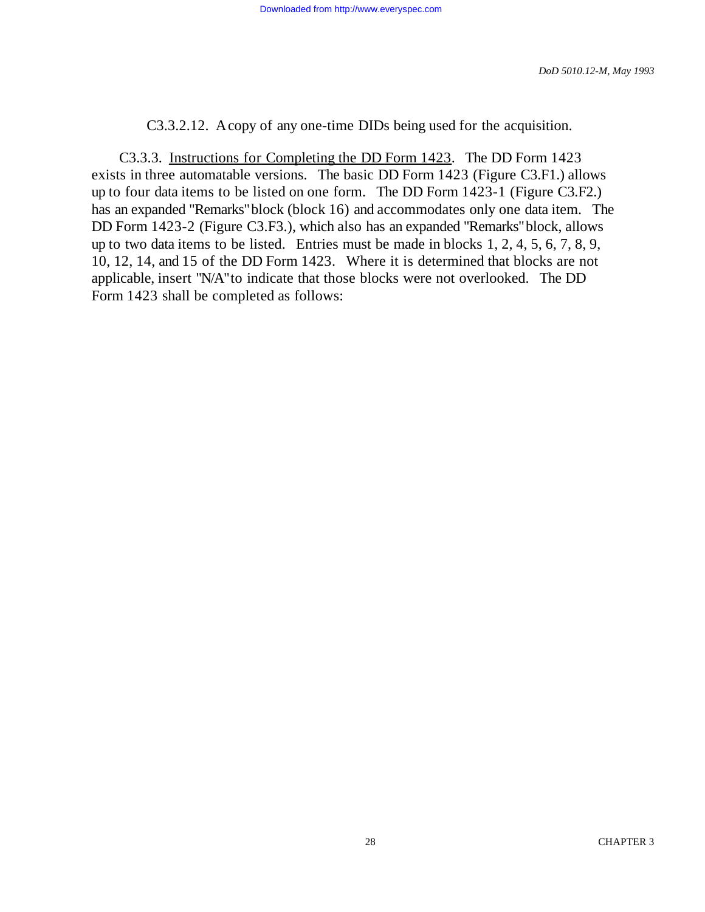C3.3.2.12. A copy of any one-time DIDs being used for the acquisition.

C3.3.3. Instructions for Completing the DD Form 1423. The DD Form 1423 exists in three automatable versions. The basic DD Form 1423 (Figure C3.F1.) allows up to four data items to be listed on one form. The DD Form 1423-1 (Figure C3.F2.) has an expanded "Remarks" block (block 16) and accommodates only one data item. The DD Form 1423-2 (Figure C3.F3.), which also has an expanded "Remarks" block, allows up to two data items to be listed. Entries must be made in blocks 1, 2, 4, 5, 6, 7, 8, 9, 10, 12, 14, and 15 of the DD Form 1423. Where it is determined that blocks are not applicable, insert "N/A" to indicate that those blocks were not overlooked. The DD Form 1423 shall be completed as follows: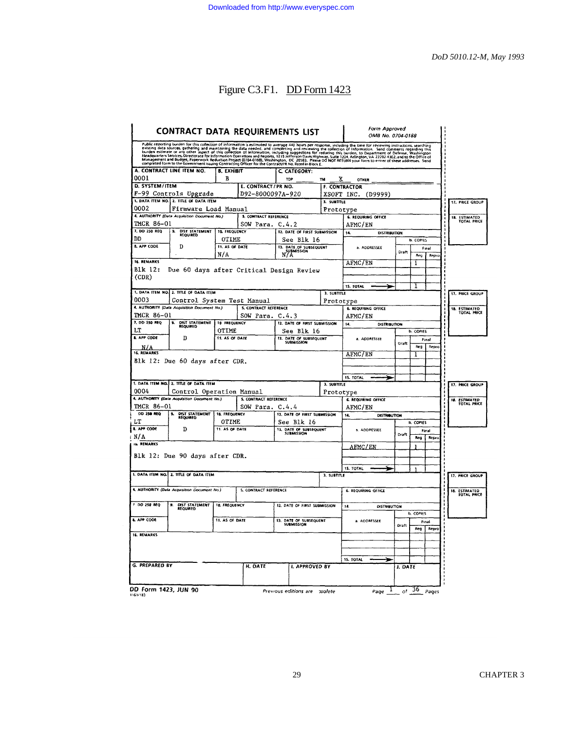Figure C3.F1. DD Form 1423

**CONTRACT DATA REQUIREMENTS LIST**

*Form Approved OMB No. 0704-0188*

*Public reporting burden for this collection of information is estimated to average 440 hours per response, including the time for reviewing instructions, searching existing data sources, gathering and maintaining the data needed, and completing and reviewing the collection of information. Send comments regarding this burden estimate or any other aspect of this collection of information, including suggestions for reducing this burden, to Department of Defense, Washington Headquarters Services, Directorate for Information Operations and Reports, 1215 Jefferson Davis Highway, Suite 1204, Arlington, VA 22202-4302, and to the Office of Management and Budget, Paperwork Reduction Project (0704-0188), Washington, DC 20503. Please DO NOT RETURN your form to either of these addresses. Send completed form to the Government Issuing Contracting Officer for the Contract/PR No. listed in Block E.*

| A. CONTRACT LINE ITEM NO. | B. EXHIBIT | C. CATEGORY: |
|---|---|---|
| 0001 | B | TDP ___ TM X OTHER ___ |

| D. SYSTEM/ITEM | E. CONTRACT/PR NO. | F. CONTRACTOR |
|---|---|---|
| F-99 Controls Upgrade | D92-8000097A-920 | XSOFT INC. (D9999) |

| Field | Data Item 0002 | Data Item 0003 | Data Item 0004 | (blank) |
|---|---|---|---|---|
| 1. DATA ITEM NO. | 0002 | 0003 | 0004 | |
| 2. TITLE OF DATA ITEM | Firmware Load Manual | Control System Test Manual | Control Operation Manual | |
| 3. SUBTITLE | Prototype | Prototype | Prototype | |
| 4. AUTHORITY (Data Acquisition Document No.) | TMCR 86-01 | TMCR 86-01 | TMCR 86-01 | |
| 5. CONTRACT REFERENCE | SOW Para. C.4.2 | SOW Para. C.4.3 | SOW Para. C.4.4 | |
| 6. REQUIRING OFFICE | AFMC/EN | AFMC/EN | AFMC/EN | |
| 7. DD 250 REQ | DD | LT | LT | |
| 8. APP CODE | | N/A | N/A | |
| 9. DIST STATEMENT REQUIRED | D | D | D | |
| 10. FREQUENCY | OTIME | OTIME | OTIME | |
| 11. AS OF DATE | N/A | | | |
| 12. DATE OF FIRST SUBMISSION | See Blk 16 | See Blk 16 | See Blk 16 | |
| 13. DATE OF SUBSEQUENT SUBMISSION | N/A | | | |
| 14. DISTRIBUTION a. ADDRESSEE | AFMC/EN | AFMC/EN | AFMC/EN | |
| b. COPIES — Draft | | | | |
| b. COPIES — Final Reg | 1 | 1 | 1 | |
| b. COPIES — Final Repro | | | | |
| 15. TOTAL | 1 | | 1 | |
| 16. REMARKS | Blk 12: Due 60 days after Critical Design Review (CDR) | Blk 12: Due 60 days after CDR. | Blk 12: Due 90 days after CDR. | |
| 17. PRICE GROUP | | | | |
| 18. ESTIMATED TOTAL PRICE | | | | |

| G. PREPARED BY | H. DATE | I. APPROVED BY | J. DATE |
|---|---|---|---|
| | | | |

DD Form 1423, JUN 90 — Previous editions are obsolete — Page 1 of 36 Pages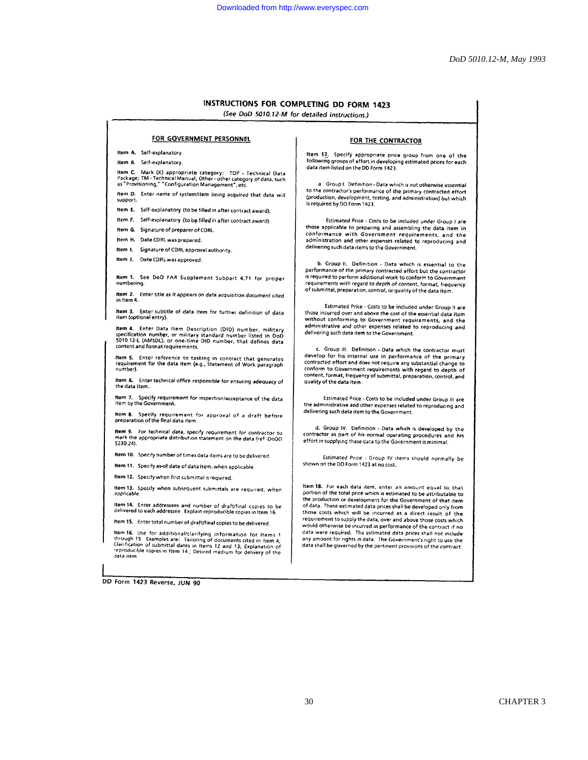## INSTRUCTIONS FOR COMPLETING DD FORM 1423

*(See DoD 5010.12-M for detailed instructions.)*

### FOR GOVERNMENT PERSONNEL

**Item A.** Self-explanatory.

**Item B.** Self-explanatory.

**Item C.** Mark (X) appropriate category: TDP - Technical Data Package; TM - Technical Manual; Other - other category of data, such as "Provisioning," "Configuration Management", etc.

**Item D.** Enter name of system/item being acquired that data will support.

**Item E.** Self-explanatory (to be filled in after contract award).

**Item F.** Self-explanatory (to be filled in after contract award).

**Item G.** Signature of preparer of CDRL.

**Item H.** Date CDRL was prepared.

**Item I.** Signature of CDRL approval authority.

**Item J.** Date CDRL was approved.

**Item 1.** See DoD FAR Supplement Subpart 4.71 for proper numbering.

**Item 2.** Enter title as it appears on data acquisition document cited in Item 4.

**Item 3.** Enter subtitle of data item for further definition of data item (optional entry).

**Item 4.** Enter Data Item Description (DID) number, military specification number, or military standard number listed in DoD 5010.12-L (AMSDL), or one-time DID number, that defines data content and format requirements.

**Item 5.** Enter reference to tasking in contract that generates requirement for the data item (e.g., Statement of Work paragraph number).

**Item 6.** Enter technical office responsible for ensuring adequacy of the data item.

**Item 7.** Specify requirement for inspection/acceptance of the data item by the Government.

**Item 8.** Specify requirement for approval of a draft before preparation of the final data item.

**Item 9.** For technical data, specify requirement for contractor to mark the appropriate distribution statement on the data (ref DoDD 5230.24).

**Item 10.** Specify number of times data items are to be delivered.

**Item 11.** Specify as-of date of data item, when applicable.

**Item 12.** Specify when first submittal is required.

**Item 13.** Specify when subsequent submittals are required, when applicable.

**Item 14.** Enter addressees and number of draft/final copies to be delivered to each addressee. Explain reproducible copies in Item 16.

**Item 15.** Enter total number of draft/final copies to be delivered.

**Item 16.** Use for additional/clarifying information for Items 1 through 15. Examples are: Tailoring of documents cited in Item 4; Clarification of submittal dates in Items 12 and 13; Explanation of reproducible copies in Item 14.; Desired medium for delivery of the data item.

### FOR THE CONTRACTOR

**Item 17.** Specify appropriate price group from one of the following groups of effort in developing estimated prices for each data item listed on the DD Form 1423.

a. Group I. Definition - Data which is not otherwise essential to the contractor's performance of the primary contracted effort (production, development, testing, and administration) but which is required by DD Form 1423.

*Estimated Price - Costs to be included under Group I are those applicable to preparing and assembling the data item in conformance with Government requirements, and the administration and other expenses related to reproducing and delivering such data items to the Government.*

b. Group II. Definition - Data which is essential to the performance of the primary contracted effort but the contractor is required to perform additional work to conform to Government requirements with regard to depth of content, format, frequency of submittal, preparation, control, or quality of the data item.

Estimated Price - Costs to be included under Group II are those incurred over and above the cost of the essential data item without conforming to Government requirements, and the administrative and other expenses related to reproducing and delivering such data item to the Government.

c. Group III. Definition - Data which the contractor must develop for his internal use in performance of the primary contracted effort and does not require any substantial change to conform to Government requirements with regard to depth of content, format, frequency of submittal, preparation, control, and quality of the data item.

Estimated Price - Costs to be included under Group III are the administrative and other expenses related to reproducing and delivering such data item to the Government.

d. Group IV. Definition - Data which is developed by the contractor as part of his normal operating procedures and his effort in supplying these data to the Government is minimal.

*Estimated Price - Group IV items should normally be shown on the DD Form 1423 at no cost.*

**Item 18.** For each data item, enter an amount equal to that portion of the total price which is estimated to be attributable to the production or development for the Government of that item of data. These estimated data prices shall be developed only from those costs which will be incurred as a direct result of the requirement to supply the data, over and above those costs which would otherwise be incurred in performance of the contract if no data were required. The estimated data prices shall not include any amount for rights in data. The Government's right to use the data shall be governed by the pertinent provisions of the contract.

DD Form 1423 Reverse, JUN 90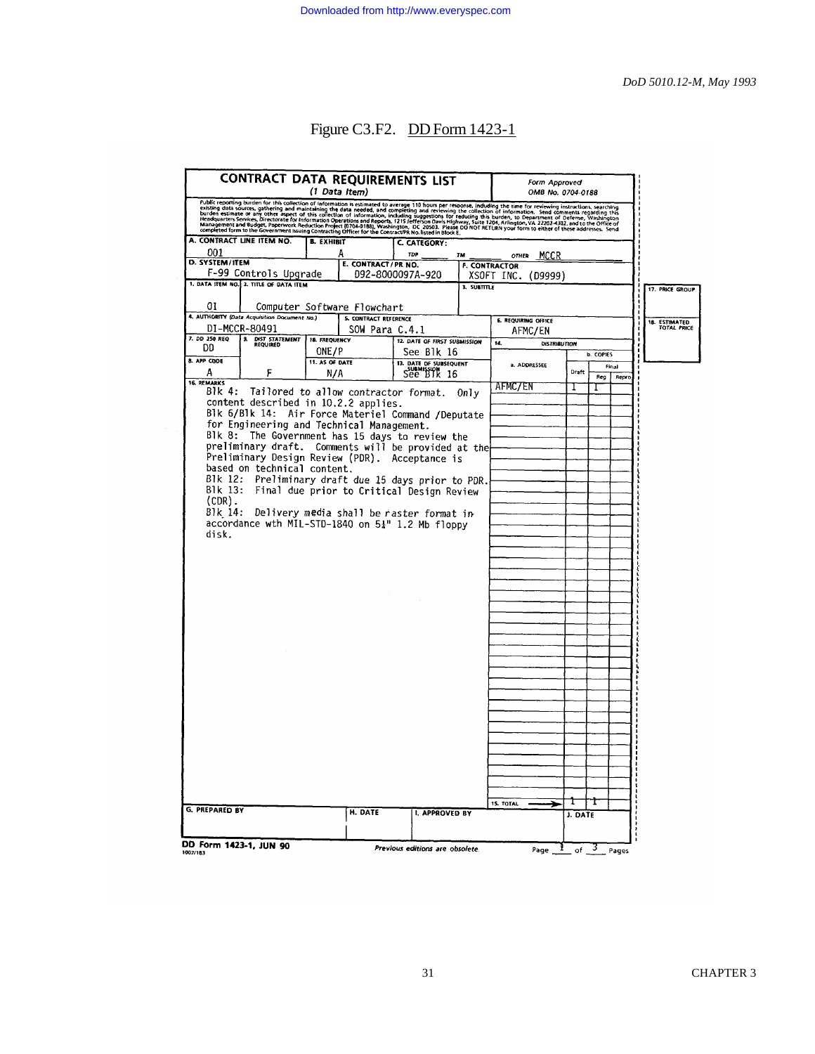Figure C3.F2. DD Form 1423-1

**CONTRACT DATA REQUIREMENTS LIST**
*(1 Data Item)*

*Form Approved OMB No. 0704-0188*

Public reporting burden for this collection of information is estimated to average 110 hours per response, including the time for reviewing instructions, searching existing data sources, gathering and maintaining the data needed, and completing and reviewing the collection of information. Send comments regarding this burden estimate or any other aspect of this collection of information, including suggestions for reducing this burden, to Department of Defense, Washington Headquarters Services, Directorate for Information Operations and Reports, 1215 Jefferson Davis Highway, Suite 1204, Arlington, VA 22202-4302, and to the Office of Management and Budget, Paperwork Reduction Project (0704-0188), Washington, DC 20503. Please DO NOT RETURN your form to either of these addresses. Send completed form to the Government Issuing Contracting Officer for the Contract/PR No. listed in Block E.

| A. CONTRACT LINE ITEM NO. | B. EXHIBIT | C. CATEGORY: | |
|---|---|---|---|
| 001 | A | TDP ___ TM ___ OTHER MCCR | |
| D. SYSTEM/ITEM | | E. CONTRACT/PR NO. | F. CONTRACTOR |
| F-99 Controls Upgrade | | D92-8000097A-920 | XSOFT INC. (D9999) |

| 1. DATA ITEM NO. | 2. TITLE OF DATA ITEM | 3. SUBTITLE | 17. PRICE GROUP |
|---|---|---|---|
| 01 | Computer Software Flowchart | | |

| 4. AUTHORITY (Data Acquisition Document No.) | 5. CONTRACT REFERENCE | 6. REQUIRING OFFICE | 18. ESTIMATED TOTAL PRICE |
|---|---|---|---|
| DI-MCCR-80491 | SOW Para C.4.1 | AFMC/EN | |

| 7. DD 250 REQ | 9. DIST STATEMENT REQUIRED | 10. FREQUENCY | 12. DATE OF FIRST SUBMISSION |
|---|---|---|---|
| DD | | ONE/P | See Blk 16 |
| **8. APP CODE** | | **11. AS OF DATE** | **13. DATE OF SUBSEQUENT SUBMISSION** |
| A | F | N/A | See Blk 16 |

**14. DISTRIBUTION**

| a. ADDRESSEE | b. COPIES Draft | Final Reg | Final Repro |
|---|---|---|---|
| AFMC/EN | 1 | 1 | |
| 15. TOTAL | 1 | 1 | |

**16. REMARKS**

Blk 4: Tailored to allow contractor format. Only content described in 10.2.2 applies.
Blk 6/Blk 14: Air Force Materiel Command /Deputate for Engineering and Technical Management.
Blk 8: The Government has 15 days to review the preliminary draft. Comments will be provided at the Preliminary Design Review (PDR). Acceptance is based on technical content.
Blk 12: Preliminary draft due 15 days prior to PDR.
Blk 13: Final due prior to Critical Design Review (CDR).
Blk 14: Delivery media shall be raster format in accordance wth MIL-STD-1840 on 5¼" 1.2 Mb floppy disk.

| G. PREPARED BY | H. DATE | I. APPROVED BY | J. DATE |
|---|---|---|---|
| | | | |

DD Form 1423-1, JUN 90 — Previous editions are obsolete. — Page 1 of 3 Pages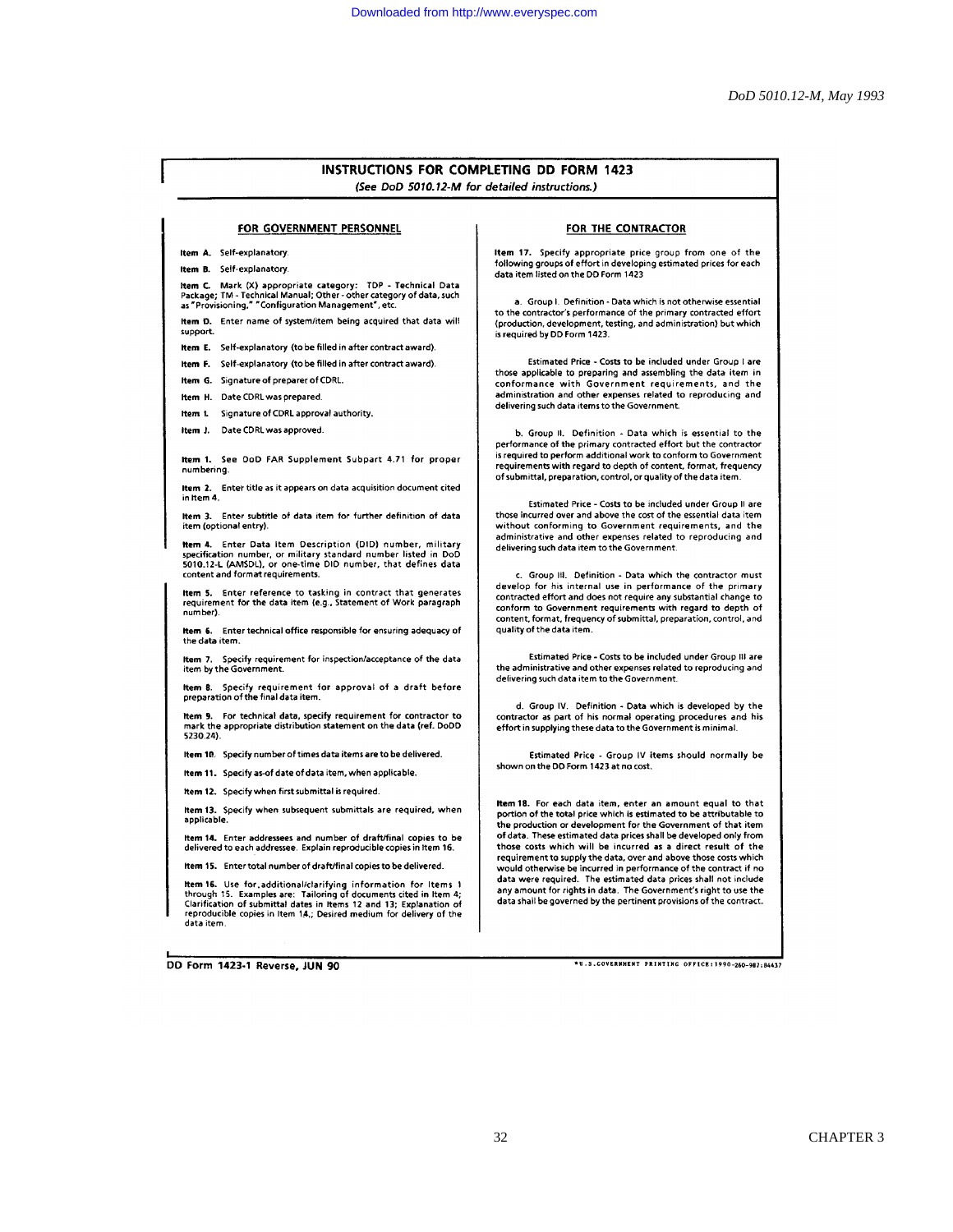# INSTRUCTIONS FOR COMPLETING DD FORM 1423

*(See DoD 5010.12-M for detailed instructions.)*

## FOR GOVERNMENT PERSONNEL

**Item A.** Self-explanatory.

**Item B.** Self-explanatory.

**Item C.** Mark (X) appropriate category: TDP - Technical Data Package; TM - Technical Manual; Other - other category of data, such as "Provisioning," "Configuration Management", etc.

**Item D.** Enter name of system/item being acquired that data will support.

**Item E.** Self-explanatory (to be filled in after contract award).

**Item F.** Self-explanatory (to be filled in after contract award).

**Item G.** Signature of preparer of CDRL.

**Item H.** Date CDRL was prepared.

**Item I.** Signature of CDRL approval authority.

**Item J.** Date CDRL was approved.

**Item 1.** See DoD FAR Supplement Subpart 4.71 for proper numbering.

**Item 2.** Enter title as it appears on data acquisition document cited in Item 4.

**Item 3.** Enter subtitle of data item for further definition of data item (optional entry).

**Item 4.** Enter Data Item Description (DID) number, military specification number, or military standard number listed in DoD 5010.12-L (AMSDL), or one-time DID number, that defines data content and format requirements.

**Item 5.** Enter reference to tasking in contract that generates requirement for the data item (e.g., Statement of Work paragraph number).

**Item 6.** Enter technical office responsible for ensuring adequacy of the data item.

**Item 7.** Specify requirement for inspection/acceptance of the data item by the Government.

**Item 8.** Specify requirement for approval of a draft before preparation of the final data item.

**Item 9.** For technical data, specify requirement for contractor to mark the appropriate distribution statement on the data (ref. DoDD 5230.24).

**Item 10.** Specify number of times data items are to be delivered.

**Item 11.** Specify as-of date of data item, when applicable.

**Item 12.** Specify when first submittal is required.

**Item 13.** Specify when subsequent submittals are required, when applicable.

**Item 14.** Enter addressees and number of draft/final copies to be delivered to each addressee. Explain reproducible copies in Item 16.

**Item 15.** Enter total number of draft/final copies to be delivered.

**Item 16.** Use for additional/clarifying information for Items 1 through 15. Examples are: Tailoring of documents cited in Item 4; Clarification of submittal dates in Items 12 and 13; Explanation of reproducible copies in Item 14.; Desired medium for delivery of the data item.

## FOR THE CONTRACTOR

**Item 17.** Specify appropriate price group from one of the following groups of effort in developing estimated prices for each data item listed on the DD Form 1423.

a. Group I. Definition - Data which is not otherwise essential to the contractor's performance of the primary contracted effort (production, development, testing, and administration) but which is required by DD Form 1423.

Estimated Price - Costs to be included under Group I are those applicable to preparing and assembling the data item in conformance with Government requirements, and the administration and other expenses related to reproducing and delivering such data items to the Government.

b. Group II. Definition - Data which is essential to the performance of the primary contracted effort but the contractor is required to perform additional work to conform to Government requirements with regard to depth of content, format, frequency of submittal, preparation, control, or quality of the data item.

Estimated Price - Costs to be included under Group II are those incurred over and above the cost of the essential data item without conforming to Government requirements, and the administrative and other expenses related to reproducing and delivering such data item to the Government.

c. Group III. Definition - Data which the contractor must develop for his internal use in performance of the primary contracted effort and does not require any substantial change to conform to Government requirements with regard to depth of content, format, frequency of submittal, preparation, control, and quality of the data item.

Estimated Price - Costs to be included under Group III are the administrative and other expenses related to reproducing and delivering such data item to the Government.

d. Group IV. Definition - Data which is developed by the contractor as part of his normal operating procedures and his effort in supplying these data to the Government is minimal.

Estimated Price - Group IV items should normally be shown on the DD Form 1423 at no cost.

**Item 18.** For each data item, enter an amount equal to that portion of the total price which is estimated to be attributable to the production or development for the Government of that item of data. These estimated data prices shall be developed only from those costs which will be incurred as a direct result of the requirement to supply the data, over and above those costs which would otherwise be incurred in performance of the contract if no data were required. The estimated data prices shall not include any amount for rights in data. The Government's right to use the data shall be governed by the pertinent provisions of the contract.

DD Form 1423-1 Reverse, JUN 90

*U.S.GOVERNMENT PRINTING OFFICE:1990-260-987:84437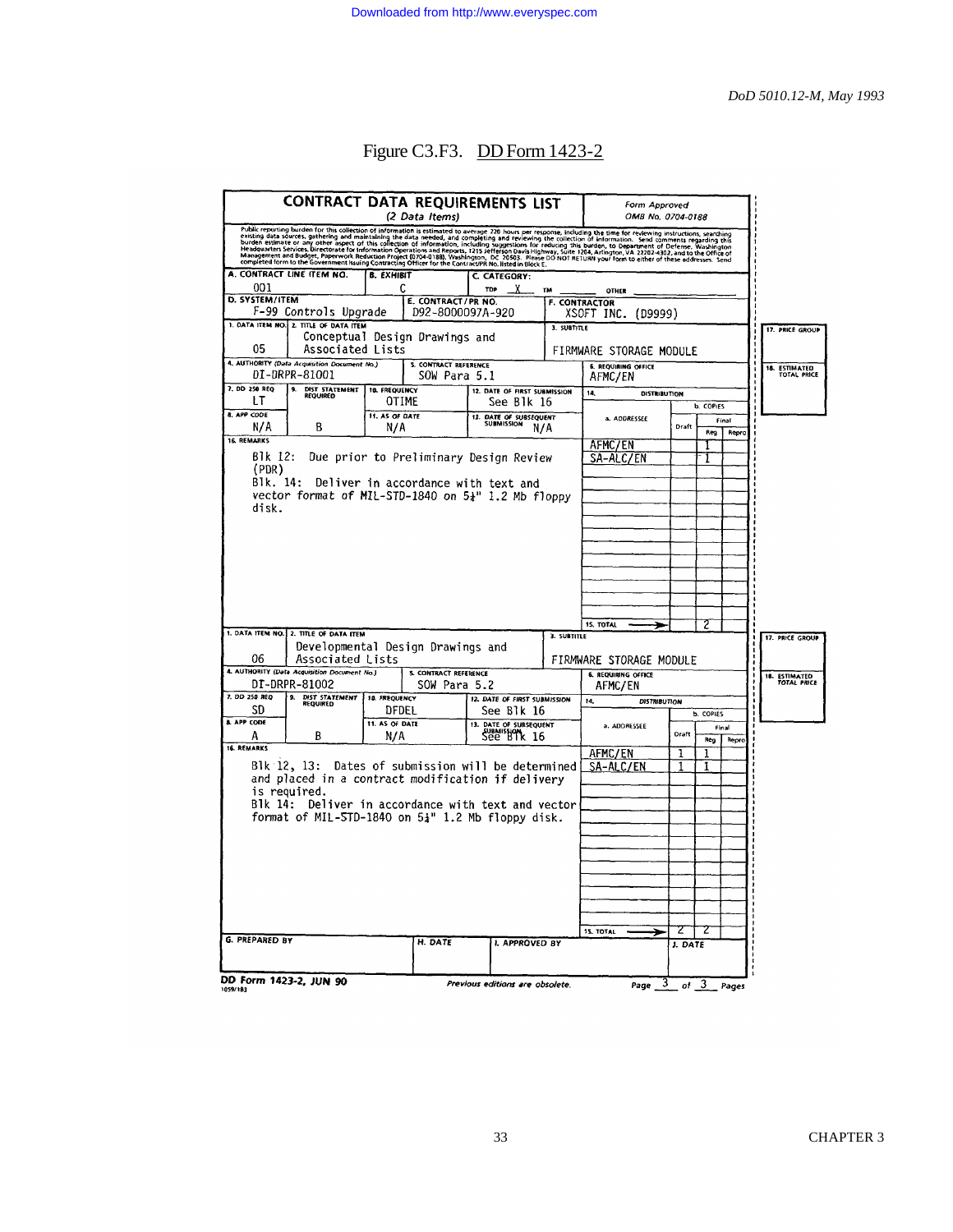Figure C3.F3. DD Form 1423-2

**CONTRACT DATA REQUIREMENTS LIST**
*(2 Data Items)*

*Form Approved*
*OMB No. 0704-0188*

Public reporting burden for this collection of information is estimated to average 220 hours per response, including the time for reviewing instructions, searching existing data sources, gathering and maintaining the data needed, and completing and reviewing the collection of information. Send comments regarding this burden estimate or any other aspect of this collection of information, including suggestions for reducing this burden, to Department of Defense, Washington Headquarters Services, Directorate for Information Operations and Reports, 1215 Jefferson Davis Highway, Suite 1204, Arlington, VA 22202-4302, and to the Office of Management and Budget, Paperwork Reduction Project (0704-0188), Washington, DC 20503. Please DO NOT RETURN your form to either of these addresses. Send completed form to the Government Issuing Contracting Officer for the Contract/PR No. listed in Block E.

| A. CONTRACT LINE ITEM NO. | B. EXHIBIT | C. CATEGORY: |
|---|---|---|
| 001 | C | TDP X TM ___ OTHER ___ |

| D. SYSTEM/ITEM | E. CONTRACT/PR NO. | F. CONTRACTOR |
|---|---|---|
| F-99 Controls Upgrade | D92-8000097A-920 | XSOFT INC. (D9999) |

**Data Item 05**

| Field | Entry |
|---|---|
| 1. DATA ITEM NO. | 05 |
| 2. TITLE OF DATA ITEM | Conceptual Design Drawings and Associated Lists |
| 3. SUBTITLE | FIRMWARE STORAGE MODULE |
| 4. AUTHORITY (Data Acquisition Document No.) | DI-DRPR-81001 |
| 5. CONTRACT REFERENCE | SOW Para 5.1 |
| 6. REQUIRING OFFICE | AFMC/EN |
| 7. DD 250 REQ | LT |
| 8. APP CODE | N/A |
| 9. DIST STATEMENT REQUIRED | B |
| 10. FREQUENCY | OTIME |
| 11. AS OF DATE | N/A |
| 12. DATE OF FIRST SUBMISSION | See Blk 16 |
| 13. DATE OF SUBSEQUENT SUBMISSION | N/A |
| 16. REMARKS | Blk 12: Due prior to Preliminary Design Review (PDR) Blk. 14: Deliver in accordance with text and vector format of MIL-STD-1840 on 5¼" 1.2 Mb floppy disk. |
| 17. PRICE GROUP | |
| 18. ESTIMATED TOTAL PRICE | |

14. DISTRIBUTION

| a. ADDRESSEE | b. COPIES Draft | Final Reg | Final Repro |
|---|---|---|---|
| AFMC/EN | | 1 | |
| SA-ALC/EN | | 1 | |
| 15. TOTAL | | 2 | |

**Data Item 06**

| Field | Entry |
|---|---|
| 1. DATA ITEM NO. | 06 |
| 2. TITLE OF DATA ITEM | Developmental Design Drawings and Associated Lists |
| 3. SUBTITLE | FIRMWARE STORAGE MODULE |
| 4. AUTHORITY (Data Acquisition Document No.) | DI-DRPR-81002 |
| 5. CONTRACT REFERENCE | SOW Para 5.2 |
| 6. REQUIRING OFFICE | AFMC/EN |
| 7. DD 250 REQ | SD |
| 8. APP CODE | A |
| 9. DIST STATEMENT REQUIRED | B |
| 10. FREQUENCY | DFDEL |
| 11. AS OF DATE | N/A |
| 12. DATE OF FIRST SUBMISSION | See Blk 16 |
| 13. DATE OF SUBSEQUENT SUBMISSION | See Blk 16 |
| 16. REMARKS | Blk 12, 13: Dates of submission will be determined and placed in a contract modification if delivery is required. Blk 14: Deliver in accordance with text and vector format of MIL-STD-1840 on 5¼" 1.2 Mb floppy disk. |
| 17. PRICE GROUP | |
| 18. ESTIMATED TOTAL PRICE | |

14. DISTRIBUTION

| a. ADDRESSEE | b. COPIES Draft | Final Reg | Final Repro |
|---|---|---|---|
| AFMC/EN | 1 | 1 | |
| SA-ALC/EN | 1 | 1 | |
| 15. TOTAL | 2 | 2 | |

| G. PREPARED BY | H. DATE | I. APPROVED BY | J. DATE |
|---|---|---|---|
| | | | |

**DD Form 1423-2, JUN 90** — *Previous editions are obsolete.* — Page 3 of 3 Pages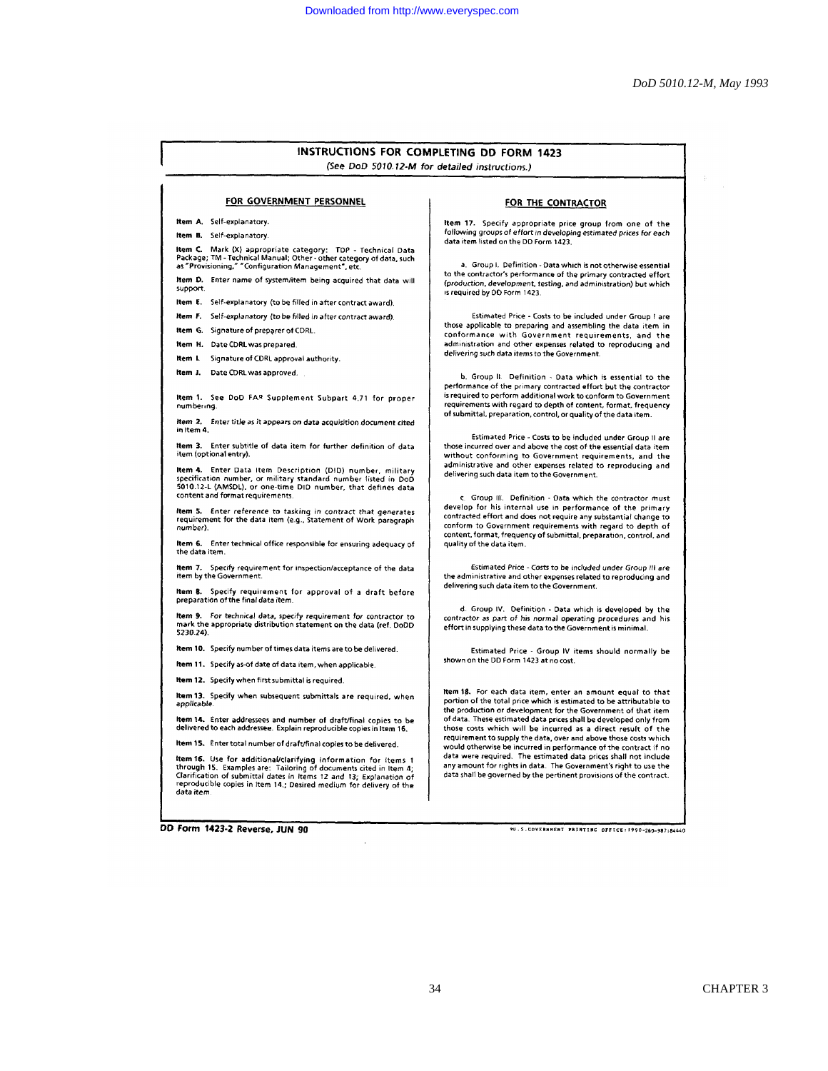# INSTRUCTIONS FOR COMPLETING DD FORM 1423

*(See DoD 5010.12-M for detailed instructions.)*

## FOR GOVERNMENT PERSONNEL

**Item A.** Self-explanatory.

**Item B.** Self-explanatory.

**Item C.** Mark (X) appropriate category: TDP - Technical Data Package; TM - Technical Manual; Other - other category of data, such as "Provisioning," "Configuration Management", etc.

**Item D.** Enter name of system/item being acquired that data will support.

**Item E.** Self-explanatory (to be filled in after contract award).

**Item F.** Self-explanatory (to be filled in after contract award).

**Item G.** Signature of preparer of CDRL.

**Item H.** Date CDRL was prepared.

**Item I.** Signature of CDRL approval authority.

**Item J.** Date CDRL was approved.

**Item 1.** See DoD FAR Supplement Subpart 4.71 for proper numbering.

**Item 2.** Enter title as it appears on data acquisition document cited in Item 4.

**Item 3.** Enter subtitle of data item for further definition of data item (optional entry).

**Item 4.** Enter Data Item Description (DID) number, military specification number, or military standard number listed in DoD 5010.12-L (AMSDL), or one-time DID number, that defines data content and format requirements.

**Item 5.** Enter reference to tasking in contract that generates requirement for the data item (e.g., Statement of Work paragraph number).

**Item 6.** Enter technical office responsible for ensuring adequacy of the data item.

**Item 7.** Specify requirement for inspection/acceptance of the data item by the Government.

**Item 8.** Specify requirement for approval of a draft before preparation of the final data item.

**Item 9.** For technical data, specify requirement for contractor to mark the appropriate distribution statement on the data (ref. DoDD 5230.24).

**Item 10.** Specify number of times data items are to be delivered.

**Item 11.** Specify as-of date of data item, when applicable.

**Item 12.** Specify when first submittal is required.

**Item 13.** Specify when subsequent submittals are required, when applicable.

**Item 14.** Enter addressees and number of draft/final copies to be delivered to each addressee. Explain reproducible copies in Item 16.

**Item 15.** Enter total number of draft/final copies to be delivered.

**Item 16.** Use for additional/clarifying information for Items 1 through 15. Examples are: Tailoring of documents cited in Item 4; Clarification of submittal dates in Items 12 and 13; Explanation of reproducible copies in Item 14.; Desired medium for delivery of the data item.

## FOR THE CONTRACTOR

**Item 17.** Specify appropriate price group from one of the following groups of effort in developing estimated prices for each data item listed on the DD Form 1423.

a. Group I. Definition - Data which is not otherwise essential to the contractor's performance of the primary contracted effort (production, development, testing, and administration) but which is required by DD Form 1423.

Estimated Price - Costs to be included under Group I are those applicable to preparing and assembling the data item in conformance with Government requirements, and the administration and other expenses related to reproducing and delivering such data items to the Government.

b. Group II. Definition - Data which is essential to the performance of the primary contracted effort but the contractor is required to perform additional work to conform to Government requirements with regard to depth of content, format, frequency of submittal, preparation, control, or quality of the data item.

Estimated Price - Costs to be included under Group II are those incurred over and above the cost of the essential data item without conforming to Government requirements, and the administrative and other expenses related to reproducing and delivering such data item to the Government.

c. Group III. Definition - Data which the contractor must develop for his internal use in performance of the primary contracted effort and does not require any substantial change to conform to Government requirements with regard to depth of content, format, frequency of submittal, preparation, control, and quality of the data item.

Estimated Price - Costs to be included under Group III are the administrative and other expenses related to reproducing and delivering such data item to the Government.

d. Group IV. Definition - Data which is developed by the contractor as part of his normal operating procedures and his effort in supplying these data to the Government is minimal.

Estimated Price - Group IV items should normally be shown on the DD Form 1423 at no cost.

**Item 18.** For each data item, enter an amount equal to that portion of the total price which is estimated to be attributable to the production or development for the Government of that item of data. These estimated data prices shall be developed only from those costs which will be incurred as a direct result of the requirement to supply the data, over and above those costs which would otherwise be incurred in performance of the contract if no data were required. The estimated data prices shall not include any amount for rights in data. The Government's right to use the data shall be governed by the pertinent provisions of the contract.

**DD Form 1423-2 Reverse, JUN 90**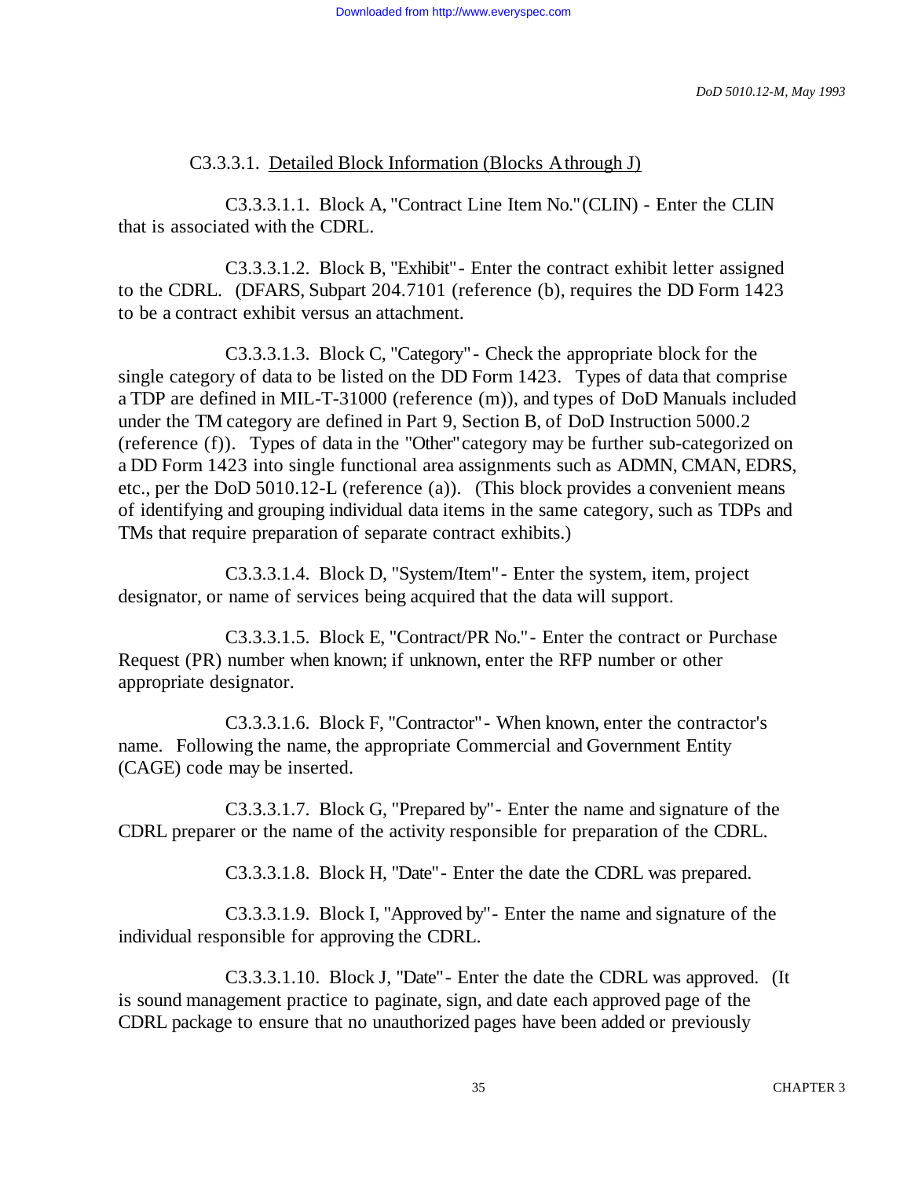C3.3.3.1. Detailed Block Information (Blocks A through J)

C3.3.3.1.1. Block A, "Contract Line Item No." (CLIN) - Enter the CLIN that is associated with the CDRL.

C3.3.3.1.2. Block B, "Exhibit" - Enter the contract exhibit letter assigned to the CDRL. (DFARS, Subpart 204.7101 (reference (b), requires the DD Form 1423 to be a contract exhibit versus an attachment.

C3.3.3.1.3. Block C, "Category" - Check the appropriate block for the single category of data to be listed on the DD Form 1423. Types of data that comprise a TDP are defined in MIL-T-31000 (reference (m)), and types of DoD Manuals included under the TM category are defined in Part 9, Section B, of DoD Instruction 5000.2 (reference (f)). Types of data in the "Other" category may be further sub-categorized on a DD Form 1423 into single functional area assignments such as ADMN, CMAN, EDRS, etc., per the DoD 5010.12-L (reference (a)). (This block provides a convenient means of identifying and grouping individual data items in the same category, such as TDPs and TMs that require preparation of separate contract exhibits.)

C3.3.3.1.4. Block D, "System/Item" - Enter the system, item, project designator, or name of services being acquired that the data will support.

C3.3.3.1.5. Block E, "Contract/PR No." - Enter the contract or Purchase Request (PR) number when known; if unknown, enter the RFP number or other appropriate designator.

C3.3.3.1.6. Block F, "Contractor" - When known, enter the contractor's name. Following the name, the appropriate Commercial and Government Entity (CAGE) code may be inserted.

C3.3.3.1.7. Block G, "Prepared by" - Enter the name and signature of the CDRL preparer or the name of the activity responsible for preparation of the CDRL.

C3.3.3.1.8. Block H, "Date" - Enter the date the CDRL was prepared.

C3.3.3.1.9. Block I, "Approved by" - Enter the name and signature of the individual responsible for approving the CDRL.

C3.3.3.1.10. Block J, "Date" - Enter the date the CDRL was approved. (It is sound management practice to paginate, sign, and date each approved page of the CDRL package to ensure that no unauthorized pages have been added or previously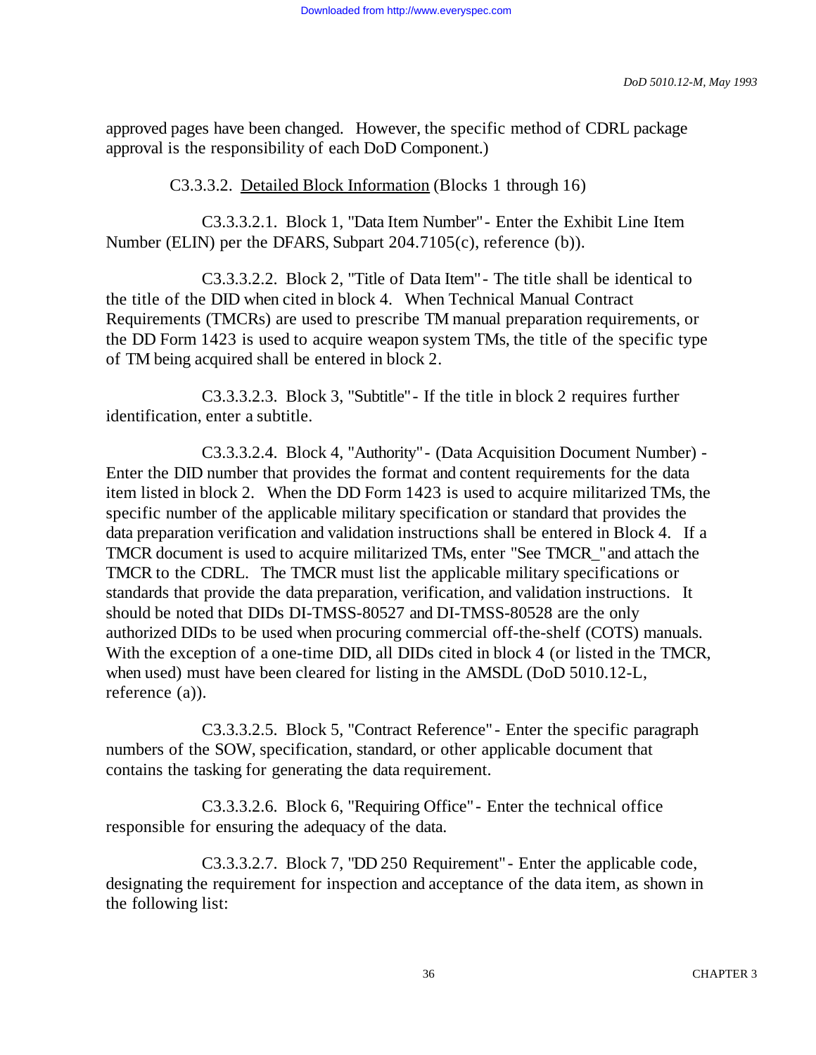approved pages have been changed. However, the specific method of CDRL package approval is the responsibility of each DoD Component.)

C3.3.3.2. Detailed Block Information (Blocks 1 through 16)

C3.3.3.2.1. Block 1, "Data Item Number" - Enter the Exhibit Line Item Number (ELIN) per the DFARS, Subpart 204.7105(c), reference (b)).

C3.3.3.2.2. Block 2, "Title of Data Item" - The title shall be identical to the title of the DID when cited in block 4. When Technical Manual Contract Requirements (TMCRs) are used to prescribe TM manual preparation requirements, or the DD Form 1423 is used to acquire weapon system TMs, the title of the specific type of TM being acquired shall be entered in block 2.

C3.3.3.2.3. Block 3, "Subtitle" - If the title in block 2 requires further identification, enter a subtitle.

C3.3.3.2.4. Block 4, "Authority" - (Data Acquisition Document Number) - Enter the DID number that provides the format and content requirements for the data item listed in block 2. When the DD Form 1423 is used to acquire militarized TMs, the specific number of the applicable military specification or standard that provides the data preparation verification and validation instructions shall be entered in Block 4. If a TMCR document is used to acquire militarized TMs, enter "See TMCR_" and attach the TMCR to the CDRL. The TMCR must list the applicable military specifications or standards that provide the data preparation, verification, and validation instructions. It should be noted that DIDs DI-TMSS-80527 and DI-TMSS-80528 are the only authorized DIDs to be used when procuring commercial off-the-shelf (COTS) manuals. With the exception of a one-time DID, all DIDs cited in block 4 (or listed in the TMCR, when used) must have been cleared for listing in the AMSDL (DoD 5010.12-L, reference (a)).

C3.3.3.2.5. Block 5, "Contract Reference" - Enter the specific paragraph numbers of the SOW, specification, standard, or other applicable document that contains the tasking for generating the data requirement.

C3.3.3.2.6. Block 6, "Requiring Office" - Enter the technical office responsible for ensuring the adequacy of the data.

C3.3.3.2.7. Block 7, "DD 250 Requirement" - Enter the applicable code, designating the requirement for inspection and acceptance of the data item, as shown in the following list: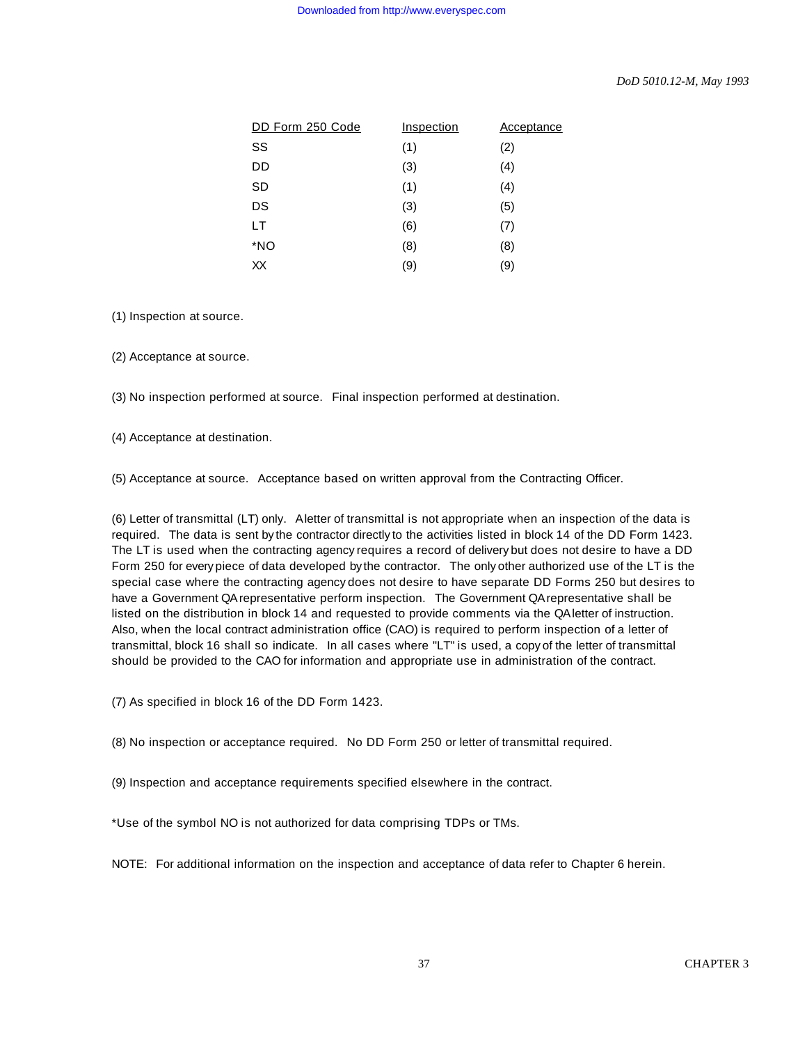| DD Form 250 Code | Inspection | Acceptance |
|---|---|---|
| SS | (1) | (2) |
| DD | (3) | (4) |
| SD | (1) | (4) |
| DS | (3) | (5) |
| LT | (6) | (7) |
| *NO | (8) | (8) |
| XX | (9) | (9) |

(1) Inspection at source.

(2) Acceptance at source.

(3) No inspection performed at source. Final inspection performed at destination.

(4) Acceptance at destination.

(5) Acceptance at source. Acceptance based on written approval from the Contracting Officer.

(6) Letter of transmittal (LT) only. A letter of transmittal is not appropriate when an inspection of the data is required. The data is sent by the contractor directly to the activities listed in block 14 of the DD Form 1423. The LT is used when the contracting agency requires a record of delivery but does not desire to have a DD Form 250 for every piece of data developed by the contractor. The only other authorized use of the LT is the special case where the contracting agency does not desire to have separate DD Forms 250 but desires to have a Government QA representative perform inspection. The Government QA representative shall be listed on the distribution in block 14 and requested to provide comments via the QA letter of instruction. Also, when the local contract administration office (CAO) is required to perform inspection of a letter of transmittal, block 16 shall so indicate. In all cases where "LT" is used, a copy of the letter of transmittal should be provided to the CAO for information and appropriate use in administration of the contract.

(7) As specified in block 16 of the DD Form 1423.

(8) No inspection or acceptance required. No DD Form 250 or letter of transmittal required.

(9) Inspection and acceptance requirements specified elsewhere in the contract.

*Use of the symbol NO is not authorized for data comprising TDPs or TMs.

NOTE: For additional information on the inspection and acceptance of data refer to Chapter 6 herein.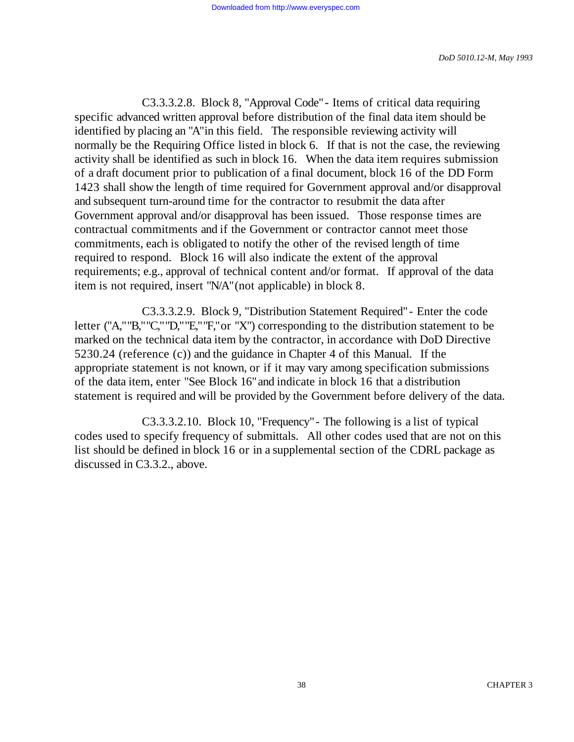C3.3.3.2.8. Block 8, "Approval Code" - Items of critical data requiring specific advanced written approval before distribution of the final data item should be identified by placing an "A" in this field. The responsible reviewing activity will normally be the Requiring Office listed in block 6. If that is not the case, the reviewing activity shall be identified as such in block 16. When the data item requires submission of a draft document prior to publication of a final document, block 16 of the DD Form 1423 shall show the length of time required for Government approval and/or disapproval and subsequent turn-around time for the contractor to resubmit the data after Government approval and/or disapproval has been issued. Those response times are contractual commitments and if the Government or contractor cannot meet those commitments, each is obligated to notify the other of the revised length of time required to respond. Block 16 will also indicate the extent of the approval requirements; e.g., approval of technical content and/or format. If approval of the data item is not required, insert "N/A" (not applicable) in block 8.

C3.3.3.2.9. Block 9, "Distribution Statement Required" - Enter the code letter ("A," "B," "C," "D," "E," "F," or "X") corresponding to the distribution statement to be marked on the technical data item by the contractor, in accordance with DoD Directive 5230.24 (reference (c)) and the guidance in Chapter 4 of this Manual. If the appropriate statement is not known, or if it may vary among specification submissions of the data item, enter "See Block 16" and indicate in block 16 that a distribution statement is required and will be provided by the Government before delivery of the data.

C3.3.3.2.10. Block 10, "Frequency" - The following is a list of typical codes used to specify frequency of submittals. All other codes used that are not on this list should be defined in block 16 or in a supplemental section of the CDRL package as discussed in C3.3.2., above.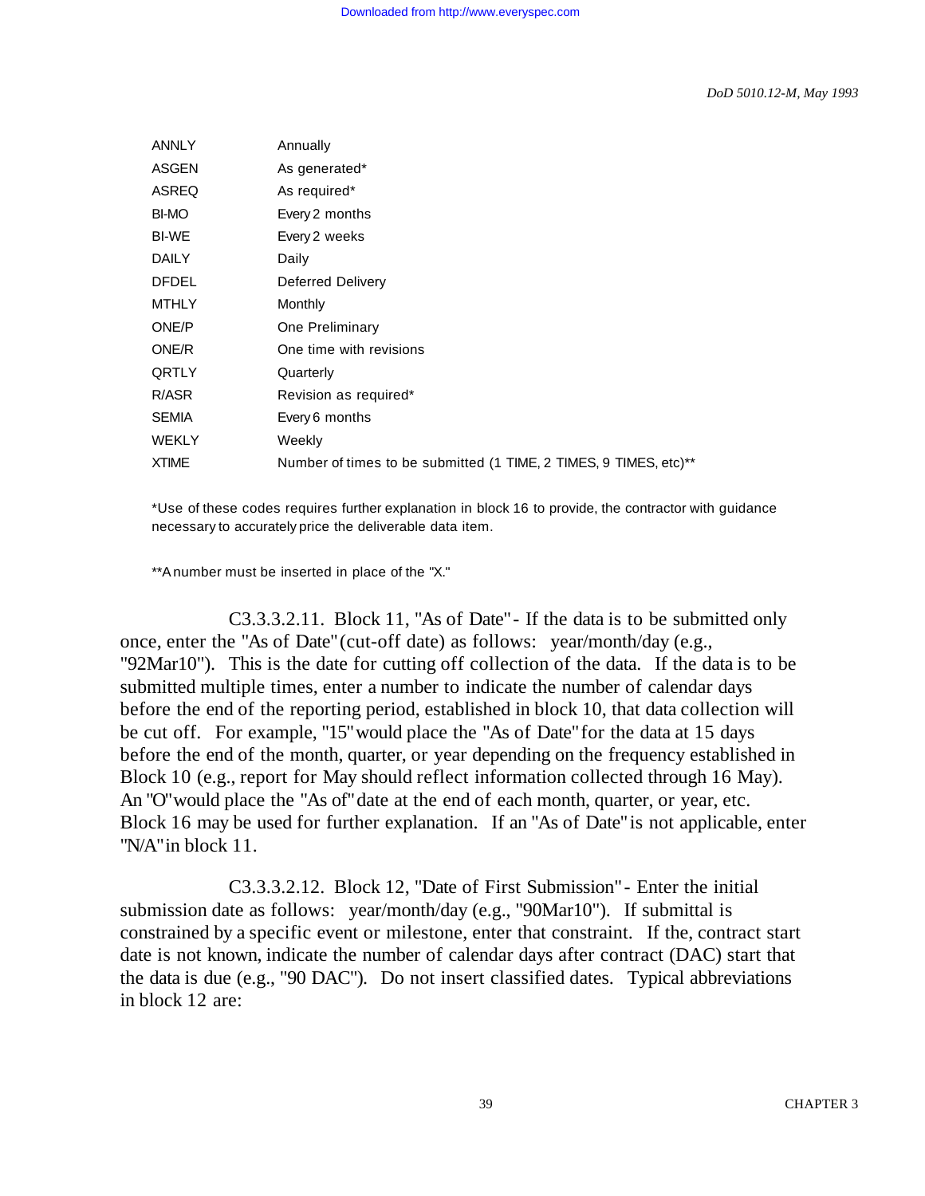| | |
|---|---|
| ANNLY | Annually |
| ASGEN | As generated* |
| ASREQ | As required* |
| BI-MO | Every 2 months |
| BI-WE | Every 2 weeks |
| DAILY | Daily |
| DFDEL | Deferred Delivery |
| MTHLY | Monthly |
| ONE/P | One Preliminary |
| ONE/R | One time with revisions |
| QRTLY | Quarterly |
| R/ASR | Revision as required* |
| SEMIA | Every 6 months |
| WEKLY | Weekly |
| XTIME | Number of times to be submitted (1 TIME, 2 TIMES, 9 TIMES, etc)** |

*Use of these codes requires further explanation in block 16 to provide, the contractor with guidance necessary to accurately price the deliverable data item.

**A number must be inserted in place of the "X."

C3.3.3.2.11. Block 11, "As of Date" - If the data is to be submitted only once, enter the "As of Date" (cut-off date) as follows: year/month/day (e.g., "92Mar10"). This is the date for cutting off collection of the data. If the data is to be submitted multiple times, enter a number to indicate the number of calendar days before the end of the reporting period, established in block 10, that data collection will be cut off. For example, "15" would place the "As of Date" for the data at 15 days before the end of the month, quarter, or year depending on the frequency established in Block 10 (e.g., report for May should reflect information collected through 16 May). An "O" would place the "As of" date at the end of each month, quarter, or year, etc. Block 16 may be used for further explanation. If an "As of Date" is not applicable, enter "N/A" in block 11.

C3.3.3.2.12. Block 12, "Date of First Submission" - Enter the initial submission date as follows: year/month/day (e.g., "90Mar10"). If submittal is constrained by a specific event or milestone, enter that constraint. If the, contract start date is not known, indicate the number of calendar days after contract (DAC) start that the data is due (e.g., "90 DAC"). Do not insert classified dates. Typical abbreviations in block 12 are: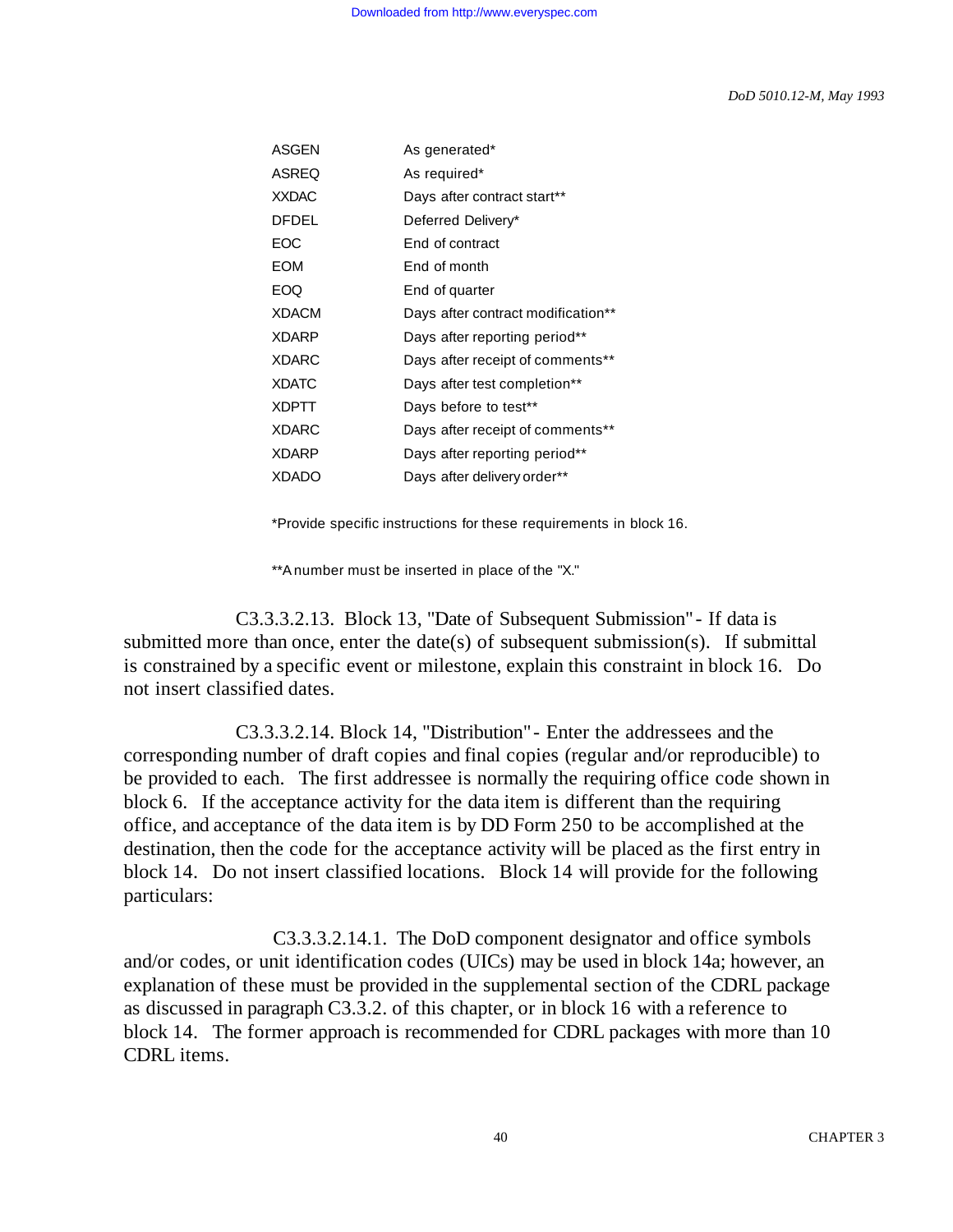| | |
|---|---|
| ASGEN | As generated* |
| ASREQ | As required* |
| XXDAC | Days after contract start** |
| DFDEL | Deferred Delivery* |
| EOC | End of contract |
| EOM | End of month |
| EOQ | End of quarter |
| XDACM | Days after contract modification** |
| XDARP | Days after reporting period** |
| XDARC | Days after receipt of comments** |
| XDATC | Days after test completion** |
| XDPTT | Days before to test** |
| XDARC | Days after receipt of comments** |
| XDARP | Days after reporting period** |
| XDADO | Days after delivery order** |

*Provide specific instructions for these requirements in block 16.

**A number must be inserted in place of the "X."

C3.3.3.2.13. Block 13, "Date of Subsequent Submission" - If data is submitted more than once, enter the date(s) of subsequent submission(s). If submittal is constrained by a specific event or milestone, explain this constraint in block 16. Do not insert classified dates.

C3.3.3.2.14. Block 14, "Distribution" - Enter the addressees and the corresponding number of draft copies and final copies (regular and/or reproducible) to be provided to each. The first addressee is normally the requiring office code shown in block 6. If the acceptance activity for the data item is different than the requiring office, and acceptance of the data item is by DD Form 250 to be accomplished at the destination, then the code for the acceptance activity will be placed as the first entry in block 14. Do not insert classified locations. Block 14 will provide for the following particulars:

C3.3.3.2.14.1. The DoD component designator and office symbols and/or codes, or unit identification codes (UICs) may be used in block 14a; however, an explanation of these must be provided in the supplemental section of the CDRL package as discussed in paragraph C3.3.2. of this chapter, or in block 16 with a reference to block 14. The former approach is recommended for CDRL packages with more than 10 CDRL items.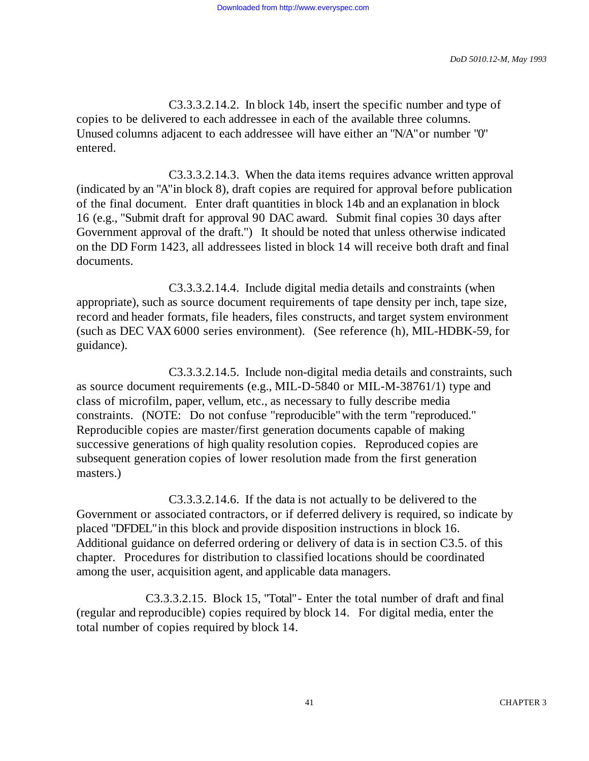C3.3.3.2.14.2. In block 14b, insert the specific number and type of copies to be delivered to each addressee in each of the available three columns. Unused columns adjacent to each addressee will have either an "N/A" or number "0" entered.

C3.3.3.2.14.3. When the data items requires advance written approval (indicated by an "A" in block 8), draft copies are required for approval before publication of the final document. Enter draft quantities in block 14b and an explanation in block 16 (e.g., "Submit draft for approval 90 DAC award. Submit final copies 30 days after Government approval of the draft.") It should be noted that unless otherwise indicated on the DD Form 1423, all addressees listed in block 14 will receive both draft and final documents.

C3.3.3.2.14.4. Include digital media details and constraints (when appropriate), such as source document requirements of tape density per inch, tape size, record and header formats, file headers, files constructs, and target system environment (such as DEC VAX 6000 series environment). (See reference (h), MIL-HDBK-59, for guidance).

C3.3.3.2.14.5. Include non-digital media details and constraints, such as source document requirements (e.g., MIL-D-5840 or MIL-M-38761/1) type and class of microfilm, paper, vellum, etc., as necessary to fully describe media constraints. (NOTE: Do not confuse "reproducible" with the term "reproduced." Reproducible copies are master/first generation documents capable of making successive generations of high quality resolution copies. Reproduced copies are subsequent generation copies of lower resolution made from the first generation masters.)

C3.3.3.2.14.6. If the data is not actually to be delivered to the Government or associated contractors, or if deferred delivery is required, so indicate by placed "DFDEL" in this block and provide disposition instructions in block 16. Additional guidance on deferred ordering or delivery of data is in section C3.5. of this chapter. Procedures for distribution to classified locations should be coordinated among the user, acquisition agent, and applicable data managers.

C3.3.3.2.15. Block 15, "Total" - Enter the total number of draft and final (regular and reproducible) copies required by block 14. For digital media, enter the total number of copies required by block 14.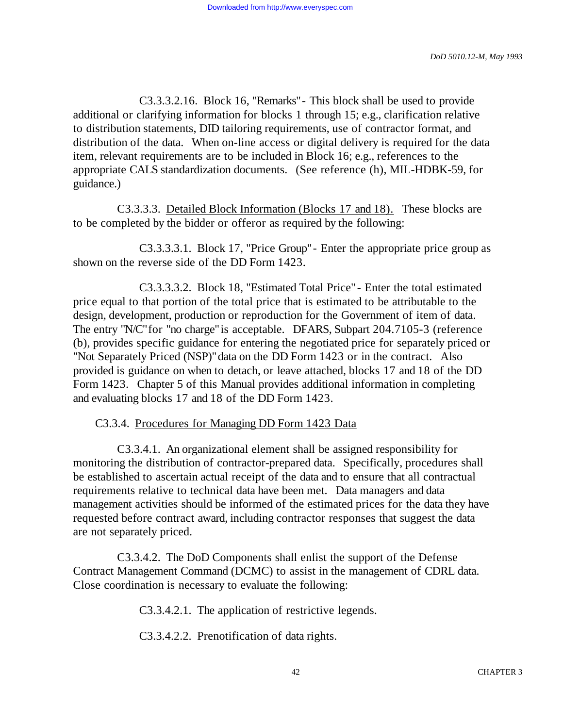C3.3.3.2.16. Block 16, "Remarks" - This block shall be used to provide additional or clarifying information for blocks 1 through 15; e.g., clarification relative to distribution statements, DID tailoring requirements, use of contractor format, and distribution of the data. When on-line access or digital delivery is required for the data item, relevant requirements are to be included in Block 16; e.g., references to the appropriate CALS standardization documents. (See reference (h), MIL-HDBK-59, for guidance.)

C3.3.3.3. Detailed Block Information (Blocks 17 and 18). These blocks are to be completed by the bidder or offeror as required by the following:

C3.3.3.3.1. Block 17, "Price Group" - Enter the appropriate price group as shown on the reverse side of the DD Form 1423.

C3.3.3.3.2. Block 18, "Estimated Total Price" - Enter the total estimated price equal to that portion of the total price that is estimated to be attributable to the design, development, production or reproduction for the Government of item of data. The entry "N/C" for "no charge" is acceptable. DFARS, Subpart 204.7105-3 (reference (b), provides specific guidance for entering the negotiated price for separately priced or "Not Separately Priced (NSP)" data on the DD Form 1423 or in the contract. Also provided is guidance on when to detach, or leave attached, blocks 17 and 18 of the DD Form 1423. Chapter 5 of this Manual provides additional information in completing and evaluating blocks 17 and 18 of the DD Form 1423.

C3.3.4. Procedures for Managing DD Form 1423 Data

C3.3.4.1. An organizational element shall be assigned responsibility for monitoring the distribution of contractor-prepared data. Specifically, procedures shall be established to ascertain actual receipt of the data and to ensure that all contractual requirements relative to technical data have been met. Data managers and data management activities should be informed of the estimated prices for the data they have requested before contract award, including contractor responses that suggest the data are not separately priced.

C3.3.4.2. The DoD Components shall enlist the support of the Defense Contract Management Command (DCMC) to assist in the management of CDRL data. Close coordination is necessary to evaluate the following:

C3.3.4.2.1. The application of restrictive legends.

C3.3.4.2.2. Prenotification of data rights.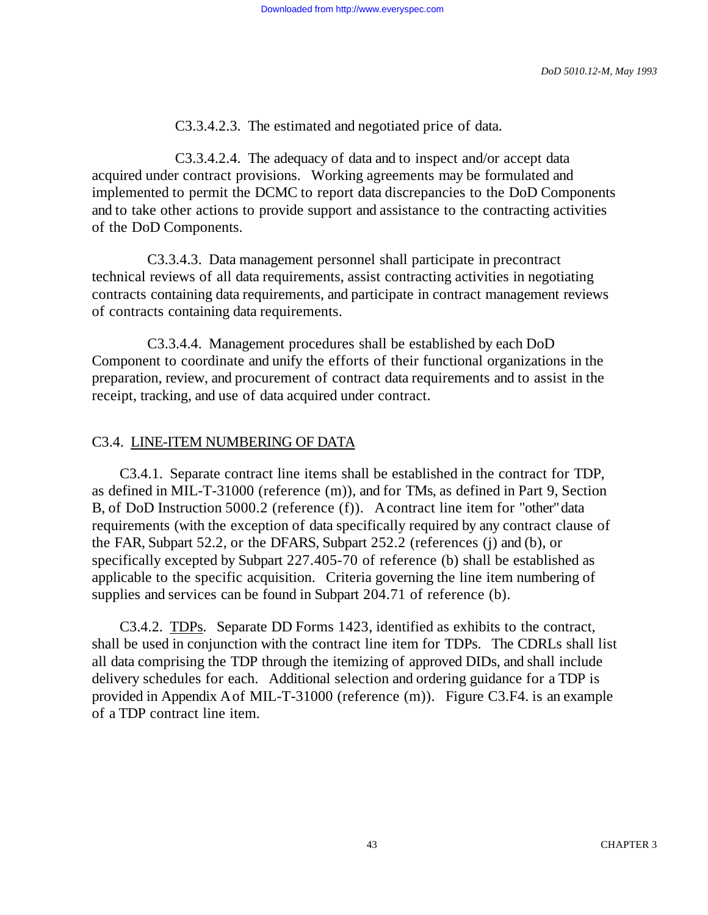C3.3.4.2.3. The estimated and negotiated price of data.

C3.3.4.2.4. The adequacy of data and to inspect and/or accept data acquired under contract provisions. Working agreements may be formulated and implemented to permit the DCMC to report data discrepancies to the DoD Components and to take other actions to provide support and assistance to the contracting activities of the DoD Components.

C3.3.4.3. Data management personnel shall participate in precontract technical reviews of all data requirements, assist contracting activities in negotiating contracts containing data requirements, and participate in contract management reviews of contracts containing data requirements.

C3.3.4.4. Management procedures shall be established by each DoD Component to coordinate and unify the efforts of their functional organizations in the preparation, review, and procurement of contract data requirements and to assist in the receipt, tracking, and use of data acquired under contract.

## C3.4. <u>LINE-ITEM NUMBERING OF DATA</u>

C3.4.1. Separate contract line items shall be established in the contract for TDP, as defined in MIL-T-31000 (reference (m)), and for TMs, as defined in Part 9, Section B, of DoD Instruction 5000.2 (reference (f)). A contract line item for "other" data requirements (with the exception of data specifically required by any contract clause of the FAR, Subpart 52.2, or the DFARS, Subpart 252.2 (references (j) and (b), or specifically excepted by Subpart 227.405-70 of reference (b) shall be established as applicable to the specific acquisition. Criteria governing the line item numbering of supplies and services can be found in Subpart 204.71 of reference (b).

C3.4.2. <u>TDPs</u>. Separate DD Forms 1423, identified as exhibits to the contract, shall be used in conjunction with the contract line item for TDPs. The CDRLs shall list all data comprising the TDP through the itemizing of approved DIDs, and shall include delivery schedules for each. Additional selection and ordering guidance for a TDP is provided in Appendix A of MIL-T-31000 (reference (m)). Figure C3.F4. is an example of a TDP contract line item.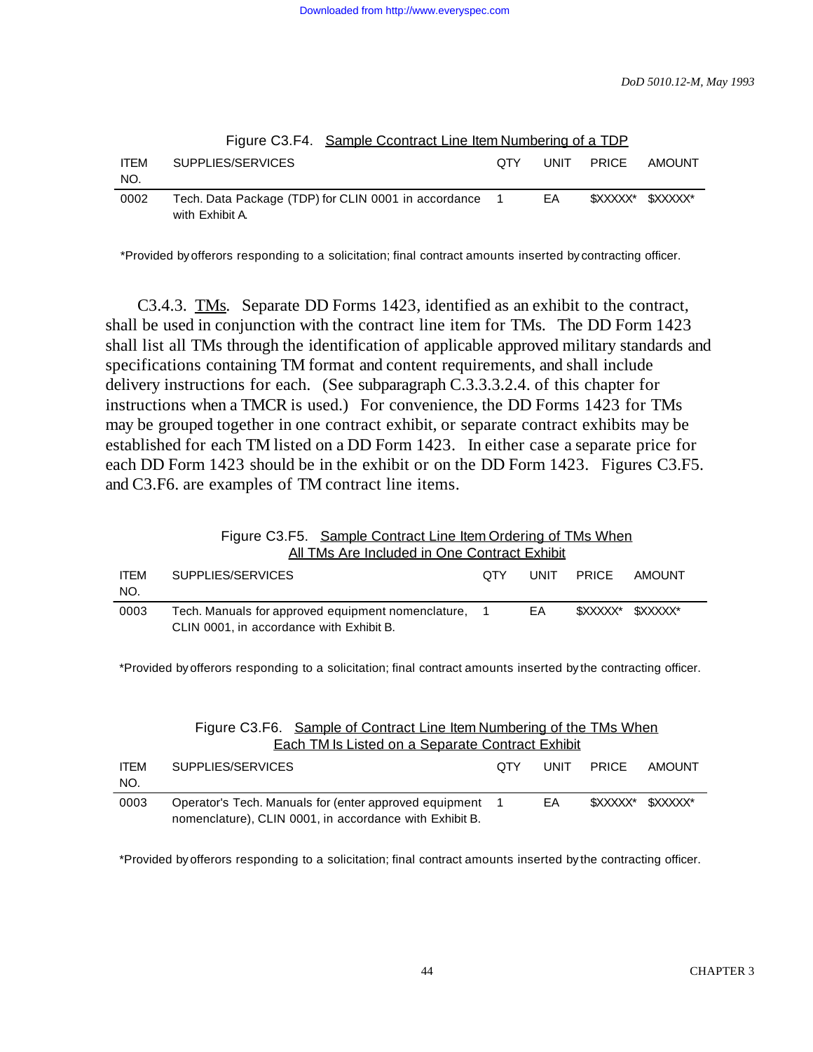Figure C3.F4. Sample Ccontract Line Item Numbering of a TDP

| ITEM NO. | SUPPLIES/SERVICES | QTY | UNIT | PRICE | AMOUNT |
|---|---|---|---|---|---|
| 0002 | Tech. Data Package (TDP) for CLIN 0001 in accordance with Exhibit A. | 1 | EA | $XXXXX* | $XXXXX* |

*Provided by offerors responding to a solicitation; final contract amounts inserted by contracting officer.

C3.4.3. TMs. Separate DD Forms 1423, identified as an exhibit to the contract, shall be used in conjunction with the contract line item for TMs. The DD Form 1423 shall list all TMs through the identification of applicable approved military standards and specifications containing TM format and content requirements, and shall include delivery instructions for each. (See subparagraph C.3.3.3.2.4. of this chapter for instructions when a TMCR is used.) For convenience, the DD Forms 1423 for TMs may be grouped together in one contract exhibit, or separate contract exhibits may be established for each TM listed on a DD Form 1423. In either case a separate price for each DD Form 1423 should be in the exhibit or on the DD Form 1423. Figures C3.F5. and C3.F6. are examples of TM contract line items.

Figure C3.F5. Sample Contract Line Item Ordering of TMs When All TMs Are Included in One Contract Exhibit

| ITEM NO. | SUPPLIES/SERVICES | QTY | UNIT | PRICE | AMOUNT |
|---|---|---|---|---|---|
| 0003 | Tech. Manuals for approved equipment nomenclature, CLIN 0001, in accordance with Exhibit B. | 1 | EA | $XXXXX* | $XXXXX* |

*Provided by offerors responding to a solicitation; final contract amounts inserted by the contracting officer.

Figure C3.F6. Sample of Contract Line Item Numbering of the TMs When Each TM Is Listed on a Separate Contract Exhibit

| ITEM NO. | SUPPLIES/SERVICES | QTY | UNIT | PRICE | AMOUNT |
|---|---|---|---|---|---|
| 0003 | Operator's Tech. Manuals for (enter approved equipment nomenclature), CLIN 0001, in accordance with Exhibit B. | 1 | EA | $XXXXX* | $XXXXX* |

*Provided by offerors responding to a solicitation; final contract amounts inserted by the contracting officer.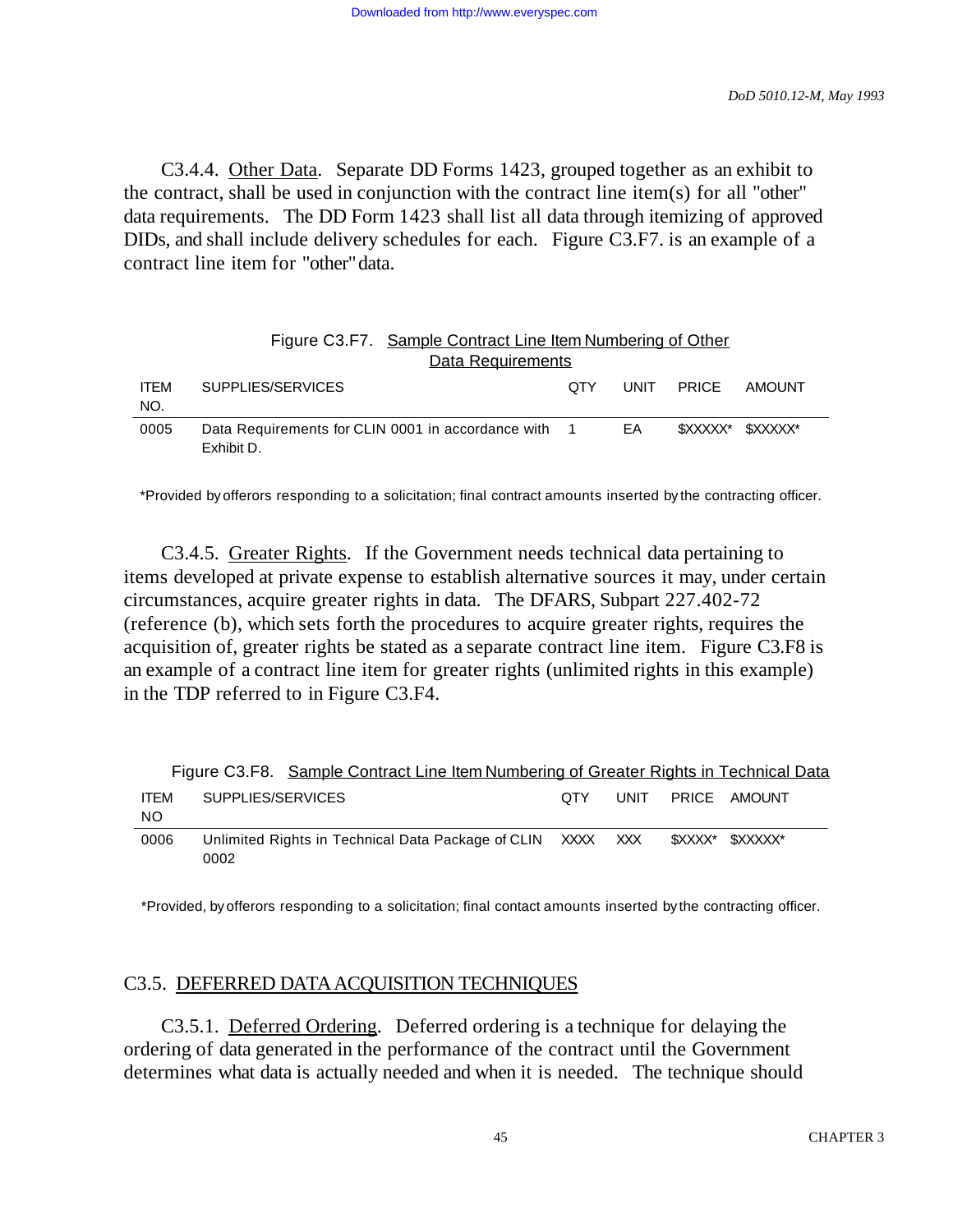C3.4.4. Other Data. Separate DD Forms 1423, grouped together as an exhibit to the contract, shall be used in conjunction with the contract line item(s) for all "other" data requirements. The DD Form 1423 shall list all data through itemizing of approved DIDs, and shall include delivery schedules for each. Figure C3.F7. is an example of a contract line item for "other" data.

Figure C3.F7. Sample Contract Line Item Numbering of Other Data Requirements

| ITEM NO. | SUPPLIES/SERVICES | QTY | UNIT | PRICE | AMOUNT |
|---|---|---|---|---|---|
| 0005 | Data Requirements for CLIN 0001 in accordance with Exhibit D. | 1 | EA | $XXXXX* | $XXXXX* |

*Provided by offerors responding to a solicitation; final contract amounts inserted by the contracting officer.

C3.4.5. Greater Rights. If the Government needs technical data pertaining to items developed at private expense to establish alternative sources it may, under certain circumstances, acquire greater rights in data. The DFARS, Subpart 227.402-72 (reference (b), which sets forth the procedures to acquire greater rights, requires the acquisition of, greater rights be stated as a separate contract line item. Figure C3.F8 is an example of a contract line item for greater rights (unlimited rights in this example) in the TDP referred to in Figure C3.F4.

Figure C3.F8. Sample Contract Line Item Numbering of Greater Rights in Technical Data

| ITEM NO | SUPPLIES/SERVICES | QTY | UNIT | PRICE | AMOUNT |
|---|---|---|---|---|---|
| 0006 | Unlimited Rights in Technical Data Package of CLIN 0002 | XXXX | XXX | $XXXX* | $XXXXX* |

*Provided, by offerors responding to a solicitation; final contact amounts inserted by the contracting officer.

## C3.5. DEFERRED DATA ACQUISITION TECHNIQUES

C3.5.1. Deferred Ordering. Deferred ordering is a technique for delaying the ordering of data generated in the performance of the contract until the Government determines what data is actually needed and when it is needed. The technique should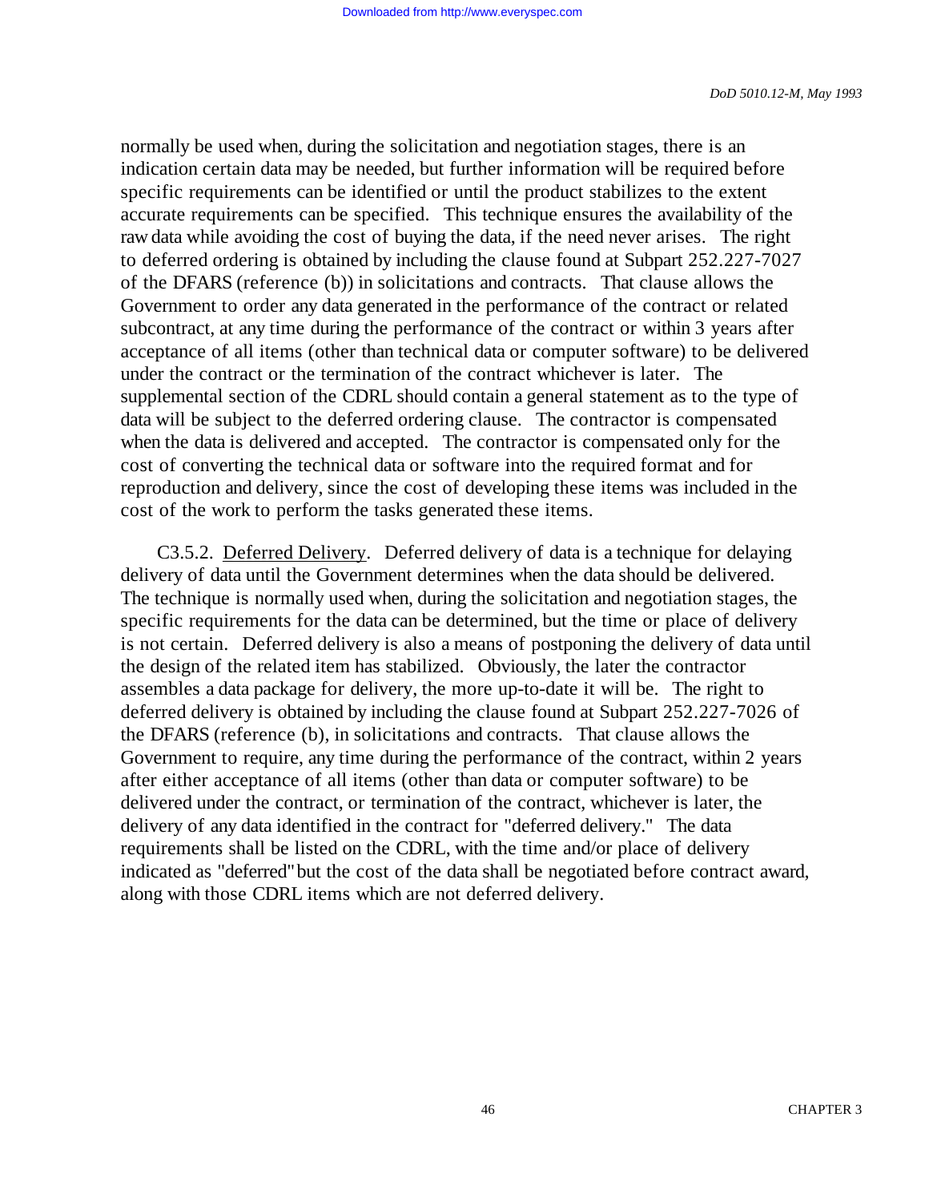normally be used when, during the solicitation and negotiation stages, there is an indication certain data may be needed, but further information will be required before specific requirements can be identified or until the product stabilizes to the extent accurate requirements can be specified. This technique ensures the availability of the raw data while avoiding the cost of buying the data, if the need never arises. The right to deferred ordering is obtained by including the clause found at Subpart 252.227-7027 of the DFARS (reference (b)) in solicitations and contracts. That clause allows the Government to order any data generated in the performance of the contract or related subcontract, at any time during the performance of the contract or within 3 years after acceptance of all items (other than technical data or computer software) to be delivered under the contract or the termination of the contract whichever is later. The supplemental section of the CDRL should contain a general statement as to the type of data will be subject to the deferred ordering clause. The contractor is compensated when the data is delivered and accepted. The contractor is compensated only for the cost of converting the technical data or software into the required format and for reproduction and delivery, since the cost of developing these items was included in the cost of the work to perform the tasks generated these items.

C3.5.2. Deferred Delivery. Deferred delivery of data is a technique for delaying delivery of data until the Government determines when the data should be delivered. The technique is normally used when, during the solicitation and negotiation stages, the specific requirements for the data can be determined, but the time or place of delivery is not certain. Deferred delivery is also a means of postponing the delivery of data until the design of the related item has stabilized. Obviously, the later the contractor assembles a data package for delivery, the more up-to-date it will be. The right to deferred delivery is obtained by including the clause found at Subpart 252.227-7026 of the DFARS (reference (b), in solicitations and contracts. That clause allows the Government to require, any time during the performance of the contract, within 2 years after either acceptance of all items (other than data or computer software) to be delivered under the contract, or termination of the contract, whichever is later, the delivery of any data identified in the contract for "deferred delivery." The data requirements shall be listed on the CDRL, with the time and/or place of delivery indicated as "deferred" but the cost of the data shall be negotiated before contract award, along with those CDRL items which are not deferred delivery.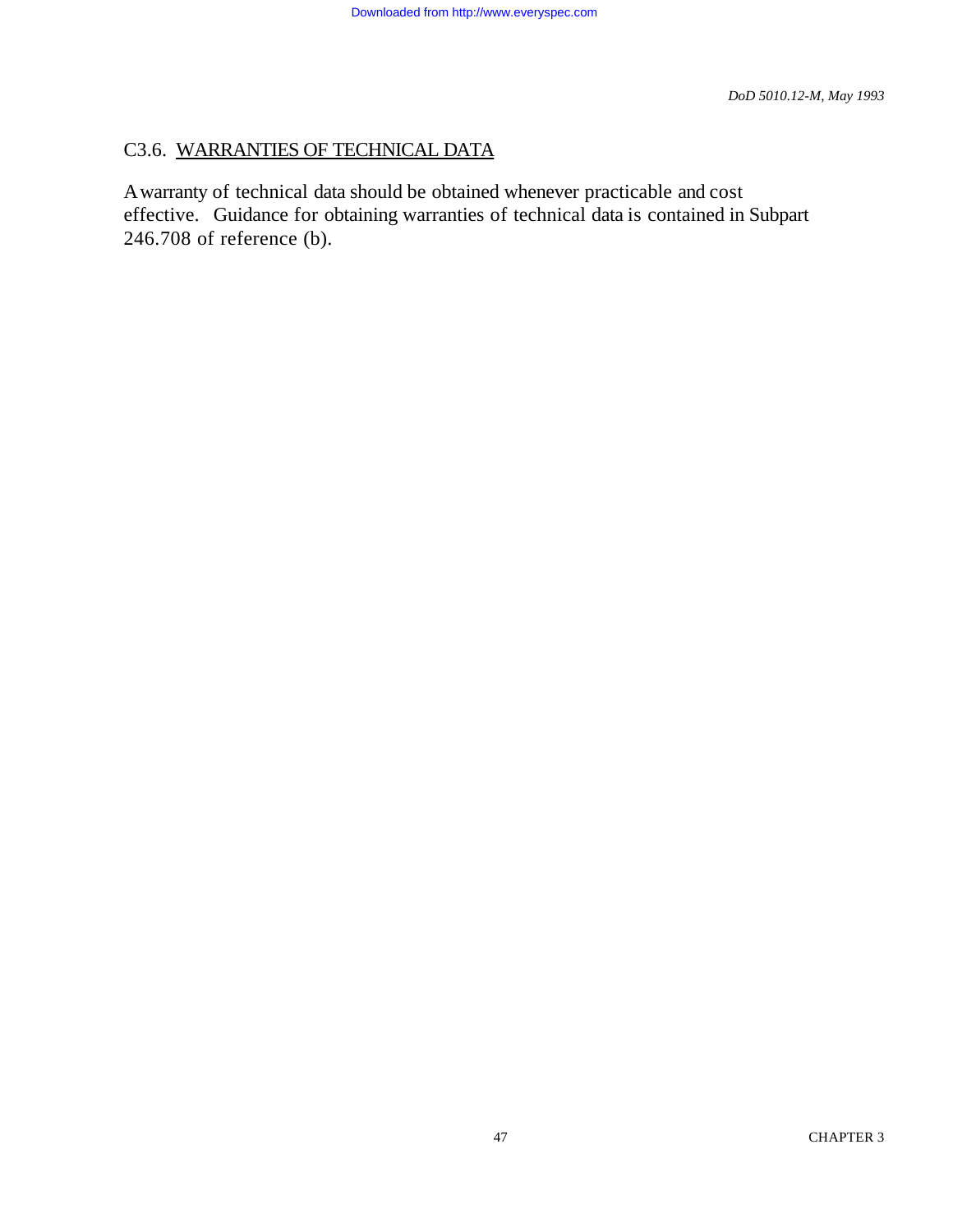## C3.6. WARRANTIES OF TECHNICAL DATA

A warranty of technical data should be obtained whenever practicable and cost effective. Guidance for obtaining warranties of technical data is contained in Subpart 246.708 of reference (b).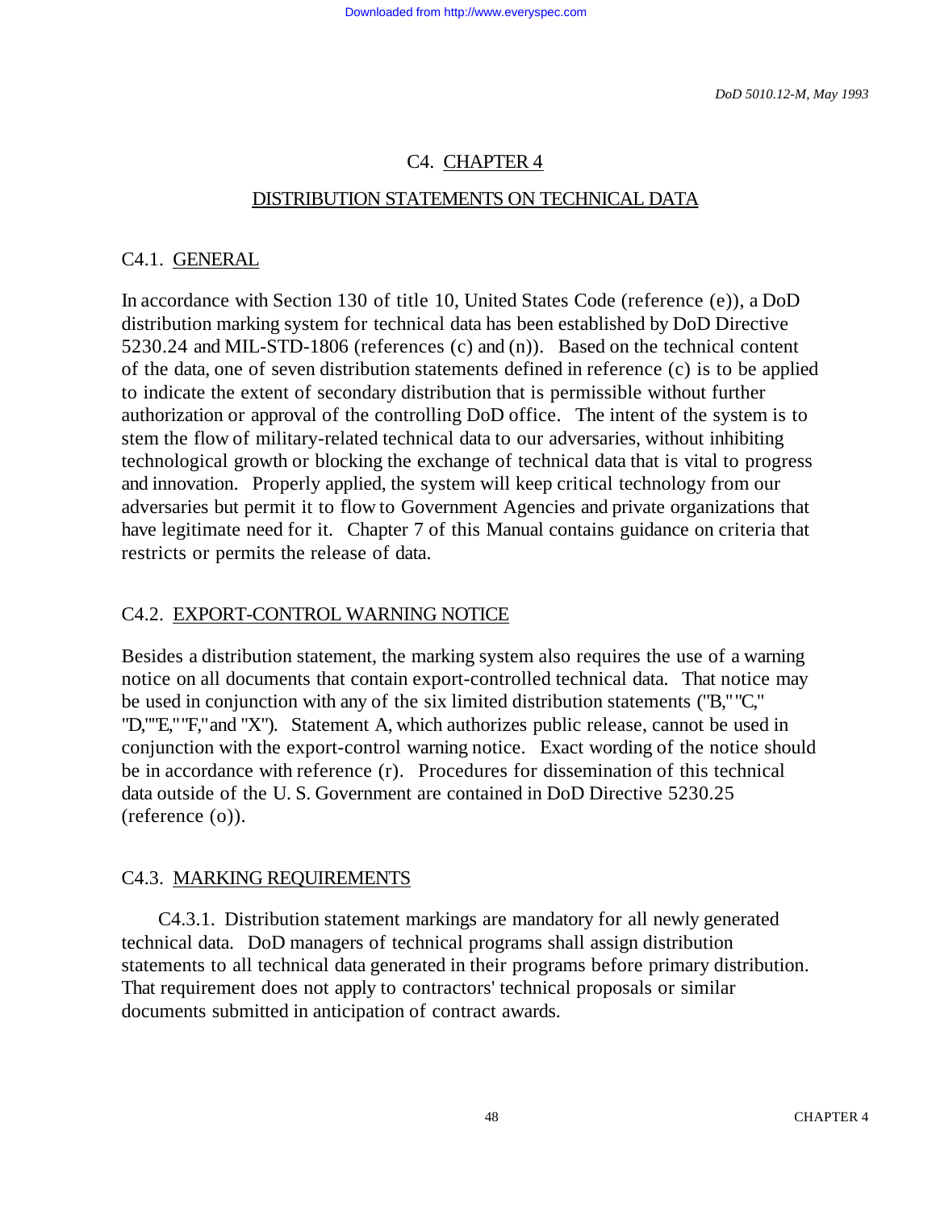# C4. CHAPTER 4

## DISTRIBUTION STATEMENTS ON TECHNICAL DATA

### C4.1. GENERAL

In accordance with Section 130 of title 10, United States Code (reference (e)), a DoD distribution marking system for technical data has been established by DoD Directive 5230.24 and MIL-STD-1806 (references (c) and (n)). Based on the technical content of the data, one of seven distribution statements defined in reference (c) is to be applied to indicate the extent of secondary distribution that is permissible without further authorization or approval of the controlling DoD office. The intent of the system is to stem the flow of military-related technical data to our adversaries, without inhibiting technological growth or blocking the exchange of technical data that is vital to progress and innovation. Properly applied, the system will keep critical technology from our adversaries but permit it to flow to Government Agencies and private organizations that have legitimate need for it. Chapter 7 of this Manual contains guidance on criteria that restricts or permits the release of data.

### C4.2. EXPORT-CONTROL WARNING NOTICE

Besides a distribution statement, the marking system also requires the use of a warning notice on all documents that contain export-controlled technical data. That notice may be used in conjunction with any of the six limited distribution statements ("B," "C," "D," "E," "F," and "X"). Statement A, which authorizes public release, cannot be used in conjunction with the export-control warning notice. Exact wording of the notice should be in accordance with reference (r). Procedures for dissemination of this technical data outside of the U. S. Government are contained in DoD Directive 5230.25 (reference (o)).

### C4.3. MARKING REQUIREMENTS

C4.3.1. Distribution statement markings are mandatory for all newly generated technical data. DoD managers of technical programs shall assign distribution statements to all technical data generated in their programs before primary distribution. That requirement does not apply to contractors' technical proposals or similar documents submitted in anticipation of contract awards.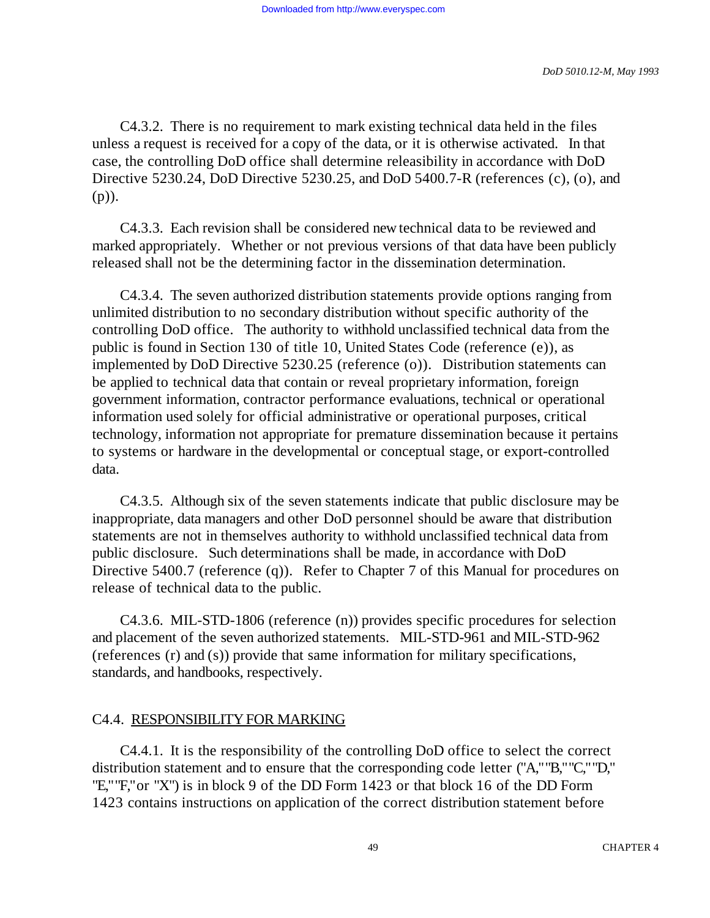C4.3.2. There is no requirement to mark existing technical data held in the files unless a request is received for a copy of the data, or it is otherwise activated. In that case, the controlling DoD office shall determine releasability in accordance with DoD Directive 5230.24, DoD Directive 5230.25, and DoD 5400.7-R (references (c), (o), and (p)).

C4.3.3. Each revision shall be considered new technical data to be reviewed and marked appropriately. Whether or not previous versions of that data have been publicly released shall not be the determining factor in the dissemination determination.

C4.3.4. The seven authorized distribution statements provide options ranging from unlimited distribution to no secondary distribution without specific authority of the controlling DoD office. The authority to withhold unclassified technical data from the public is found in Section 130 of title 10, United States Code (reference (e)), as implemented by DoD Directive 5230.25 (reference (o)). Distribution statements can be applied to technical data that contain or reveal proprietary information, foreign government information, contractor performance evaluations, technical or operational information used solely for official administrative or operational purposes, critical technology, information not appropriate for premature dissemination because it pertains to systems or hardware in the developmental or conceptual stage, or export-controlled data.

C4.3.5. Although six of the seven statements indicate that public disclosure may be inappropriate, data managers and other DoD personnel should be aware that distribution statements are not in themselves authority to withhold unclassified technical data from public disclosure. Such determinations shall be made, in accordance with DoD Directive 5400.7 (reference (q)). Refer to Chapter 7 of this Manual for procedures on release of technical data to the public.

C4.3.6. MIL-STD-1806 (reference (n)) provides specific procedures for selection and placement of the seven authorized statements. MIL-STD-961 and MIL-STD-962 (references (r) and (s)) provide that same information for military specifications, standards, and handbooks, respectively.

## C4.4. RESPONSIBILITY FOR MARKING

C4.4.1. It is the responsibility of the controlling DoD office to select the correct distribution statement and to ensure that the corresponding code letter ("A," "B," "C," "D," "E," "F," or "X") is in block 9 of the DD Form 1423 or that block 16 of the DD Form 1423 contains instructions on application of the correct distribution statement before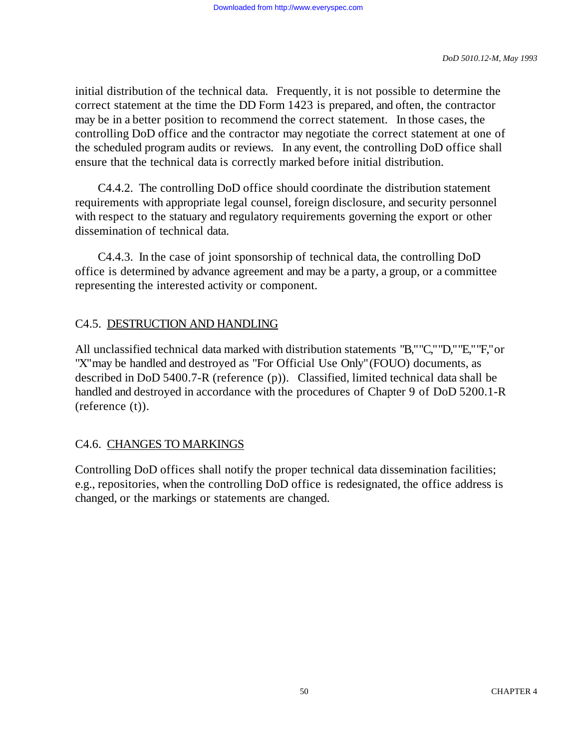initial distribution of the technical data. Frequently, it is not possible to determine the correct statement at the time the DD Form 1423 is prepared, and often, the contractor may be in a better position to recommend the correct statement. In those cases, the controlling DoD office and the contractor may negotiate the correct statement at one of the scheduled program audits or reviews. In any event, the controlling DoD office shall ensure that the technical data is correctly marked before initial distribution.

C4.4.2. The controlling DoD office should coordinate the distribution statement requirements with appropriate legal counsel, foreign disclosure, and security personnel with respect to the statuary and regulatory requirements governing the export or other dissemination of technical data.

C4.4.3. In the case of joint sponsorship of technical data, the controlling DoD office is determined by advance agreement and may be a party, a group, or a committee representing the interested activity or component.

## C4.5. DESTRUCTION AND HANDLING

All unclassified technical data marked with distribution statements "B," "C," "D," "E," "F," or "X" may be handled and destroyed as "For Official Use Only" (FOUO) documents, as described in DoD 5400.7-R (reference (p)). Classified, limited technical data shall be handled and destroyed in accordance with the procedures of Chapter 9 of DoD 5200.1-R (reference (t)).

## C4.6. CHANGES TO MARKINGS

Controlling DoD offices shall notify the proper technical data dissemination facilities; e.g., repositories, when the controlling DoD office is redesignated, the office address is changed, or the markings or statements are changed.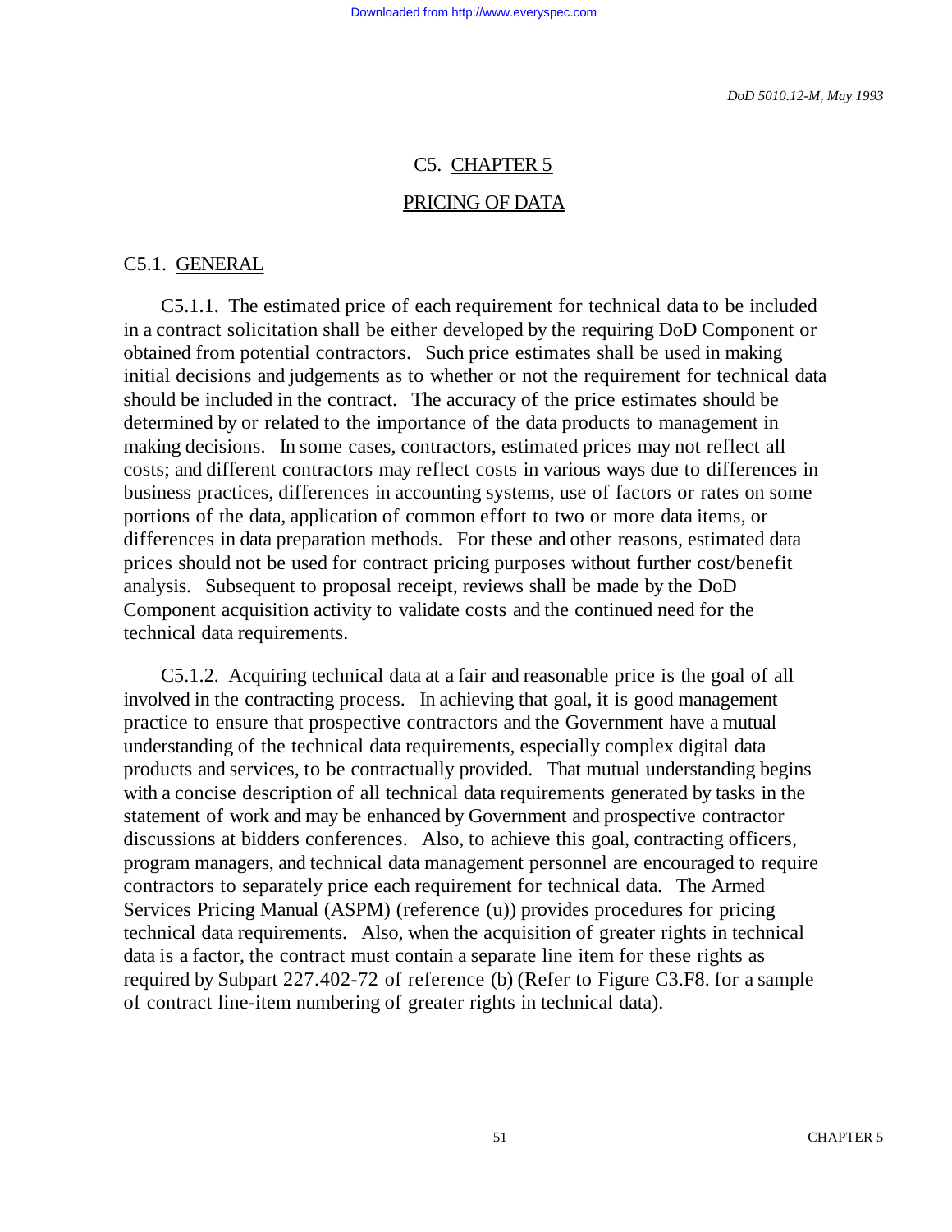# C5. CHAPTER 5

# PRICING OF DATA

## C5.1. GENERAL

C5.1.1. The estimated price of each requirement for technical data to be included in a contract solicitation shall be either developed by the requiring DoD Component or obtained from potential contractors. Such price estimates shall be used in making initial decisions and judgements as to whether or not the requirement for technical data should be included in the contract. The accuracy of the price estimates should be determined by or related to the importance of the data products to management in making decisions. In some cases, contractors, estimated prices may not reflect all costs; and different contractors may reflect costs in various ways due to differences in business practices, differences in accounting systems, use of factors or rates on some portions of the data, application of common effort to two or more data items, or differences in data preparation methods. For these and other reasons, estimated data prices should not be used for contract pricing purposes without further cost/benefit analysis. Subsequent to proposal receipt, reviews shall be made by the DoD Component acquisition activity to validate costs and the continued need for the technical data requirements.

C5.1.2. Acquiring technical data at a fair and reasonable price is the goal of all involved in the contracting process. In achieving that goal, it is good management practice to ensure that prospective contractors and the Government have a mutual understanding of the technical data requirements, especially complex digital data products and services, to be contractually provided. That mutual understanding begins with a concise description of all technical data requirements generated by tasks in the statement of work and may be enhanced by Government and prospective contractor discussions at bidders conferences. Also, to achieve this goal, contracting officers, program managers, and technical data management personnel are encouraged to require contractors to separately price each requirement for technical data. The Armed Services Pricing Manual (ASPM) (reference (u)) provides procedures for pricing technical data requirements. Also, when the acquisition of greater rights in technical data is a factor, the contract must contain a separate line item for these rights as required by Subpart 227.402-72 of reference (b) (Refer to Figure C3.F8. for a sample of contract line-item numbering of greater rights in technical data).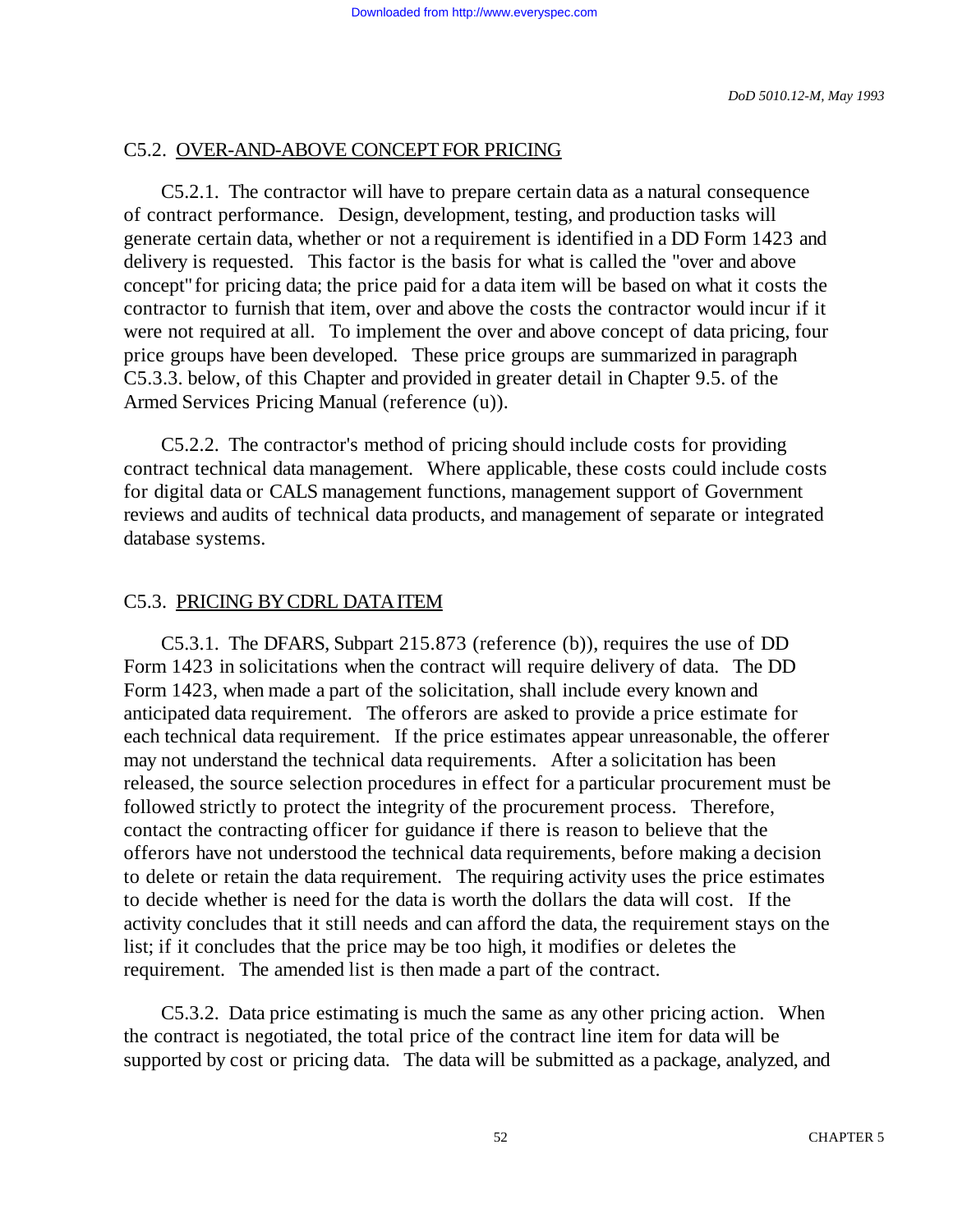## C5.2. OVER-AND-ABOVE CONCEPT FOR PRICING

C5.2.1. The contractor will have to prepare certain data as a natural consequence of contract performance. Design, development, testing, and production tasks will generate certain data, whether or not a requirement is identified in a DD Form 1423 and delivery is requested. This factor is the basis for what is called the "over and above concept" for pricing data; the price paid for a data item will be based on what it costs the contractor to furnish that item, over and above the costs the contractor would incur if it were not required at all. To implement the over and above concept of data pricing, four price groups have been developed. These price groups are summarized in paragraph C5.3.3. below, of this Chapter and provided in greater detail in Chapter 9.5. of the Armed Services Pricing Manual (reference (u)).

C5.2.2. The contractor's method of pricing should include costs for providing contract technical data management. Where applicable, these costs could include costs for digital data or CALS management functions, management support of Government reviews and audits of technical data products, and management of separate or integrated database systems.

## C5.3. PRICING BY CDRL DATA ITEM

C5.3.1. The DFARS, Subpart 215.873 (reference (b)), requires the use of DD Form 1423 in solicitations when the contract will require delivery of data. The DD Form 1423, when made a part of the solicitation, shall include every known and anticipated data requirement. The offerors are asked to provide a price estimate for each technical data requirement. If the price estimates appear unreasonable, the offerer may not understand the technical data requirements. After a solicitation has been released, the source selection procedures in effect for a particular procurement must be followed strictly to protect the integrity of the procurement process. Therefore, contact the contracting officer for guidance if there is reason to believe that the offerors have not understood the technical data requirements, before making a decision to delete or retain the data requirement. The requiring activity uses the price estimates to decide whether is need for the data is worth the dollars the data will cost. If the activity concludes that it still needs and can afford the data, the requirement stays on the list; if it concludes that the price may be too high, it modifies or deletes the requirement. The amended list is then made a part of the contract.

C5.3.2. Data price estimating is much the same as any other pricing action. When the contract is negotiated, the total price of the contract line item for data will be supported by cost or pricing data. The data will be submitted as a package, analyzed, and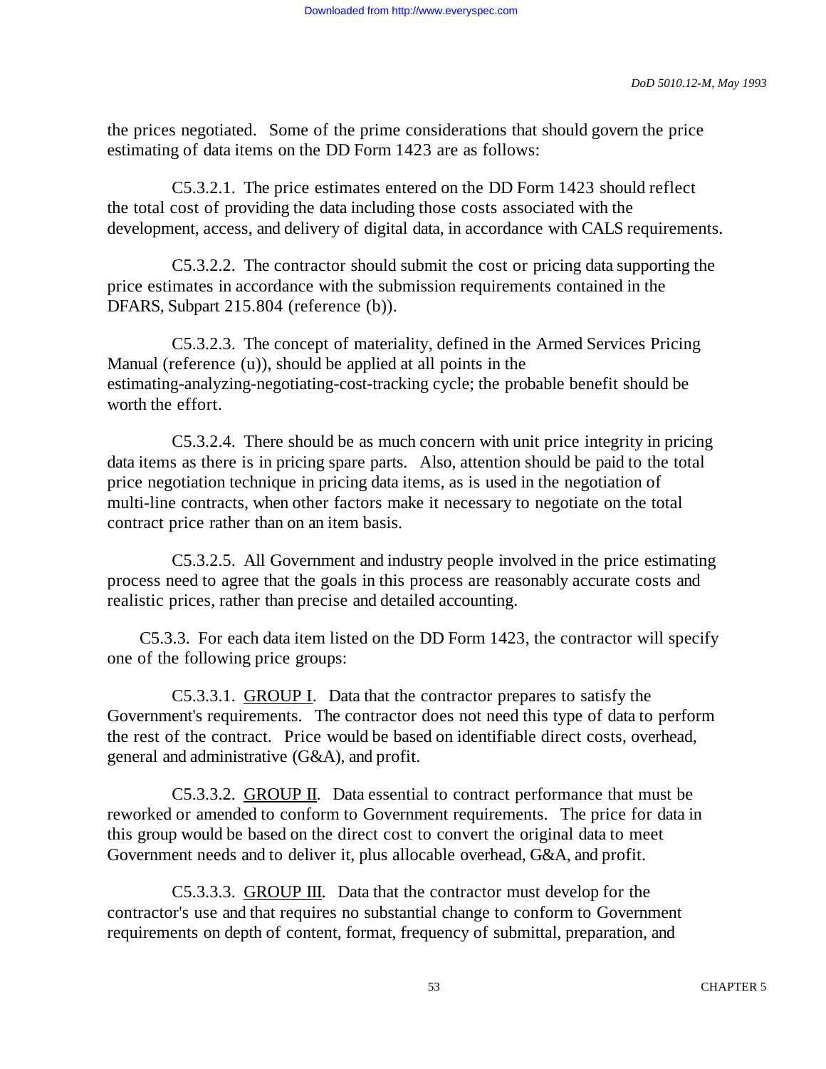the prices negotiated. Some of the prime considerations that should govern the price estimating of data items on the DD Form 1423 are as follows:

C5.3.2.1. The price estimates entered on the DD Form 1423 should reflect the total cost of providing the data including those costs associated with the development, access, and delivery of digital data, in accordance with CALS requirements.

C5.3.2.2. The contractor should submit the cost or pricing data supporting the price estimates in accordance with the submission requirements contained in the DFARS, Subpart 215.804 (reference (b)).

C5.3.2.3. The concept of materiality, defined in the Armed Services Pricing Manual (reference (u)), should be applied at all points in the estimating-analyzing-negotiating-cost-tracking cycle; the probable benefit should be worth the effort.

C5.3.2.4. There should be as much concern with unit price integrity in pricing data items as there is in pricing spare parts. Also, attention should be paid to the total price negotiation technique in pricing data items, as is used in the negotiation of multi-line contracts, when other factors make it necessary to negotiate on the total contract price rather than on an item basis.

C5.3.2.5. All Government and industry people involved in the price estimating process need to agree that the goals in this process are reasonably accurate costs and realistic prices, rather than precise and detailed accounting.

C5.3.3. For each data item listed on the DD Form 1423, the contractor will specify one of the following price groups:

C5.3.3.1. GROUP I. Data that the contractor prepares to satisfy the Government's requirements. The contractor does not need this type of data to perform the rest of the contract. Price would be based on identifiable direct costs, overhead, general and administrative (G&A), and profit.

C5.3.3.2. GROUP II. Data essential to contract performance that must be reworked or amended to conform to Government requirements. The price for data in this group would be based on the direct cost to convert the original data to meet Government needs and to deliver it, plus allocable overhead, G&A, and profit.

C5.3.3.3. GROUP III. Data that the contractor must develop for the contractor's use and that requires no substantial change to conform to Government requirements on depth of content, format, frequency of submittal, preparation, and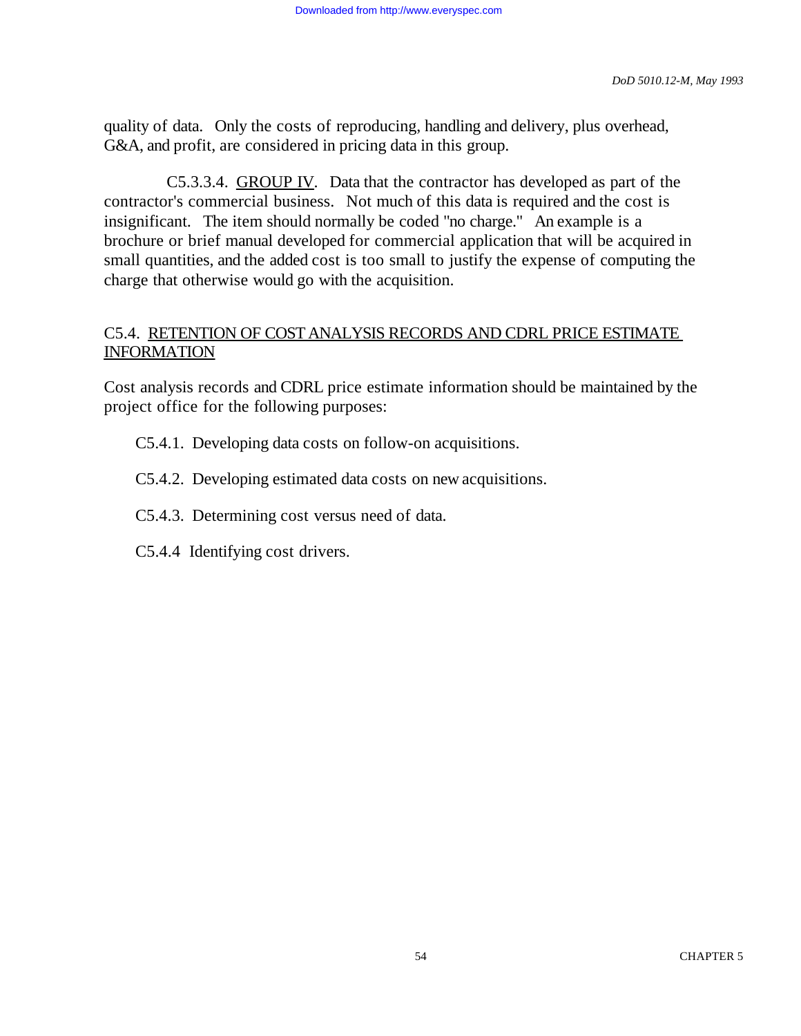quality of data. Only the costs of reproducing, handling and delivery, plus overhead, G&A, and profit, are considered in pricing data in this group.

C5.3.3.4. GROUP IV. Data that the contractor has developed as part of the contractor's commercial business. Not much of this data is required and the cost is insignificant. The item should normally be coded "no charge." An example is a brochure or brief manual developed for commercial application that will be acquired in small quantities, and the added cost is too small to justify the expense of computing the charge that otherwise would go with the acquisition.

## C5.4. RETENTION OF COST ANALYSIS RECORDS AND CDRL PRICE ESTIMATE INFORMATION

Cost analysis records and CDRL price estimate information should be maintained by the project office for the following purposes:

C5.4.1. Developing data costs on follow-on acquisitions.

C5.4.2. Developing estimated data costs on new acquisitions.

C5.4.3. Determining cost versus need of data.

C5.4.4 Identifying cost drivers.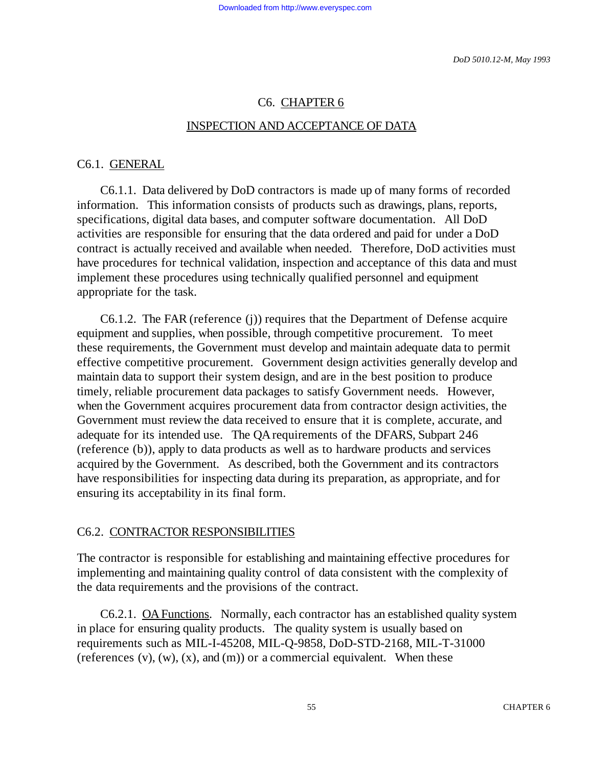# C6. CHAPTER 6

## INSPECTION AND ACCEPTANCE OF DATA

### C6.1. GENERAL

C6.1.1. Data delivered by DoD contractors is made up of many forms of recorded information. This information consists of products such as drawings, plans, reports, specifications, digital data bases, and computer software documentation. All DoD activities are responsible for ensuring that the data ordered and paid for under a DoD contract is actually received and available when needed. Therefore, DoD activities must have procedures for technical validation, inspection and acceptance of this data and must implement these procedures using technically qualified personnel and equipment appropriate for the task.

C6.1.2. The FAR (reference (j)) requires that the Department of Defense acquire equipment and supplies, when possible, through competitive procurement. To meet these requirements, the Government must develop and maintain adequate data to permit effective competitive procurement. Government design activities generally develop and maintain data to support their system design, and are in the best position to produce timely, reliable procurement data packages to satisfy Government needs. However, when the Government acquires procurement data from contractor design activities, the Government must review the data received to ensure that it is complete, accurate, and adequate for its intended use. The QA requirements of the DFARS, Subpart 246 (reference (b)), apply to data products as well as to hardware products and services acquired by the Government. As described, both the Government and its contractors have responsibilities for inspecting data during its preparation, as appropriate, and for ensuring its acceptability in its final form.

### C6.2. CONTRACTOR RESPONSIBILITIES

The contractor is responsible for establishing and maintaining effective procedures for implementing and maintaining quality control of data consistent with the complexity of the data requirements and the provisions of the contract.

C6.2.1. QA Functions. Normally, each contractor has an established quality system in place for ensuring quality products. The quality system is usually based on requirements such as MIL-I-45208, MIL-Q-9858, DoD-STD-2168, MIL-T-31000 (references (v), (w), (x), and (m)) or a commercial equivalent. When these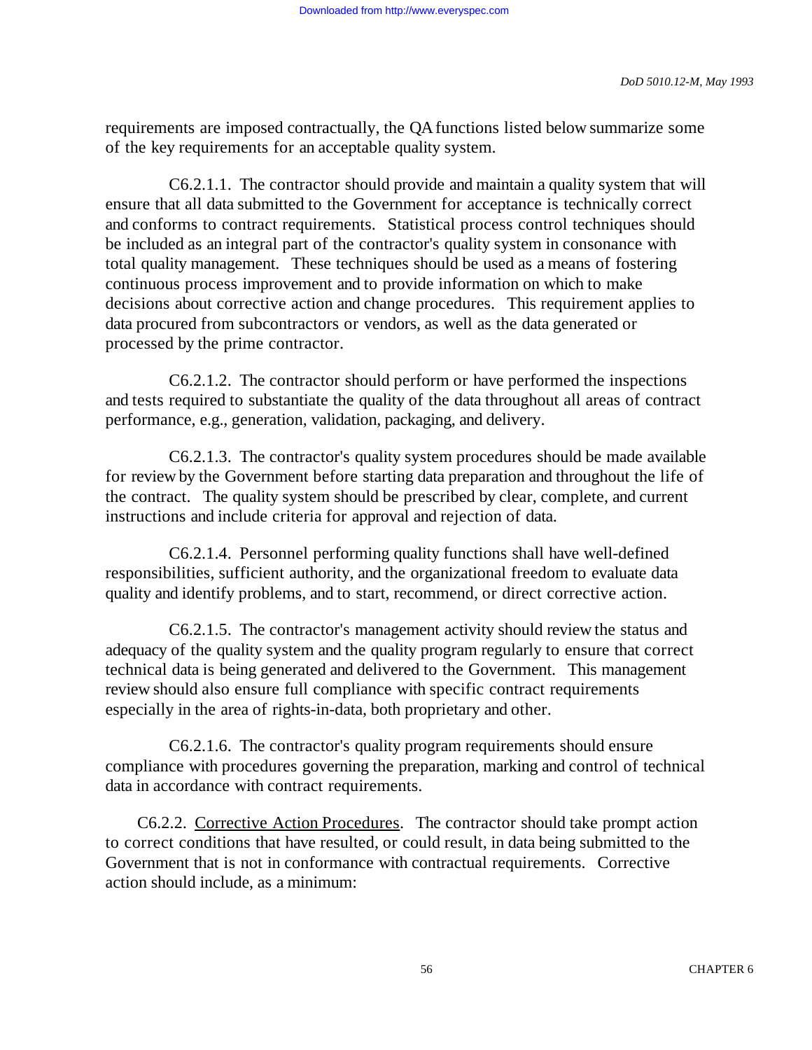requirements are imposed contractually, the QA functions listed below summarize some of the key requirements for an acceptable quality system.

C6.2.1.1. The contractor should provide and maintain a quality system that will ensure that all data submitted to the Government for acceptance is technically correct and conforms to contract requirements. Statistical process control techniques should be included as an integral part of the contractor's quality system in consonance with total quality management. These techniques should be used as a means of fostering continuous process improvement and to provide information on which to make decisions about corrective action and change procedures. This requirement applies to data procured from subcontractors or vendors, as well as the data generated or processed by the prime contractor.

C6.2.1.2. The contractor should perform or have performed the inspections and tests required to substantiate the quality of the data throughout all areas of contract performance, e.g., generation, validation, packaging, and delivery.

C6.2.1.3. The contractor's quality system procedures should be made available for review by the Government before starting data preparation and throughout the life of the contract. The quality system should be prescribed by clear, complete, and current instructions and include criteria for approval and rejection of data.

C6.2.1.4. Personnel performing quality functions shall have well-defined responsibilities, sufficient authority, and the organizational freedom to evaluate data quality and identify problems, and to start, recommend, or direct corrective action.

C6.2.1.5. The contractor's management activity should review the status and adequacy of the quality system and the quality program regularly to ensure that correct technical data is being generated and delivered to the Government. This management review should also ensure full compliance with specific contract requirements especially in the area of rights-in-data, both proprietary and other.

C6.2.1.6. The contractor's quality program requirements should ensure compliance with procedures governing the preparation, marking and control of technical data in accordance with contract requirements.

C6.2.2. Corrective Action Procedures. The contractor should take prompt action to correct conditions that have resulted, or could result, in data being submitted to the Government that is not in conformance with contractual requirements. Corrective action should include, as a minimum: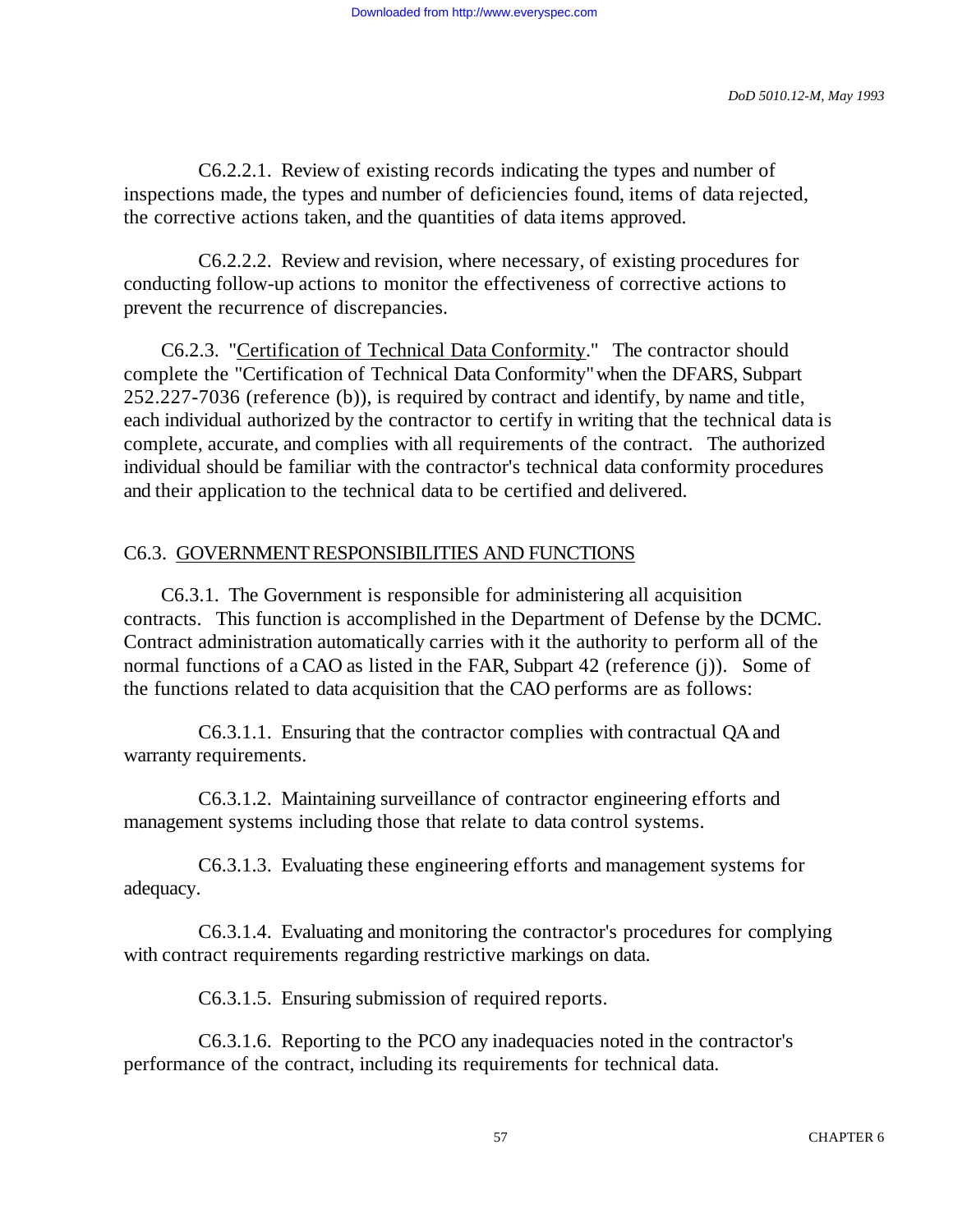C6.2.2.1. Review of existing records indicating the types and number of inspections made, the types and number of deficiencies found, items of data rejected, the corrective actions taken, and the quantities of data items approved.

C6.2.2.2. Review and revision, where necessary, of existing procedures for conducting follow-up actions to monitor the effectiveness of corrective actions to prevent the recurrence of discrepancies.

C6.2.3. "Certification of Technical Data Conformity." The contractor should complete the "Certification of Technical Data Conformity" when the DFARS, Subpart 252.227-7036 (reference (b)), is required by contract and identify, by name and title, each individual authorized by the contractor to certify in writing that the technical data is complete, accurate, and complies with all requirements of the contract. The authorized individual should be familiar with the contractor's technical data conformity procedures and their application to the technical data to be certified and delivered.

## C6.3. GOVERNMENT RESPONSIBILITIES AND FUNCTIONS

C6.3.1. The Government is responsible for administering all acquisition contracts. This function is accomplished in the Department of Defense by the DCMC. Contract administration automatically carries with it the authority to perform all of the normal functions of a CAO as listed in the FAR, Subpart 42 (reference (j)). Some of the functions related to data acquisition that the CAO performs are as follows:

C6.3.1.1. Ensuring that the contractor complies with contractual QA and warranty requirements.

C6.3.1.2. Maintaining surveillance of contractor engineering efforts and management systems including those that relate to data control systems.

C6.3.1.3. Evaluating these engineering efforts and management systems for adequacy.

C6.3.1.4. Evaluating and monitoring the contractor's procedures for complying with contract requirements regarding restrictive markings on data.

C6.3.1.5. Ensuring submission of required reports.

C6.3.1.6. Reporting to the PCO any inadequacies noted in the contractor's performance of the contract, including its requirements for technical data.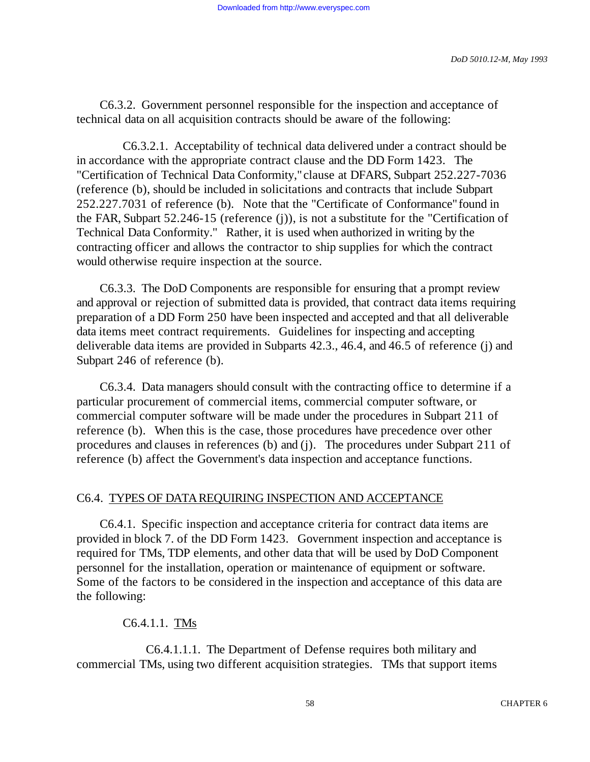C6.3.2. Government personnel responsible for the inspection and acceptance of technical data on all acquisition contracts should be aware of the following:

C6.3.2.1. Acceptability of technical data delivered under a contract should be in accordance with the appropriate contract clause and the DD Form 1423. The "Certification of Technical Data Conformity," clause at DFARS, Subpart 252.227-7036 (reference (b), should be included in solicitations and contracts that include Subpart 252.227.7031 of reference (b). Note that the "Certificate of Conformance" found in the FAR, Subpart 52.246-15 (reference (j)), is not a substitute for the "Certification of Technical Data Conformity." Rather, it is used when authorized in writing by the contracting officer and allows the contractor to ship supplies for which the contract would otherwise require inspection at the source.

C6.3.3. The DoD Components are responsible for ensuring that a prompt review and approval or rejection of submitted data is provided, that contract data items requiring preparation of a DD Form 250 have been inspected and accepted and that all deliverable data items meet contract requirements. Guidelines for inspecting and accepting deliverable data items are provided in Subparts 42.3., 46.4, and 46.5 of reference (j) and Subpart 246 of reference (b).

C6.3.4. Data managers should consult with the contracting office to determine if a particular procurement of commercial items, commercial computer software, or commercial computer software will be made under the procedures in Subpart 211 of reference (b). When this is the case, those procedures have precedence over other procedures and clauses in references (b) and (j). The procedures under Subpart 211 of reference (b) affect the Government's data inspection and acceptance functions.

## C6.4. <u>TYPES OF DATA REQUIRING INSPECTION AND ACCEPTANCE</u>

C6.4.1. Specific inspection and acceptance criteria for contract data items are provided in block 7. of the DD Form 1423. Government inspection and acceptance is required for TMs, TDP elements, and other data that will be used by DoD Component personnel for the installation, operation or maintenance of equipment or software. Some of the factors to be considered in the inspection and acceptance of this data are the following:

C6.4.1.1. <u>TMs</u>

C6.4.1.1.1. The Department of Defense requires both military and commercial TMs, using two different acquisition strategies. TMs that support items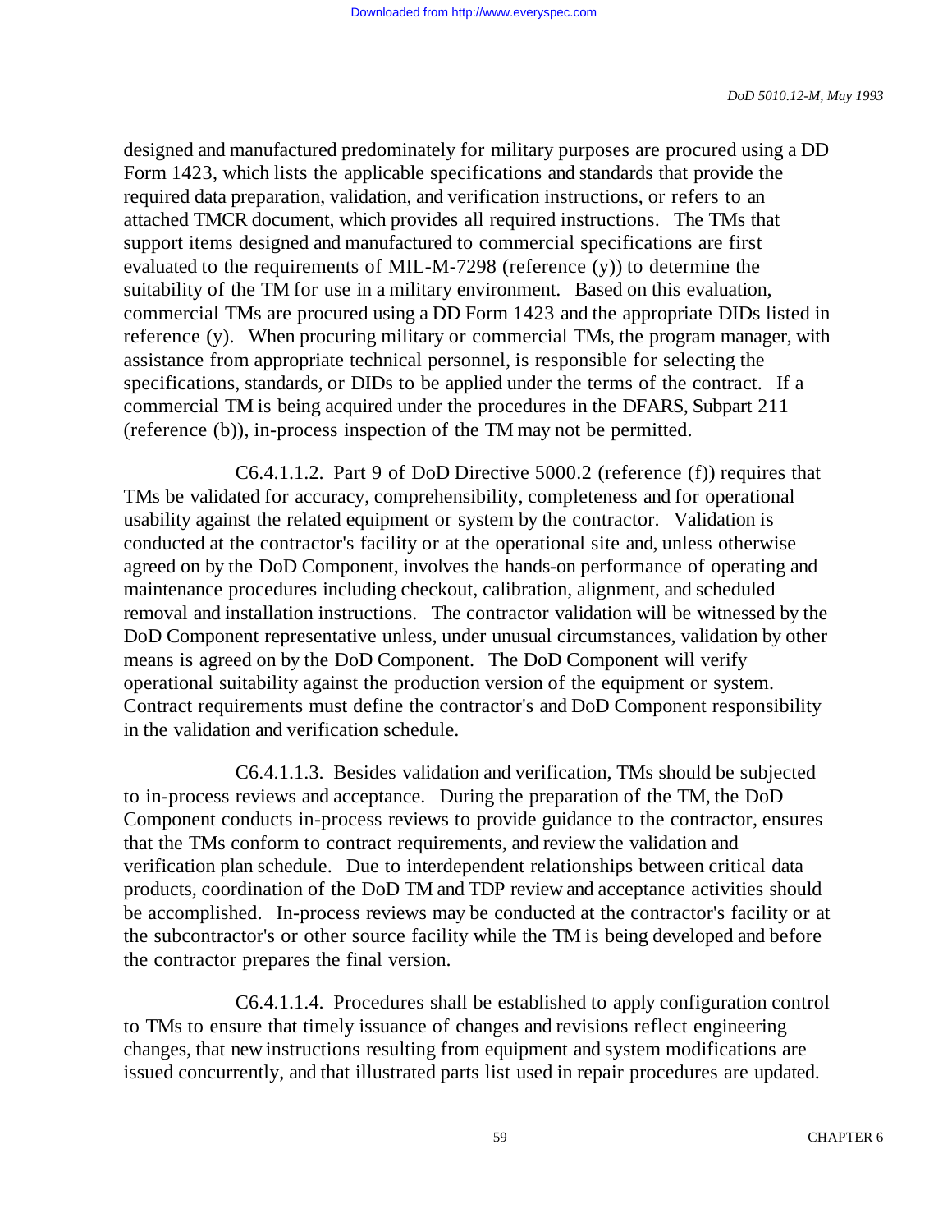designed and manufactured predominately for military purposes are procured using a DD Form 1423, which lists the applicable specifications and standards that provide the required data preparation, validation, and verification instructions, or refers to an attached TMCR document, which provides all required instructions. The TMs that support items designed and manufactured to commercial specifications are first evaluated to the requirements of MIL-M-7298 (reference (y)) to determine the suitability of the TM for use in a military environment. Based on this evaluation, commercial TMs are procured using a DD Form 1423 and the appropriate DIDs listed in reference (y). When procuring military or commercial TMs, the program manager, with assistance from appropriate technical personnel, is responsible for selecting the specifications, standards, or DIDs to be applied under the terms of the contract. If a commercial TM is being acquired under the procedures in the DFARS, Subpart 211 (reference (b)), in-process inspection of the TM may not be permitted.

C6.4.1.1.2. Part 9 of DoD Directive 5000.2 (reference (f)) requires that TMs be validated for accuracy, comprehensibility, completeness and for operational usability against the related equipment or system by the contractor. Validation is conducted at the contractor's facility or at the operational site and, unless otherwise agreed on by the DoD Component, involves the hands-on performance of operating and maintenance procedures including checkout, calibration, alignment, and scheduled removal and installation instructions. The contractor validation will be witnessed by the DoD Component representative unless, under unusual circumstances, validation by other means is agreed on by the DoD Component. The DoD Component will verify operational suitability against the production version of the equipment or system. Contract requirements must define the contractor's and DoD Component responsibility in the validation and verification schedule.

C6.4.1.1.3. Besides validation and verification, TMs should be subjected to in-process reviews and acceptance. During the preparation of the TM, the DoD Component conducts in-process reviews to provide guidance to the contractor, ensures that the TMs conform to contract requirements, and review the validation and verification plan schedule. Due to interdependent relationships between critical data products, coordination of the DoD TM and TDP review and acceptance activities should be accomplished. In-process reviews may be conducted at the contractor's facility or at the subcontractor's or other source facility while the TM is being developed and before the contractor prepares the final version.

C6.4.1.1.4. Procedures shall be established to apply configuration control to TMs to ensure that timely issuance of changes and revisions reflect engineering changes, that new instructions resulting from equipment and system modifications are issued concurrently, and that illustrated parts list used in repair procedures are updated.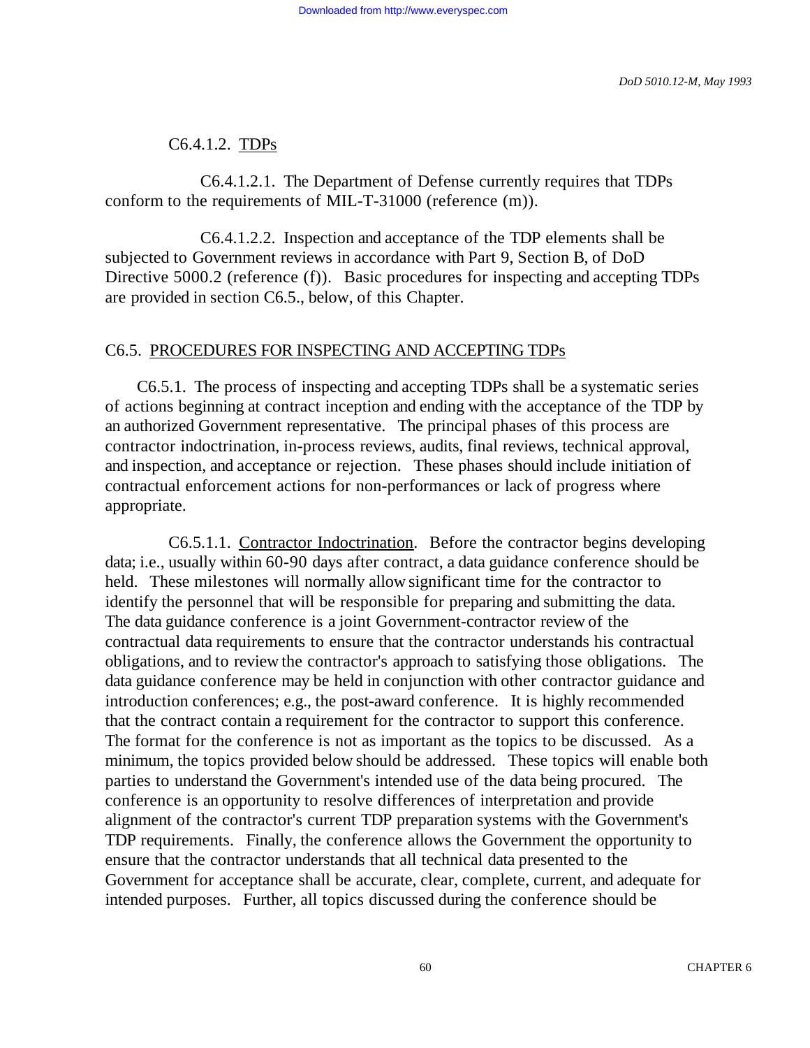C6.4.1.2. <u>TDPs</u>

C6.4.1.2.1. The Department of Defense currently requires that TDPs conform to the requirements of MIL-T-31000 (reference (m)).

C6.4.1.2.2. Inspection and acceptance of the TDP elements shall be subjected to Government reviews in accordance with Part 9, Section B, of DoD Directive 5000.2 (reference (f)). Basic procedures for inspecting and accepting TDPs are provided in section C6.5., below, of this Chapter.

## C6.5. <u>PROCEDURES FOR INSPECTING AND ACCEPTING TDPs</u>

C6.5.1. The process of inspecting and accepting TDPs shall be a systematic series of actions beginning at contract inception and ending with the acceptance of the TDP by an authorized Government representative. The principal phases of this process are contractor indoctrination, in-process reviews, audits, final reviews, technical approval, and inspection, and acceptance or rejection. These phases should include initiation of contractual enforcement actions for non-performances or lack of progress where appropriate.

C6.5.1.1. <u>Contractor Indoctrination</u>. Before the contractor begins developing data; i.e., usually within 60-90 days after contract, a data guidance conference should be held. These milestones will normally allow significant time for the contractor to identify the personnel that will be responsible for preparing and submitting the data. The data guidance conference is a joint Government-contractor review of the contractual data requirements to ensure that the contractor understands his contractual obligations, and to review the contractor's approach to satisfying those obligations. The data guidance conference may be held in conjunction with other contractor guidance and introduction conferences; e.g., the post-award conference. It is highly recommended that the contract contain a requirement for the contractor to support this conference. The format for the conference is not as important as the topics to be discussed. As a minimum, the topics provided below should be addressed. These topics will enable both parties to understand the Government's intended use of the data being procured. The conference is an opportunity to resolve differences of interpretation and provide alignment of the contractor's current TDP preparation systems with the Government's TDP requirements. Finally, the conference allows the Government the opportunity to ensure that the contractor understands that all technical data presented to the Government for acceptance shall be accurate, clear, complete, current, and adequate for intended purposes. Further, all topics discussed during the conference should be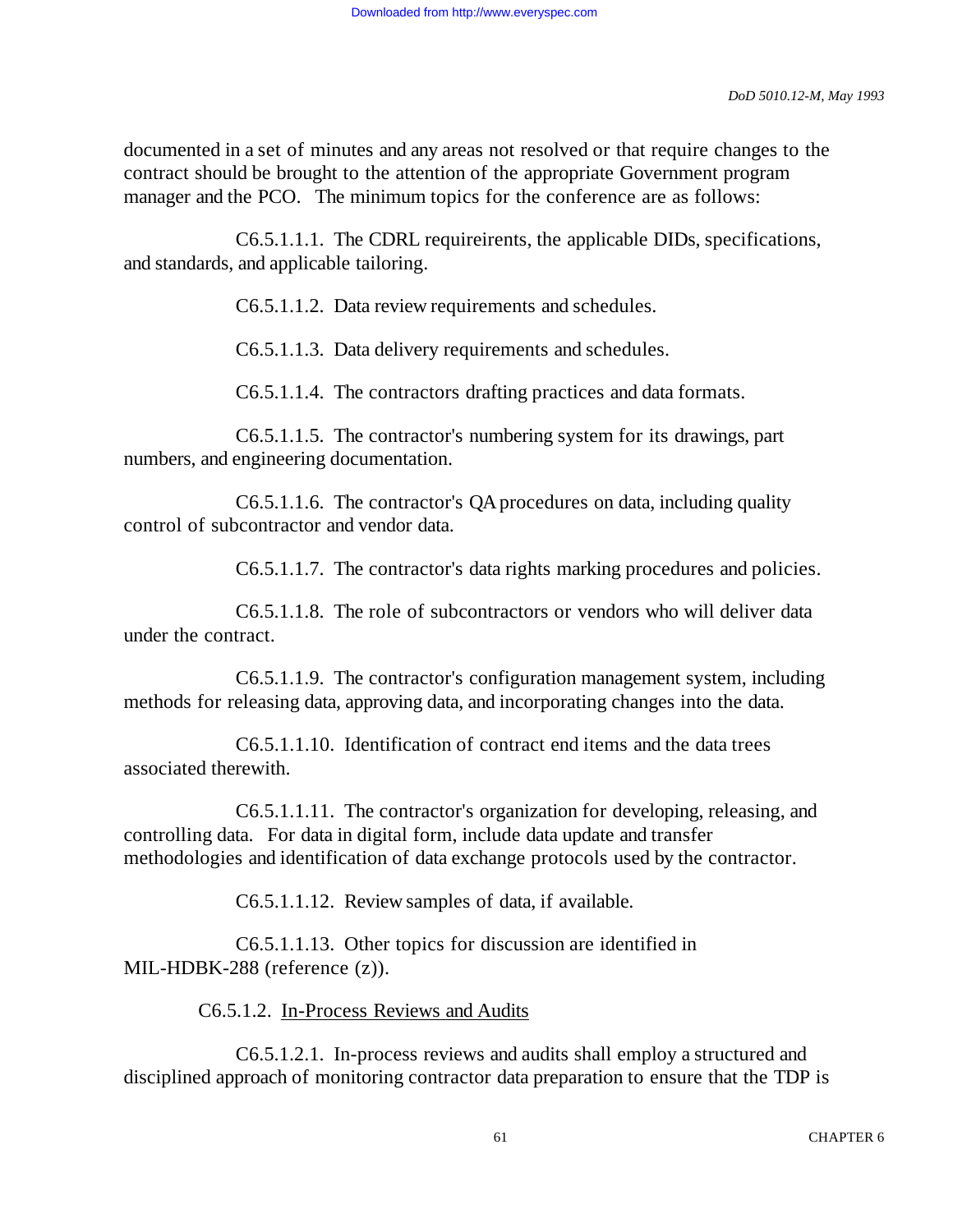documented in a set of minutes and any areas not resolved or that require changes to the contract should be brought to the attention of the appropriate Government program manager and the PCO. The minimum topics for the conference are as follows:

C6.5.1.1.1. The CDRL requireirents, the applicable DIDs, specifications, and standards, and applicable tailoring.

C6.5.1.1.2. Data review requirements and schedules.

C6.5.1.1.3. Data delivery requirements and schedules.

C6.5.1.1.4. The contractors drafting practices and data formats.

C6.5.1.1.5. The contractor's numbering system for its drawings, part numbers, and engineering documentation.

C6.5.1.1.6. The contractor's QA procedures on data, including quality control of subcontractor and vendor data.

C6.5.1.1.7. The contractor's data rights marking procedures and policies.

C6.5.1.1.8. The role of subcontractors or vendors who will deliver data under the contract.

C6.5.1.1.9. The contractor's configuration management system, including methods for releasing data, approving data, and incorporating changes into the data.

C6.5.1.1.10. Identification of contract end items and the data trees associated therewith.

C6.5.1.1.11. The contractor's organization for developing, releasing, and controlling data. For data in digital form, include data update and transfer methodologies and identification of data exchange protocols used by the contractor.

C6.5.1.1.12. Review samples of data, if available.

C6.5.1.1.13. Other topics for discussion are identified in MIL-HDBK-288 (reference (z)).

C6.5.1.2. <u>In-Process Reviews and Audits</u>

C6.5.1.2.1. In-process reviews and audits shall employ a structured and disciplined approach of monitoring contractor data preparation to ensure that the TDP is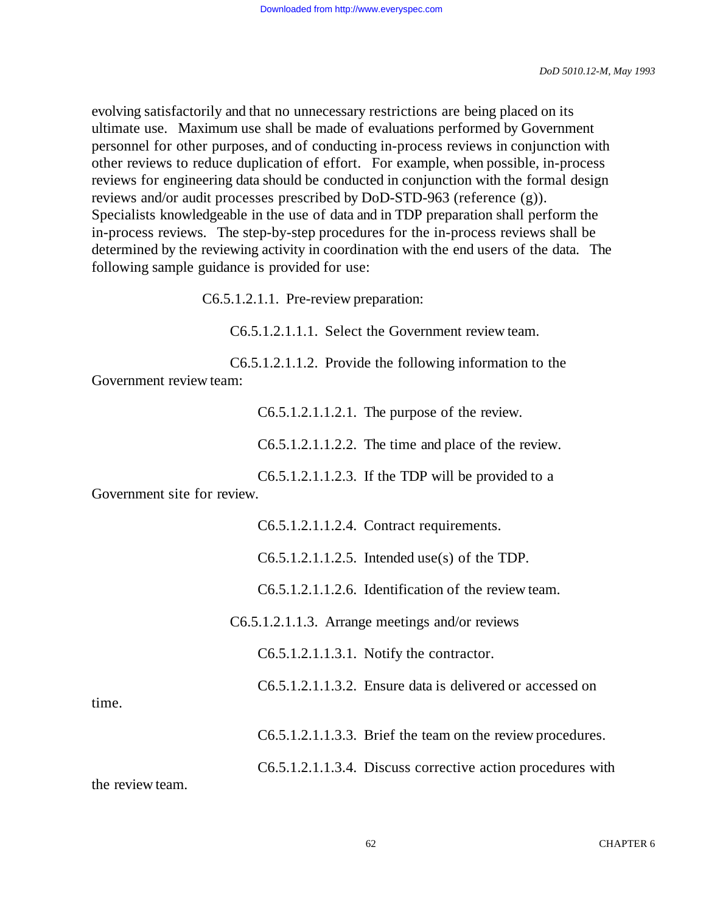evolving satisfactorily and that no unnecessary restrictions are being placed on its ultimate use. Maximum use shall be made of evaluations performed by Government personnel for other purposes, and of conducting in-process reviews in conjunction with other reviews to reduce duplication of effort. For example, when possible, in-process reviews for engineering data should be conducted in conjunction with the formal design reviews and/or audit processes prescribed by DoD-STD-963 (reference (g)). Specialists knowledgeable in the use of data and in TDP preparation shall perform the in-process reviews. The step-by-step procedures for the in-process reviews shall be determined by the reviewing activity in coordination with the end users of the data. The following sample guidance is provided for use:

C6.5.1.2.1.1. Pre-review preparation:

C6.5.1.2.1.1.1. Select the Government review team.

C6.5.1.2.1.1.2. Provide the following information to the Government review team:

C6.5.1.2.1.1.2.1. The purpose of the review.

C6.5.1.2.1.1.2.2. The time and place of the review.

C6.5.1.2.1.1.2.3. If the TDP will be provided to a Government site for review.

C6.5.1.2.1.1.2.4. Contract requirements.

C6.5.1.2.1.1.2.5. Intended use(s) of the TDP.

C6.5.1.2.1.1.2.6. Identification of the review team.

C6.5.1.2.1.1.3. Arrange meetings and/or reviews

C6.5.1.2.1.1.3.1. Notify the contractor.

C6.5.1.2.1.1.3.2. Ensure data is delivered or accessed on time.

C6.5.1.2.1.1.3.3. Brief the team on the review procedures.

C6.5.1.2.1.1.3.4. Discuss corrective action procedures with the review team.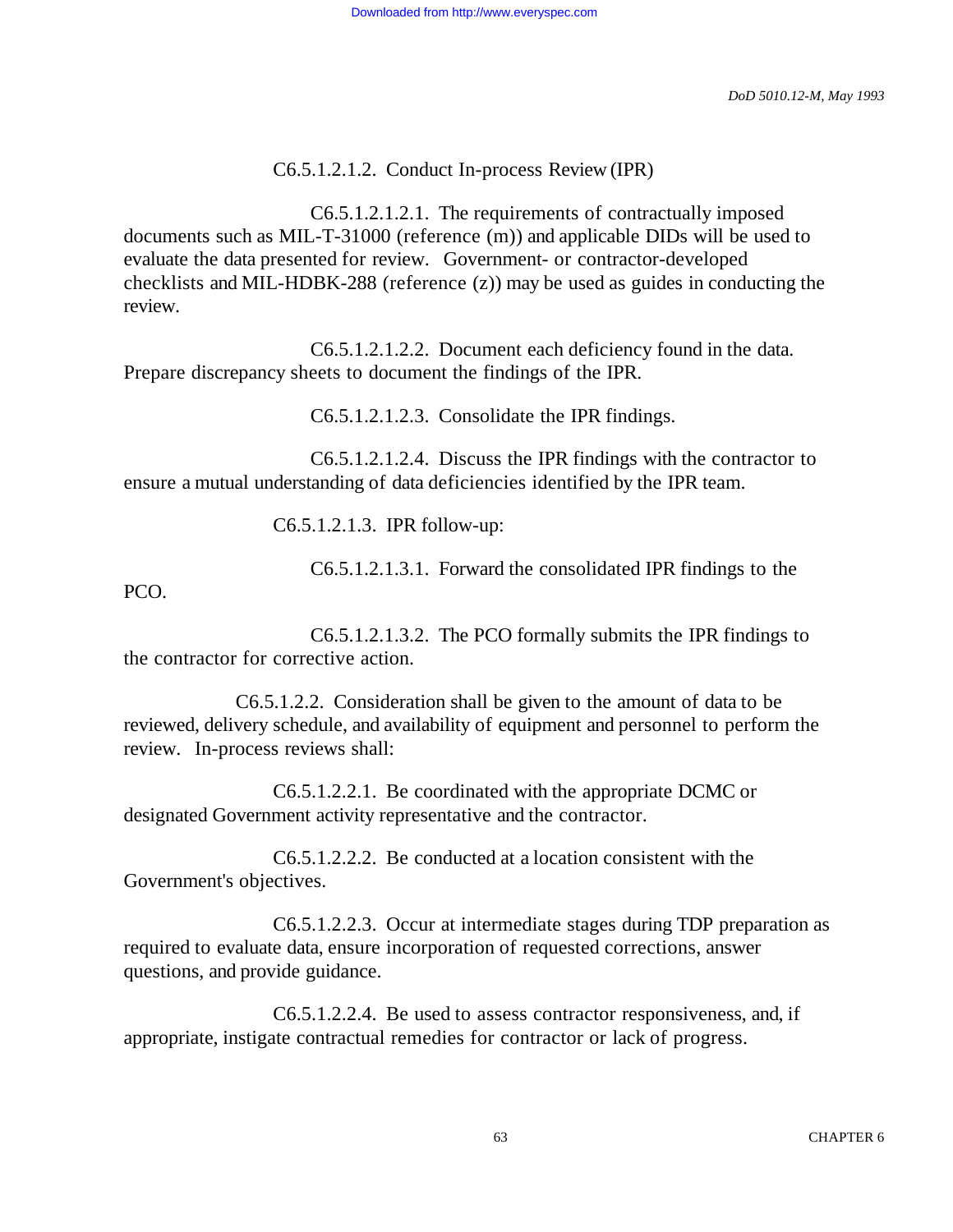C6.5.1.2.1.2. Conduct In-process Review (IPR)

C6.5.1.2.1.2.1. The requirements of contractually imposed documents such as MIL-T-31000 (reference (m)) and applicable DIDs will be used to evaluate the data presented for review. Government- or contractor-developed checklists and MIL-HDBK-288 (reference (z)) may be used as guides in conducting the review.

C6.5.1.2.1.2.2. Document each deficiency found in the data. Prepare discrepancy sheets to document the findings of the IPR.

C6.5.1.2.1.2.3. Consolidate the IPR findings.

C6.5.1.2.1.2.4. Discuss the IPR findings with the contractor to ensure a mutual understanding of data deficiencies identified by the IPR team.

C6.5.1.2.1.3. IPR follow-up:

C6.5.1.2.1.3.1. Forward the consolidated IPR findings to the PCO.

C6.5.1.2.1.3.2. The PCO formally submits the IPR findings to the contractor for corrective action.

C6.5.1.2.2. Consideration shall be given to the amount of data to be reviewed, delivery schedule, and availability of equipment and personnel to perform the review. In-process reviews shall:

C6.5.1.2.2.1. Be coordinated with the appropriate DCMC or designated Government activity representative and the contractor.

C6.5.1.2.2.2. Be conducted at a location consistent with the Government's objectives.

C6.5.1.2.2.3. Occur at intermediate stages during TDP preparation as required to evaluate data, ensure incorporation of requested corrections, answer questions, and provide guidance.

C6.5.1.2.2.4. Be used to assess contractor responsiveness, and, if appropriate, instigate contractual remedies for contractor or lack of progress.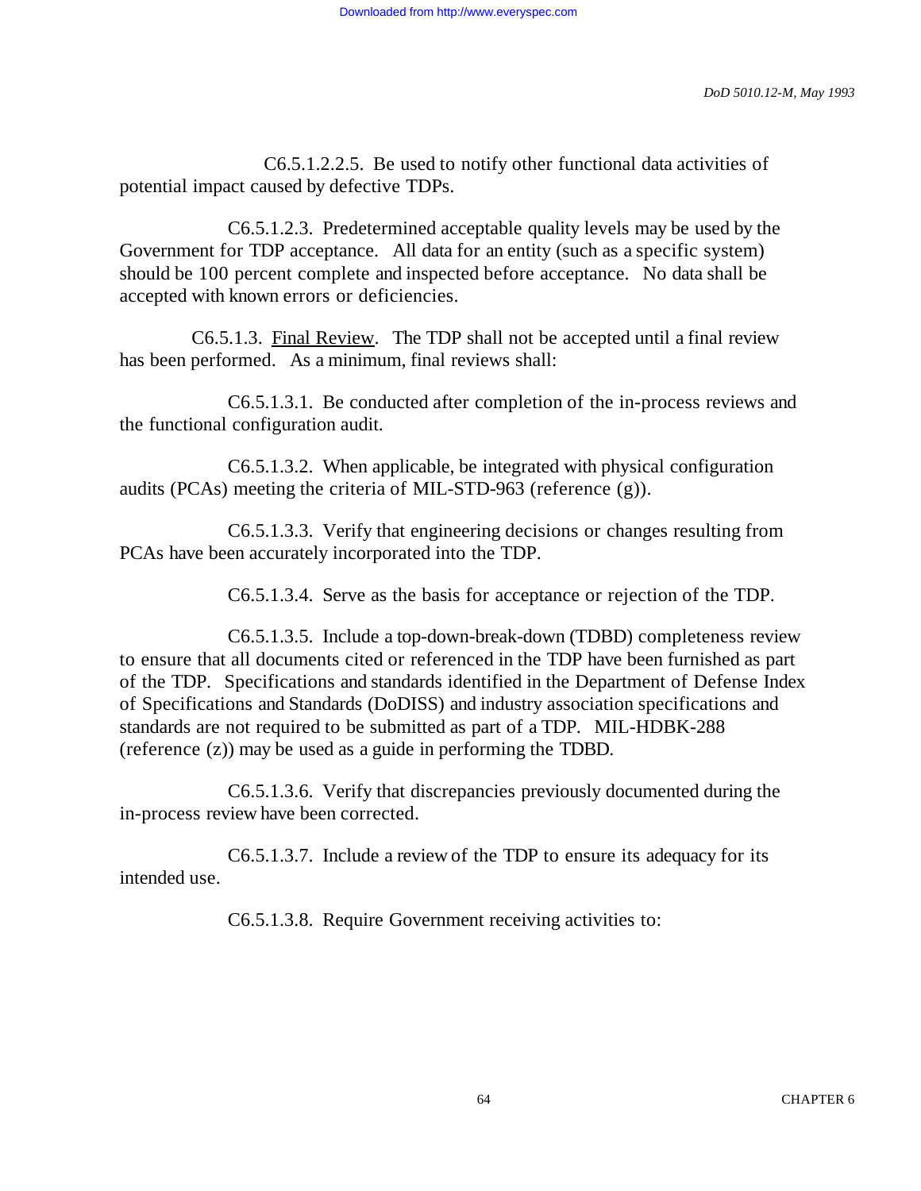C6.5.1.2.2.5. Be used to notify other functional data activities of potential impact caused by defective TDPs.

C6.5.1.2.3. Predetermined acceptable quality levels may be used by the Government for TDP acceptance. All data for an entity (such as a specific system) should be 100 percent complete and inspected before acceptance. No data shall be accepted with known errors or deficiencies.

C6.5.1.3. Final Review. The TDP shall not be accepted until a final review has been performed. As a minimum, final reviews shall:

C6.5.1.3.1. Be conducted after completion of the in-process reviews and the functional configuration audit.

C6.5.1.3.2. When applicable, be integrated with physical configuration audits (PCAs) meeting the criteria of MIL-STD-963 (reference (g)).

C6.5.1.3.3. Verify that engineering decisions or changes resulting from PCAs have been accurately incorporated into the TDP.

C6.5.1.3.4. Serve as the basis for acceptance or rejection of the TDP.

C6.5.1.3.5. Include a top-down-break-down (TDBD) completeness review to ensure that all documents cited or referenced in the TDP have been furnished as part of the TDP. Specifications and standards identified in the Department of Defense Index of Specifications and Standards (DoDISS) and industry association specifications and standards are not required to be submitted as part of a TDP. MIL-HDBK-288 (reference (z)) may be used as a guide in performing the TDBD.

C6.5.1.3.6. Verify that discrepancies previously documented during the in-process review have been corrected.

C6.5.1.3.7. Include a review of the TDP to ensure its adequacy for its intended use.

C6.5.1.3.8. Require Government receiving activities to: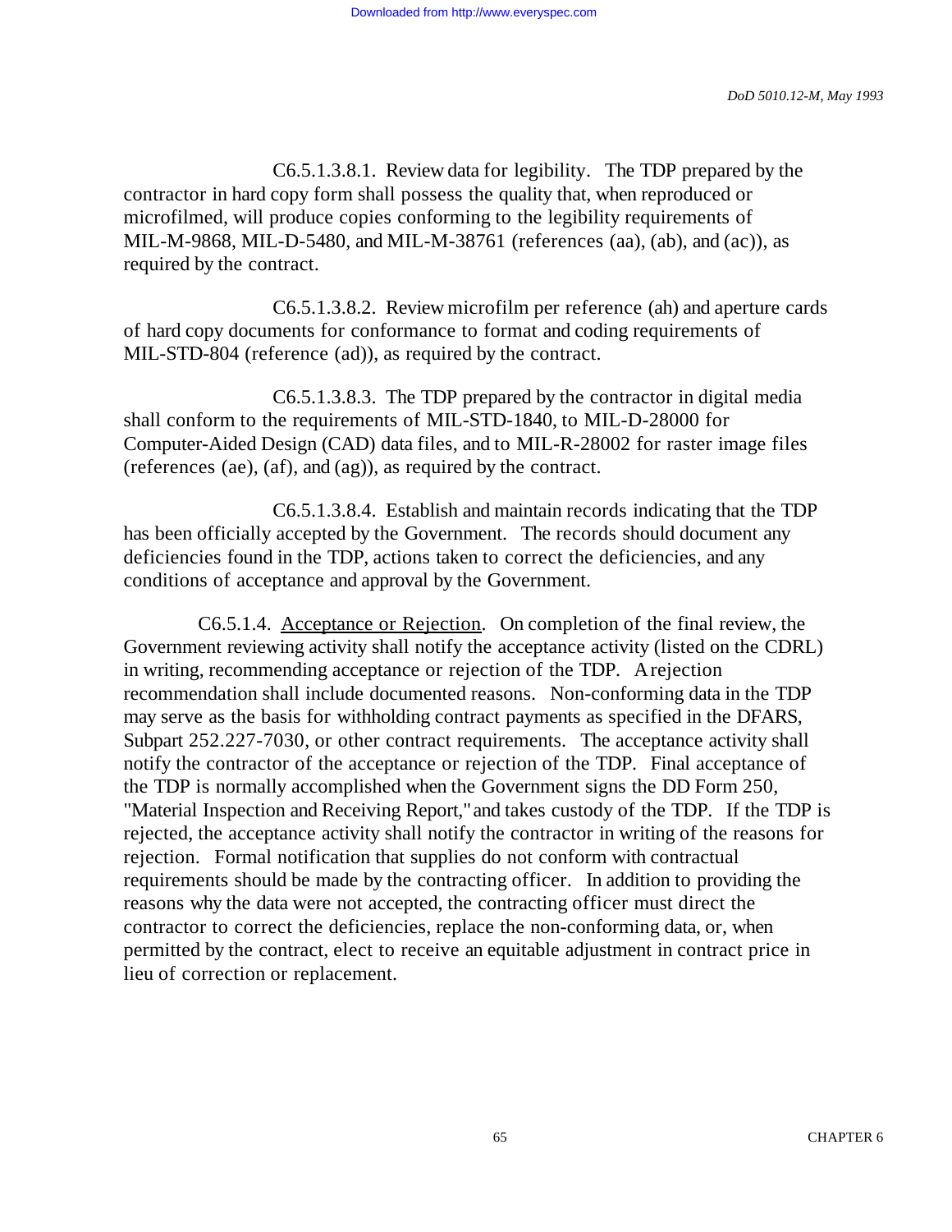C6.5.1.3.8.1. Review data for legibility. The TDP prepared by the contractor in hard copy form shall possess the quality that, when reproduced or microfilmed, will produce copies conforming to the legibility requirements of MIL-M-9868, MIL-D-5480, and MIL-M-38761 (references (aa), (ab), and (ac)), as required by the contract.

C6.5.1.3.8.2. Review microfilm per reference (ah) and aperture cards of hard copy documents for conformance to format and coding requirements of MIL-STD-804 (reference (ad)), as required by the contract.

C6.5.1.3.8.3. The TDP prepared by the contractor in digital media shall conform to the requirements of MIL-STD-1840, to MIL-D-28000 for Computer-Aided Design (CAD) data files, and to MIL-R-28002 for raster image files (references (ae), (af), and (ag)), as required by the contract.

C6.5.1.3.8.4. Establish and maintain records indicating that the TDP has been officially accepted by the Government. The records should document any deficiencies found in the TDP, actions taken to correct the deficiencies, and any conditions of acceptance and approval by the Government.

C6.5.1.4. Acceptance or Rejection. On completion of the final review, the Government reviewing activity shall notify the acceptance activity (listed on the CDRL) in writing, recommending acceptance or rejection of the TDP. A rejection recommendation shall include documented reasons. Non-conforming data in the TDP may serve as the basis for withholding contract payments as specified in the DFARS, Subpart 252.227-7030, or other contract requirements. The acceptance activity shall notify the contractor of the acceptance or rejection of the TDP. Final acceptance of the TDP is normally accomplished when the Government signs the DD Form 250, "Material Inspection and Receiving Report," and takes custody of the TDP. If the TDP is rejected, the acceptance activity shall notify the contractor in writing of the reasons for rejection. Formal notification that supplies do not conform with contractual requirements should be made by the contracting officer. In addition to providing the reasons why the data were not accepted, the contracting officer must direct the contractor to correct the deficiencies, replace the non-conforming data, or, when permitted by the contract, elect to receive an equitable adjustment in contract price in lieu of correction or replacement.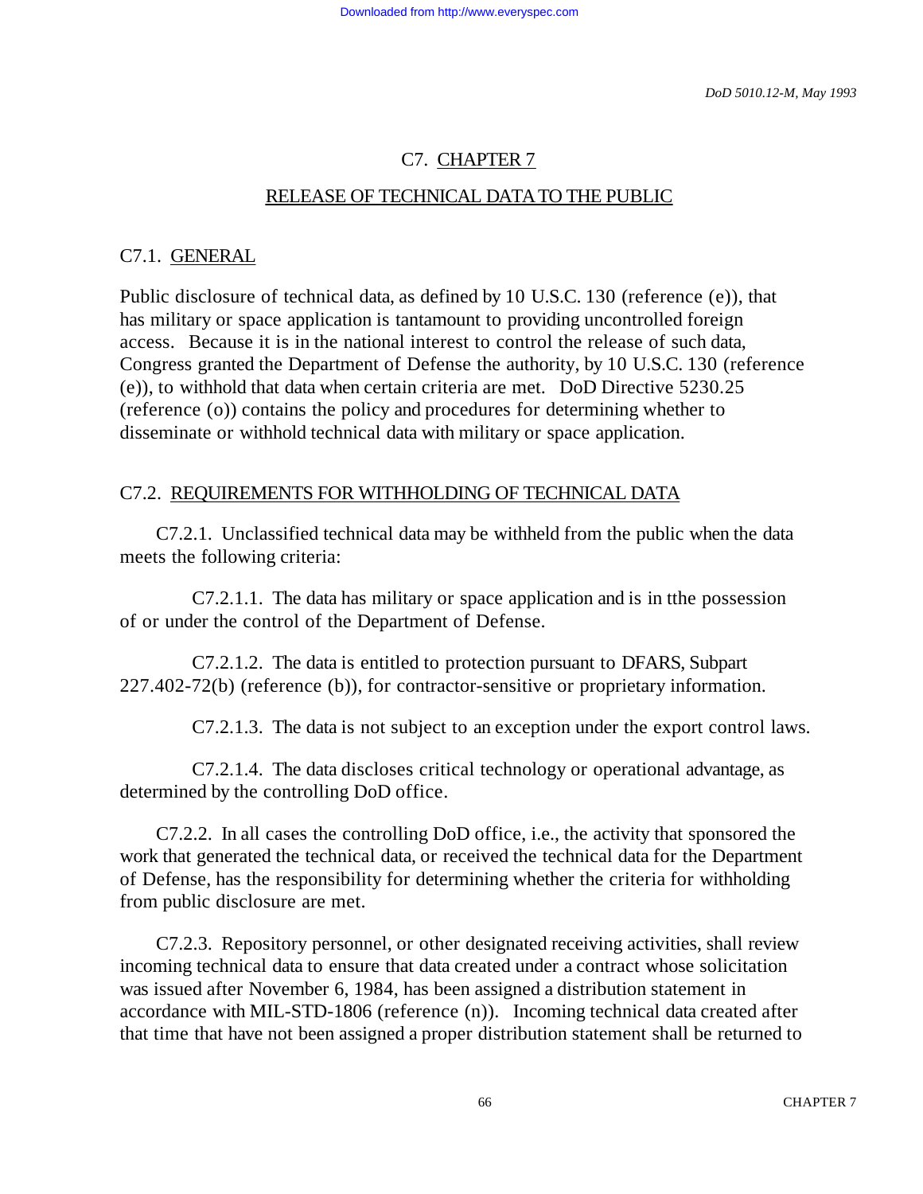# C7. CHAPTER 7

## RELEASE OF TECHNICAL DATA TO THE PUBLIC

### C7.1. GENERAL

Public disclosure of technical data, as defined by 10 U.S.C. 130 (reference (e)), that has military or space application is tantamount to providing uncontrolled foreign access. Because it is in the national interest to control the release of such data, Congress granted the Department of Defense the authority, by 10 U.S.C. 130 (reference (e)), to withhold that data when certain criteria are met. DoD Directive 5230.25 (reference (o)) contains the policy and procedures for determining whether to disseminate or withhold technical data with military or space application.

### C7.2. REQUIREMENTS FOR WITHHOLDING OF TECHNICAL DATA

C7.2.1. Unclassified technical data may be withheld from the public when the data meets the following criteria:

C7.2.1.1. The data has military or space application and is in tthe possession of or under the control of the Department of Defense.

C7.2.1.2. The data is entitled to protection pursuant to DFARS, Subpart 227.402-72(b) (reference (b)), for contractor-sensitive or proprietary information.

C7.2.1.3. The data is not subject to an exception under the export control laws.

C7.2.1.4. The data discloses critical technology or operational advantage, as determined by the controlling DoD office.

C7.2.2. In all cases the controlling DoD office, i.e., the activity that sponsored the work that generated the technical data, or received the technical data for the Department of Defense, has the responsibility for determining whether the criteria for withholding from public disclosure are met.

C7.2.3. Repository personnel, or other designated receiving activities, shall review incoming technical data to ensure that data created under a contract whose solicitation was issued after November 6, 1984, has been assigned a distribution statement in accordance with MIL-STD-1806 (reference (n)). Incoming technical data created after that time that have not been assigned a proper distribution statement shall be returned to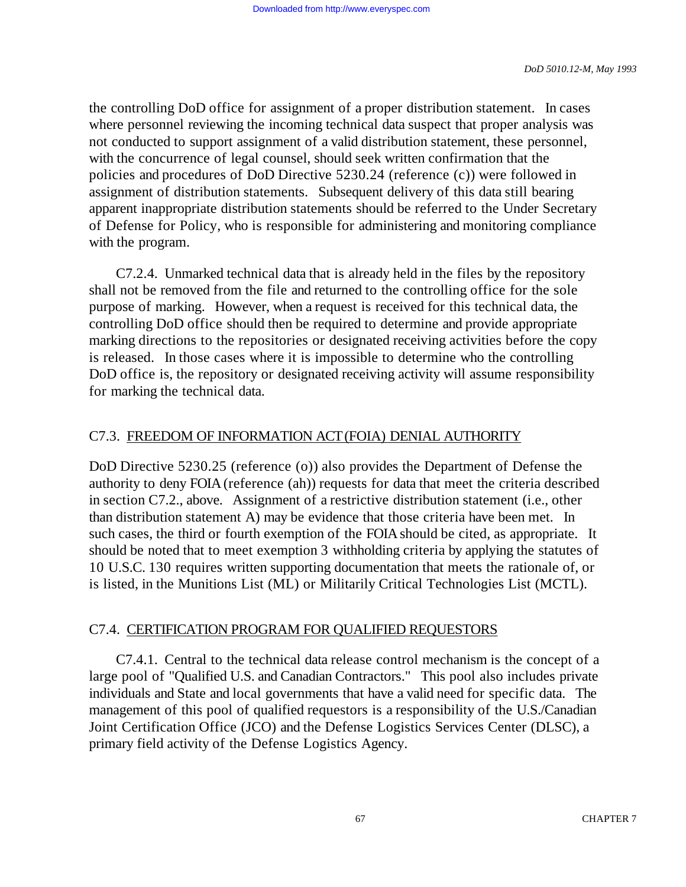the controlling DoD office for assignment of a proper distribution statement. In cases where personnel reviewing the incoming technical data suspect that proper analysis was not conducted to support assignment of a valid distribution statement, these personnel, with the concurrence of legal counsel, should seek written confirmation that the policies and procedures of DoD Directive 5230.24 (reference (c)) were followed in assignment of distribution statements. Subsequent delivery of this data still bearing apparent inappropriate distribution statements should be referred to the Under Secretary of Defense for Policy, who is responsible for administering and monitoring compliance with the program.

C7.2.4. Unmarked technical data that is already held in the files by the repository shall not be removed from the file and returned to the controlling office for the sole purpose of marking. However, when a request is received for this technical data, the controlling DoD office should then be required to determine and provide appropriate marking directions to the repositories or designated receiving activities before the copy is released. In those cases where it is impossible to determine who the controlling DoD office is, the repository or designated receiving activity will assume responsibility for marking the technical data.

## C7.3. FREEDOM OF INFORMATION ACT (FOIA) DENIAL AUTHORITY

DoD Directive 5230.25 (reference (o)) also provides the Department of Defense the authority to deny FOIA (reference (ah)) requests for data that meet the criteria described in section C7.2., above. Assignment of a restrictive distribution statement (i.e., other than distribution statement A) may be evidence that those criteria have been met. In such cases, the third or fourth exemption of the FOIA should be cited, as appropriate. It should be noted that to meet exemption 3 withholding criteria by applying the statutes of 10 U.S.C. 130 requires written supporting documentation that meets the rationale of, or is listed, in the Munitions List (ML) or Militarily Critical Technologies List (MCTL).

## C7.4. CERTIFICATION PROGRAM FOR QUALIFIED REQUESTORS

C7.4.1. Central to the technical data release control mechanism is the concept of a large pool of "Qualified U.S. and Canadian Contractors." This pool also includes private individuals and State and local governments that have a valid need for specific data. The management of this pool of qualified requestors is a responsibility of the U.S./Canadian Joint Certification Office (JCO) and the Defense Logistics Services Center (DLSC), a primary field activity of the Defense Logistics Agency.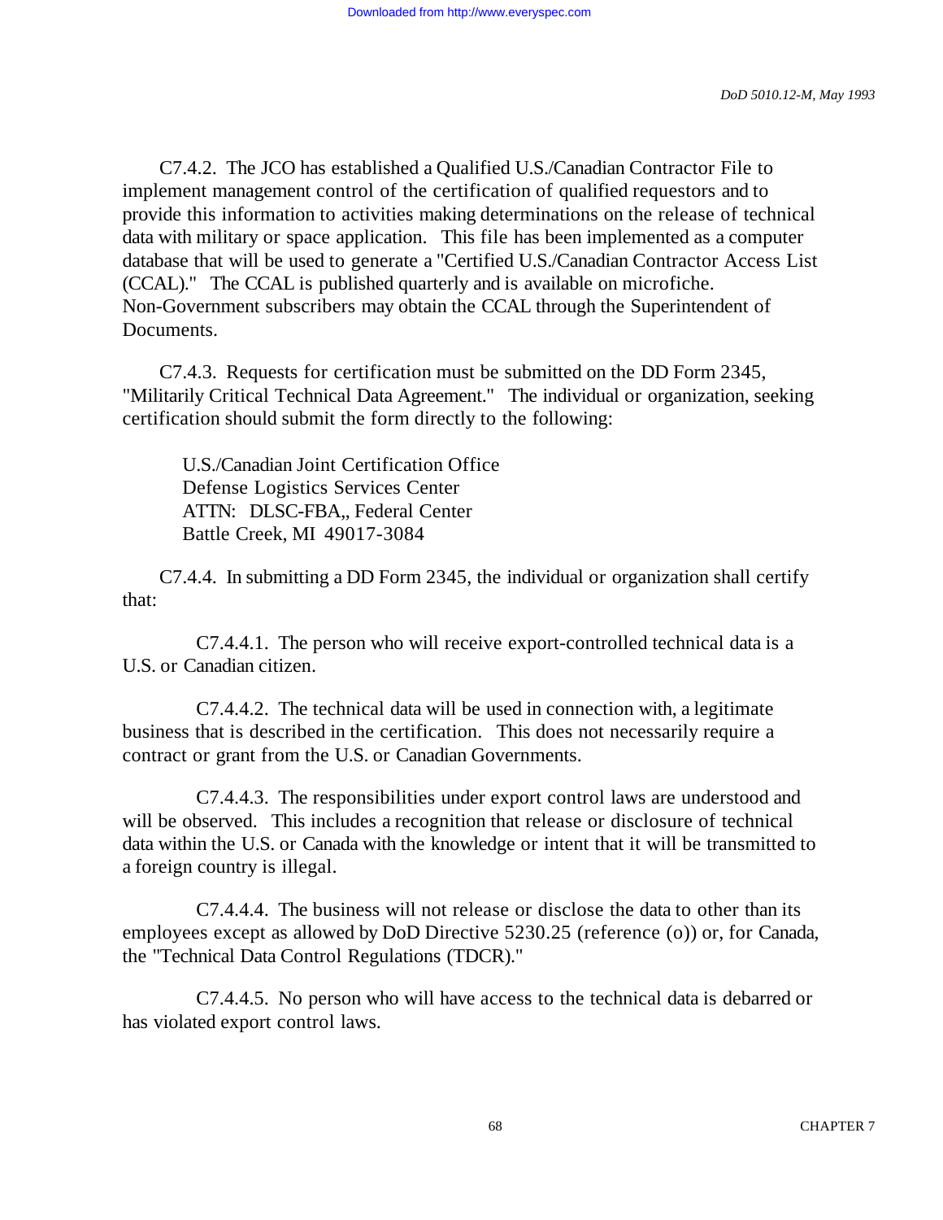C7.4.2. The JCO has established a Qualified U.S./Canadian Contractor File to implement management control of the certification of qualified requestors and to provide this information to activities making determinations on the release of technical data with military or space application. This file has been implemented as a computer database that will be used to generate a "Certified U.S./Canadian Contractor Access List (CCAL)." The CCAL is published quarterly and is available on microfiche. Non-Government subscribers may obtain the CCAL through the Superintendent of Documents.

C7.4.3. Requests for certification must be submitted on the DD Form 2345, "Militarily Critical Technical Data Agreement." The individual or organization, seeking certification should submit the form directly to the following:

U.S./Canadian Joint Certification Office
Defense Logistics Services Center
ATTN: DLSC-FBA,, Federal Center
Battle Creek, MI 49017-3084

C7.4.4. In submitting a DD Form 2345, the individual or organization shall certify that:

C7.4.4.1. The person who will receive export-controlled technical data is a U.S. or Canadian citizen.

C7.4.4.2. The technical data will be used in connection with, a legitimate business that is described in the certification. This does not necessarily require a contract or grant from the U.S. or Canadian Governments.

C7.4.4.3. The responsibilities under export control laws are understood and will be observed. This includes a recognition that release or disclosure of technical data within the U.S. or Canada with the knowledge or intent that it will be transmitted to a foreign country is illegal.

C7.4.4.4. The business will not release or disclose the data to other than its employees except as allowed by DoD Directive 5230.25 (reference (o)) or, for Canada, the "Technical Data Control Regulations (TDCR)."

C7.4.4.5. No person who will have access to the technical data is debarred or has violated export control laws.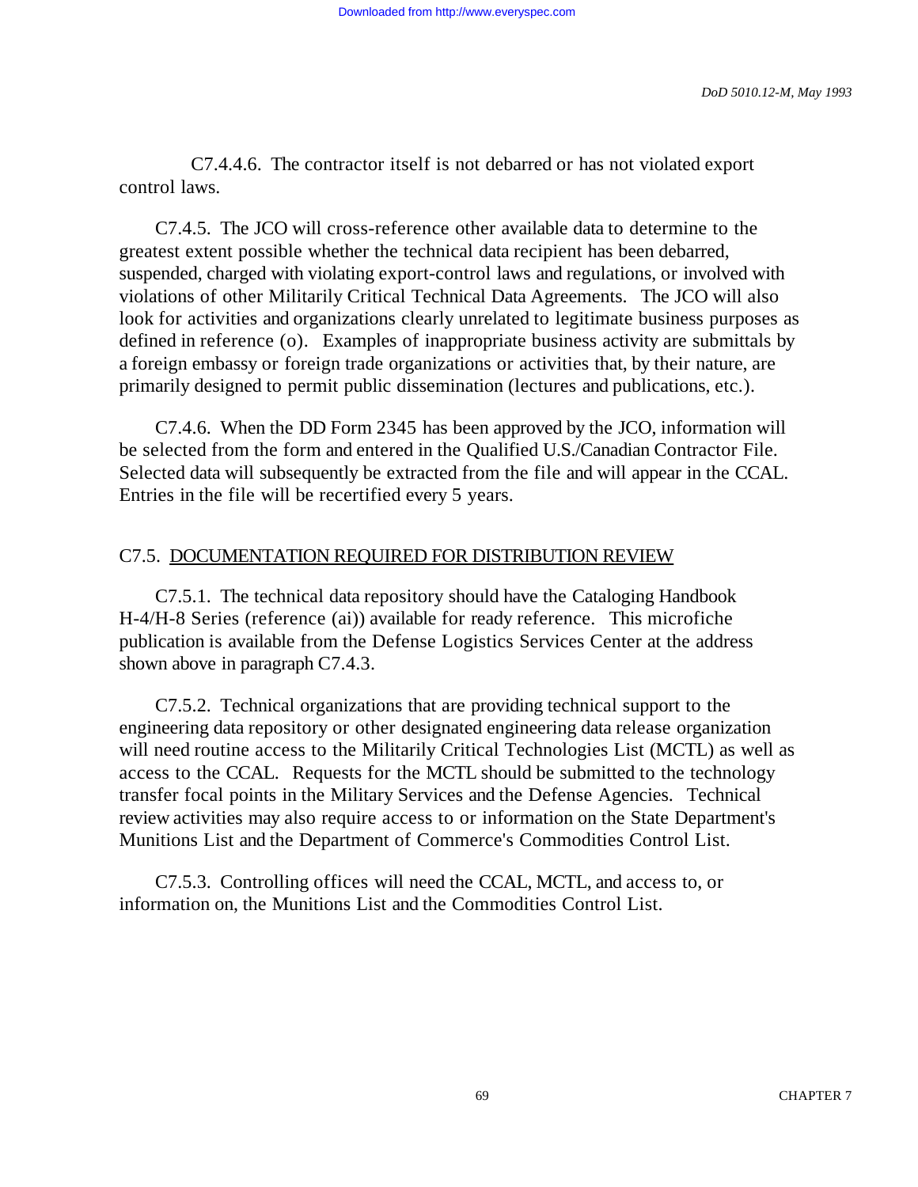C7.4.4.6. The contractor itself is not debarred or has not violated export control laws.

C7.4.5. The JCO will cross-reference other available data to determine to the greatest extent possible whether the technical data recipient has been debarred, suspended, charged with violating export-control laws and regulations, or involved with violations of other Militarily Critical Technical Data Agreements. The JCO will also look for activities and organizations clearly unrelated to legitimate business purposes as defined in reference (o). Examples of inappropriate business activity are submittals by a foreign embassy or foreign trade organizations or activities that, by their nature, are primarily designed to permit public dissemination (lectures and publications, etc.).

C7.4.6. When the DD Form 2345 has been approved by the JCO, information will be selected from the form and entered in the Qualified U.S./Canadian Contractor File. Selected data will subsequently be extracted from the file and will appear in the CCAL. Entries in the file will be recertified every 5 years.

## C7.5. DOCUMENTATION REQUIRED FOR DISTRIBUTION REVIEW

C7.5.1. The technical data repository should have the Cataloging Handbook H-4/H-8 Series (reference (ai)) available for ready reference. This microfiche publication is available from the Defense Logistics Services Center at the address shown above in paragraph C7.4.3.

C7.5.2. Technical organizations that are providing technical support to the engineering data repository or other designated engineering data release organization will need routine access to the Militarily Critical Technologies List (MCTL) as well as access to the CCAL. Requests for the MCTL should be submitted to the technology transfer focal points in the Military Services and the Defense Agencies. Technical review activities may also require access to or information on the State Department's Munitions List and the Department of Commerce's Commodities Control List.

C7.5.3. Controlling offices will need the CCAL, MCTL, and access to, or information on, the Munitions List and the Commodities Control List.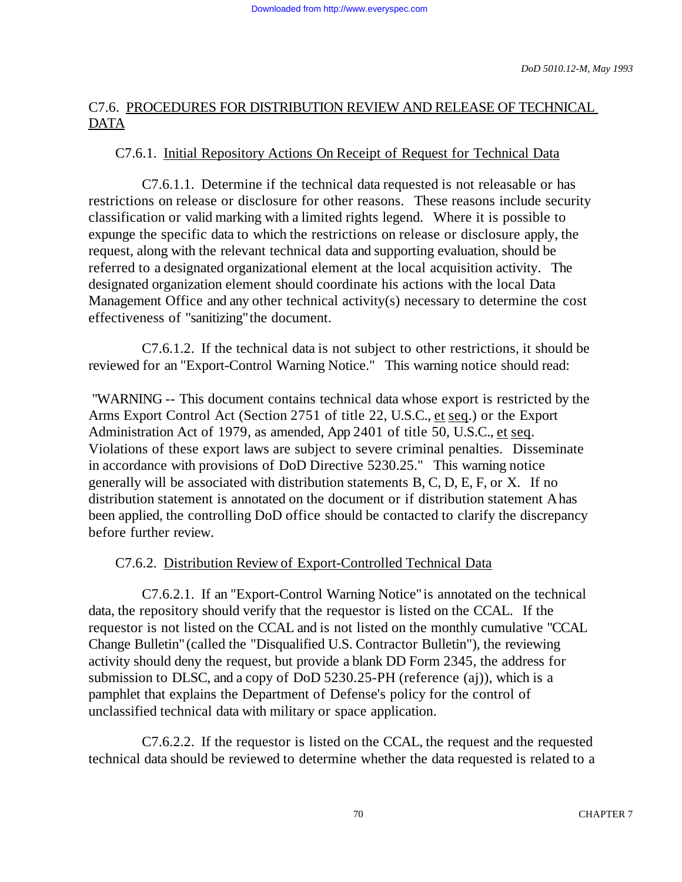## C7.6. PROCEDURES FOR DISTRIBUTION REVIEW AND RELEASE OF TECHNICAL DATA

### C7.6.1. Initial Repository Actions On Receipt of Request for Technical Data

C7.6.1.1. Determine if the technical data requested is not releasable or has restrictions on release or disclosure for other reasons. These reasons include security classification or valid marking with a limited rights legend. Where it is possible to expunge the specific data to which the restrictions on release or disclosure apply, the request, along with the relevant technical data and supporting evaluation, should be referred to a designated organizational element at the local acquisition activity. The designated organization element should coordinate his actions with the local Data Management Office and any other technical activity(s) necessary to determine the cost effectiveness of "sanitizing" the document.

C7.6.1.2. If the technical data is not subject to other restrictions, it should be reviewed for an "Export-Control Warning Notice." This warning notice should read:

"WARNING -- This document contains technical data whose export is restricted by the Arms Export Control Act (Section 2751 of title 22, U.S.C., et seq.) or the Export Administration Act of 1979, as amended, App 2401 of title 50, U.S.C., et seq. Violations of these export laws are subject to severe criminal penalties. Disseminate in accordance with provisions of DoD Directive 5230.25." This warning notice generally will be associated with distribution statements B, C, D, E, F, or X. If no distribution statement is annotated on the document or if distribution statement A has been applied, the controlling DoD office should be contacted to clarify the discrepancy before further review.

### C7.6.2. Distribution Review of Export-Controlled Technical Data

C7.6.2.1. If an "Export-Control Warning Notice" is annotated on the technical data, the repository should verify that the requestor is listed on the CCAL. If the requestor is not listed on the CCAL and is not listed on the monthly cumulative "CCAL Change Bulletin" (called the "Disqualified U.S. Contractor Bulletin"), the reviewing activity should deny the request, but provide a blank DD Form 2345, the address for submission to DLSC, and a copy of DoD 5230.25-PH (reference (aj)), which is a pamphlet that explains the Department of Defense's policy for the control of unclassified technical data with military or space application.

C7.6.2.2. If the requestor is listed on the CCAL, the request and the requested technical data should be reviewed to determine whether the data requested is related to a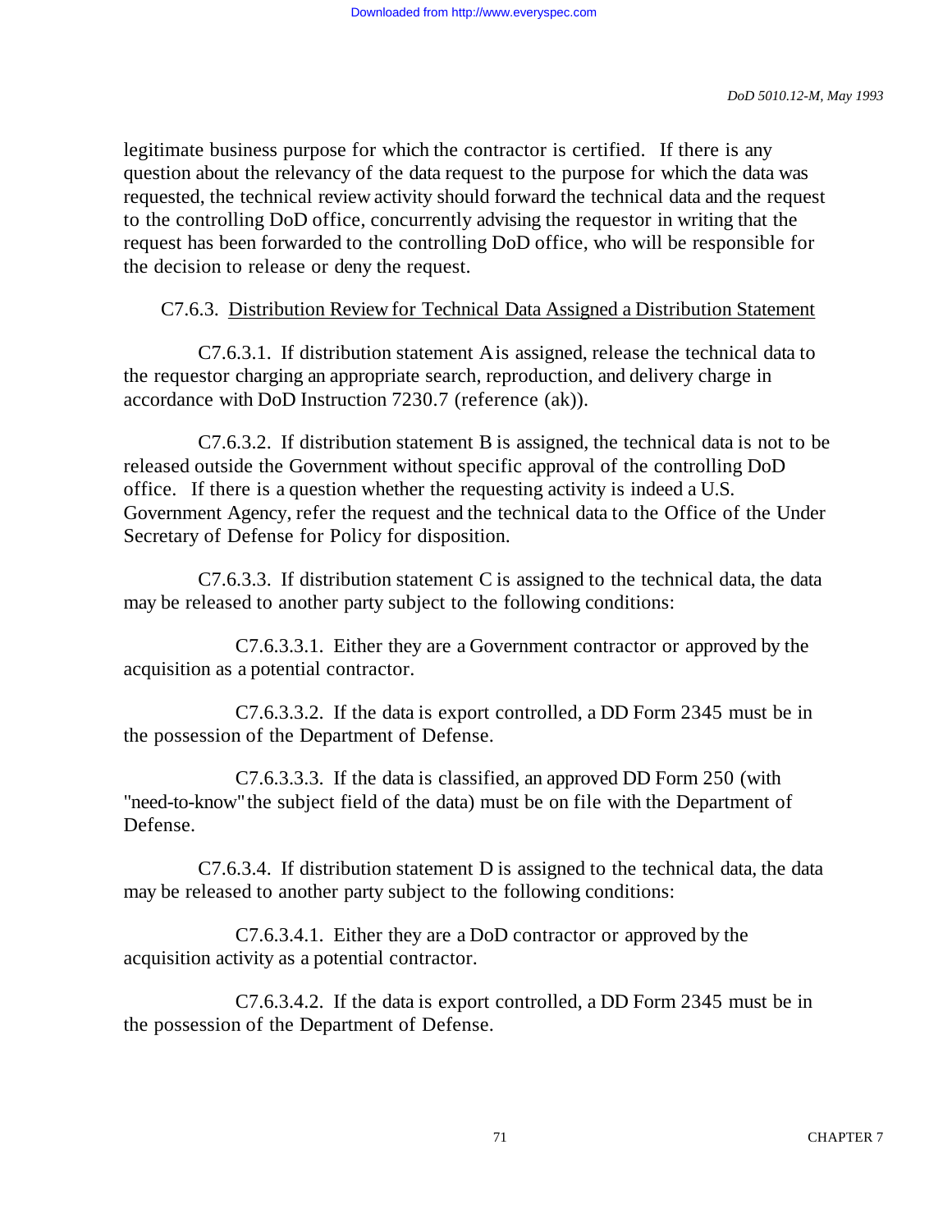legitimate business purpose for which the contractor is certified. If there is any question about the relevancy of the data request to the purpose for which the data was requested, the technical review activity should forward the technical data and the request to the controlling DoD office, concurrently advising the requestor in writing that the request has been forwarded to the controlling DoD office, who will be responsible for the decision to release or deny the request.

C7.6.3. Distribution Review for Technical Data Assigned a Distribution Statement

C7.6.3.1. If distribution statement A is assigned, release the technical data to the requestor charging an appropriate search, reproduction, and delivery charge in accordance with DoD Instruction 7230.7 (reference (ak)).

C7.6.3.2. If distribution statement B is assigned, the technical data is not to be released outside the Government without specific approval of the controlling DoD office. If there is a question whether the requesting activity is indeed a U.S. Government Agency, refer the request and the technical data to the Office of the Under Secretary of Defense for Policy for disposition.

C7.6.3.3. If distribution statement C is assigned to the technical data, the data may be released to another party subject to the following conditions:

C7.6.3.3.1. Either they are a Government contractor or approved by the acquisition as a potential contractor.

C7.6.3.3.2. If the data is export controlled, a DD Form 2345 must be in the possession of the Department of Defense.

C7.6.3.3.3. If the data is classified, an approved DD Form 250 (with "need-to-know" the subject field of the data) must be on file with the Department of Defense.

C7.6.3.4. If distribution statement D is assigned to the technical data, the data may be released to another party subject to the following conditions:

C7.6.3.4.1. Either they are a DoD contractor or approved by the acquisition activity as a potential contractor.

C7.6.3.4.2. If the data is export controlled, a DD Form 2345 must be in the possession of the Department of Defense.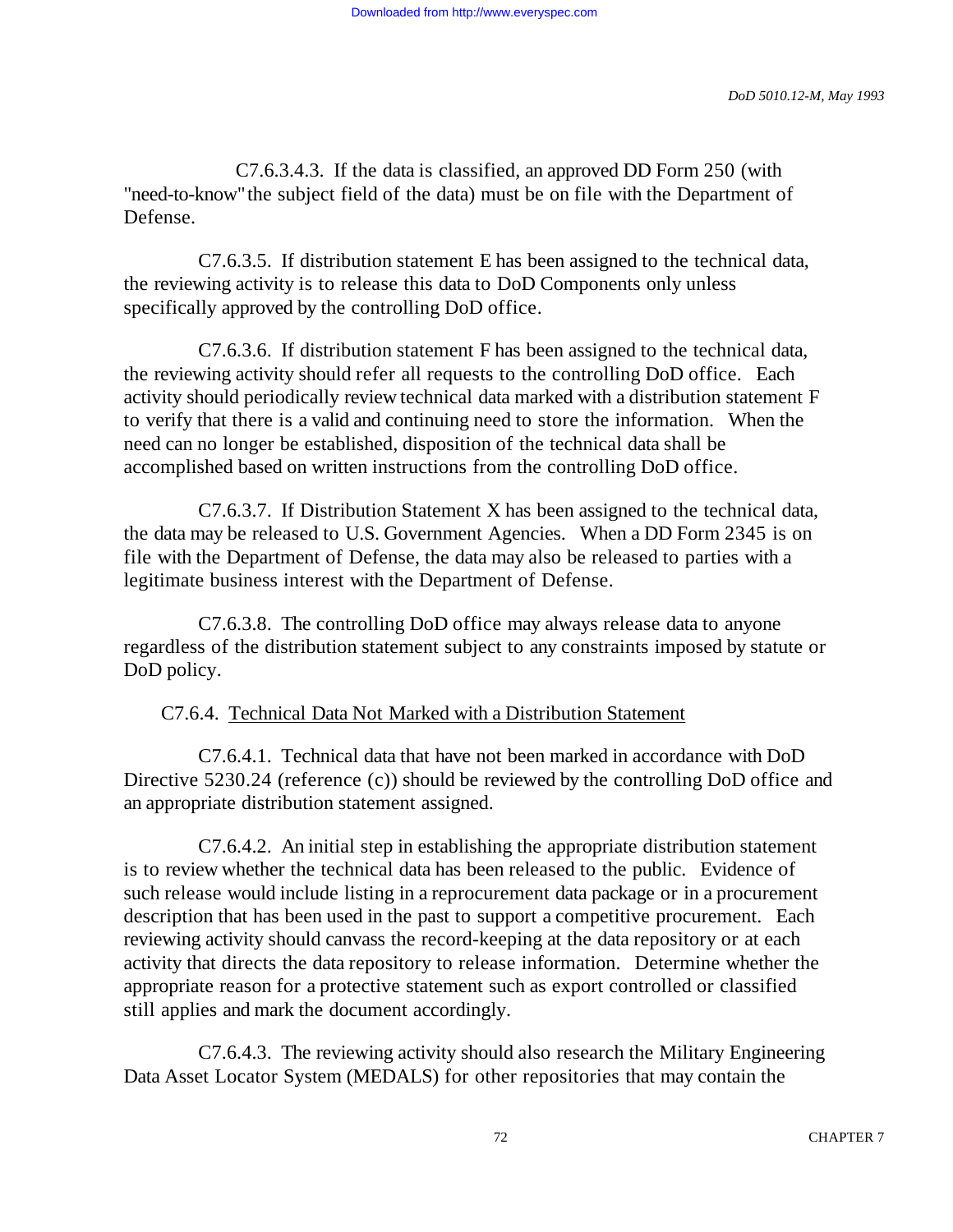C7.6.3.4.3. If the data is classified, an approved DD Form 250 (with "need-to-know" the subject field of the data) must be on file with the Department of Defense.

C7.6.3.5. If distribution statement E has been assigned to the technical data, the reviewing activity is to release this data to DoD Components only unless specifically approved by the controlling DoD office.

C7.6.3.6. If distribution statement F has been assigned to the technical data, the reviewing activity should refer all requests to the controlling DoD office. Each activity should periodically review technical data marked with a distribution statement F to verify that there is a valid and continuing need to store the information. When the need can no longer be established, disposition of the technical data shall be accomplished based on written instructions from the controlling DoD office.

C7.6.3.7. If Distribution Statement X has been assigned to the technical data, the data may be released to U.S. Government Agencies. When a DD Form 2345 is on file with the Department of Defense, the data may also be released to parties with a legitimate business interest with the Department of Defense.

C7.6.3.8. The controlling DoD office may always release data to anyone regardless of the distribution statement subject to any constraints imposed by statute or DoD policy.

C7.6.4. Technical Data Not Marked with a Distribution Statement

C7.6.4.1. Technical data that have not been marked in accordance with DoD Directive 5230.24 (reference (c)) should be reviewed by the controlling DoD office and an appropriate distribution statement assigned.

C7.6.4.2. An initial step in establishing the appropriate distribution statement is to review whether the technical data has been released to the public. Evidence of such release would include listing in a reprocurement data package or in a procurement description that has been used in the past to support a competitive procurement. Each reviewing activity should canvass the record-keeping at the data repository or at each activity that directs the data repository to release information. Determine whether the appropriate reason for a protective statement such as export controlled or classified still applies and mark the document accordingly.

C7.6.4.3. The reviewing activity should also research the Military Engineering Data Asset Locator System (MEDALS) for other repositories that may contain the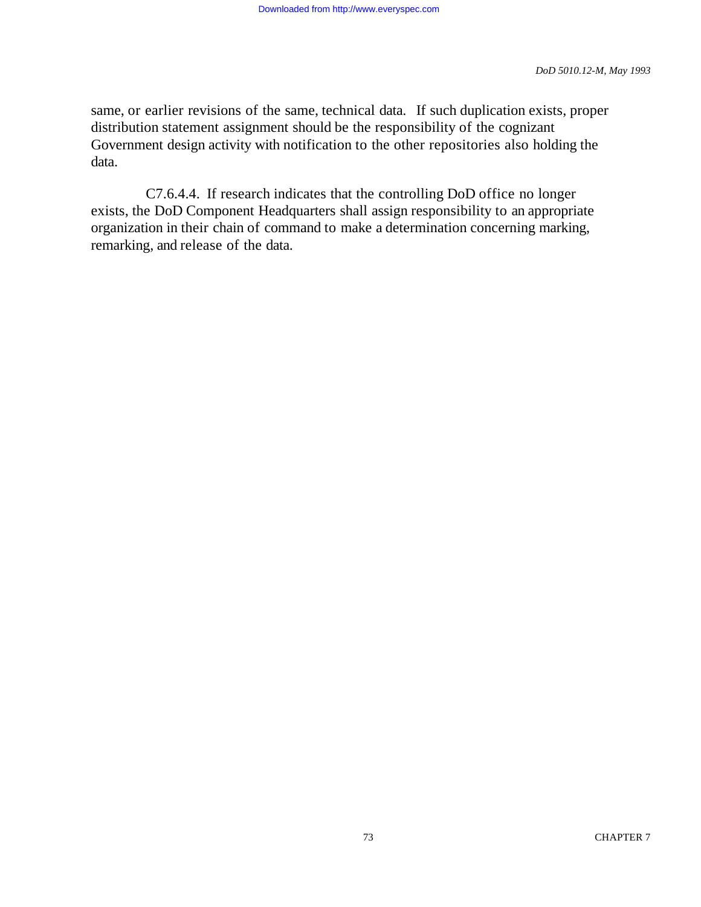same, or earlier revisions of the same, technical data. If such duplication exists, proper distribution statement assignment should be the responsibility of the cognizant Government design activity with notification to the other repositories also holding the data.

C7.6.4.4. If research indicates that the controlling DoD office no longer exists, the DoD Component Headquarters shall assign responsibility to an appropriate organization in their chain of command to make a determination concerning marking, remarking, and release of the data.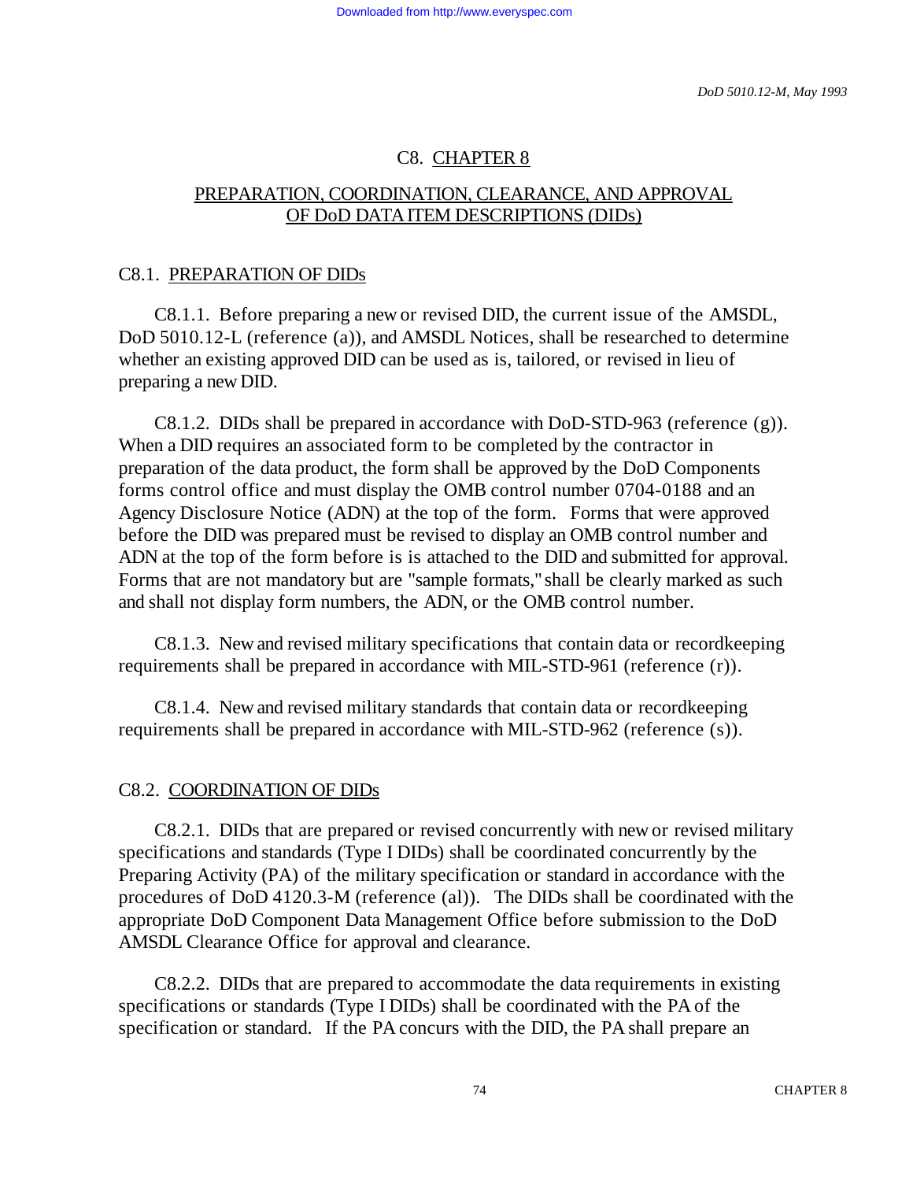# C8. CHAPTER 8

## PREPARATION, COORDINATION, CLEARANCE, AND APPROVAL OF DoD DATA ITEM DESCRIPTIONS (DIDs)

### C8.1. PREPARATION OF DIDs

C8.1.1. Before preparing a new or revised DID, the current issue of the AMSDL, DoD 5010.12-L (reference (a)), and AMSDL Notices, shall be researched to determine whether an existing approved DID can be used as is, tailored, or revised in lieu of preparing a new DID.

C8.1.2. DIDs shall be prepared in accordance with DoD-STD-963 (reference (g)). When a DID requires an associated form to be completed by the contractor in preparation of the data product, the form shall be approved by the DoD Components forms control office and must display the OMB control number 0704-0188 and an Agency Disclosure Notice (ADN) at the top of the form. Forms that were approved before the DID was prepared must be revised to display an OMB control number and ADN at the top of the form before is is attached to the DID and submitted for approval. Forms that are not mandatory but are "sample formats," shall be clearly marked as such and shall not display form numbers, the ADN, or the OMB control number.

C8.1.3. New and revised military specifications that contain data or recordkeeping requirements shall be prepared in accordance with MIL-STD-961 (reference (r)).

C8.1.4. New and revised military standards that contain data or recordkeeping requirements shall be prepared in accordance with MIL-STD-962 (reference (s)).

### C8.2. COORDINATION OF DIDs

C8.2.1. DIDs that are prepared or revised concurrently with new or revised military specifications and standards (Type I DIDs) shall be coordinated concurrently by the Preparing Activity (PA) of the military specification or standard in accordance with the procedures of DoD 4120.3-M (reference (al)). The DIDs shall be coordinated with the appropriate DoD Component Data Management Office before submission to the DoD AMSDL Clearance Office for approval and clearance.

C8.2.2. DIDs that are prepared to accommodate the data requirements in existing specifications or standards (Type I DIDs) shall be coordinated with the PA of the specification or standard. If the PA concurs with the DID, the PA shall prepare an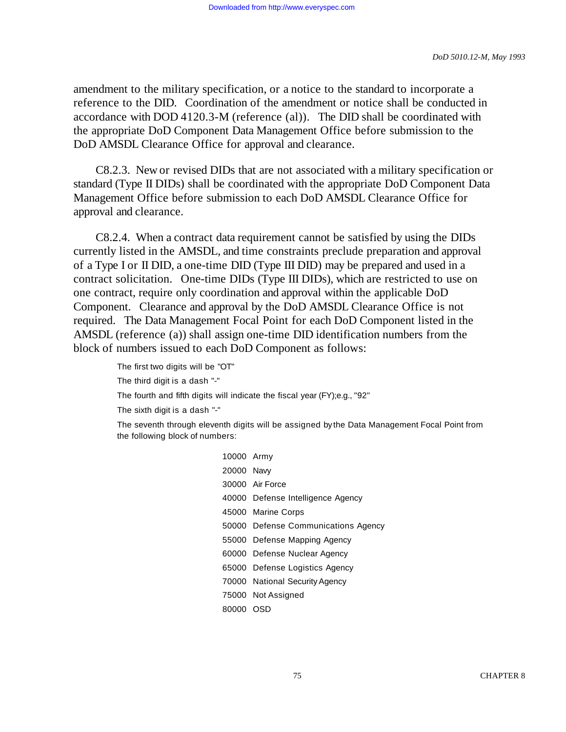amendment to the military specification, or a notice to the standard to incorporate a reference to the DID. Coordination of the amendment or notice shall be conducted in accordance with DOD 4120.3-M (reference (al)). The DID shall be coordinated with the appropriate DoD Component Data Management Office before submission to the DoD AMSDL Clearance Office for approval and clearance.

C8.2.3. New or revised DIDs that are not associated with a military specification or standard (Type II DIDs) shall be coordinated with the appropriate DoD Component Data Management Office before submission to each DoD AMSDL Clearance Office for approval and clearance.

C8.2.4. When a contract data requirement cannot be satisfied by using the DIDs currently listed in the AMSDL, and time constraints preclude preparation and approval of a Type I or II DID, a one-time DID (Type III DID) may be prepared and used in a contract solicitation. One-time DIDs (Type III DIDs), which are restricted to use on one contract, require only coordination and approval within the applicable DoD Component. Clearance and approval by the DoD AMSDL Clearance Office is not required. The Data Management Focal Point for each DoD Component listed in the AMSDL (reference (a)) shall assign one-time DID identification numbers from the block of numbers issued to each DoD Component as follows:

The first two digits will be "OT"

The third digit is a dash "-"

The fourth and fifth digits will indicate the fiscal year (FY);e.g., "92"

The sixth digit is a dash "-"

The seventh through eleventh digits will be assigned by the Data Management Focal Point from the following block of numbers:

10000 Army

20000 Navy

30000 Air Force

40000 Defense Intelligence Agency

45000 Marine Corps

50000 Defense Communications Agency

55000 Defense Mapping Agency

60000 Defense Nuclear Agency

65000 Defense Logistics Agency

70000 National Security Agency

75000 Not Assigned

80000 OSD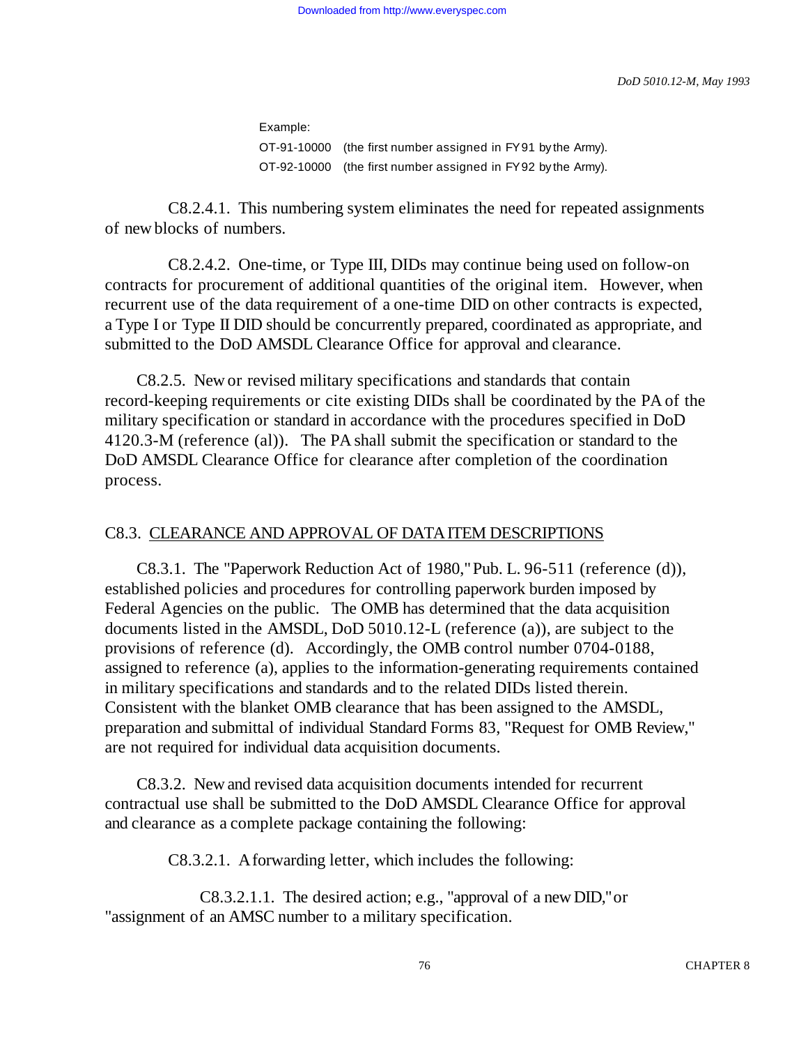Example:

OT-91-10000 (the first number assigned in FY91 by the Army).

OT-92-10000 (the first number assigned in FY92 by the Army).

C8.2.4.1. This numbering system eliminates the need for repeated assignments of new blocks of numbers.

C8.2.4.2. One-time, or Type III, DIDs may continue being used on follow-on contracts for procurement of additional quantities of the original item. However, when recurrent use of the data requirement of a one-time DID on other contracts is expected, a Type I or Type II DID should be concurrently prepared, coordinated as appropriate, and submitted to the DoD AMSDL Clearance Office for approval and clearance.

C8.2.5. New or revised military specifications and standards that contain record-keeping requirements or cite existing DIDs shall be coordinated by the PA of the military specification or standard in accordance with the procedures specified in DoD 4120.3-M (reference (al)). The PA shall submit the specification or standard to the DoD AMSDL Clearance Office for clearance after completion of the coordination process.

## C8.3. CLEARANCE AND APPROVAL OF DATA ITEM DESCRIPTIONS

C8.3.1. The "Paperwork Reduction Act of 1980," Pub. L. 96-511 (reference (d)), established policies and procedures for controlling paperwork burden imposed by Federal Agencies on the public. The OMB has determined that the data acquisition documents listed in the AMSDL, DoD 5010.12-L (reference (a)), are subject to the provisions of reference (d). Accordingly, the OMB control number 0704-0188, assigned to reference (a), applies to the information-generating requirements contained in military specifications and standards and to the related DIDs listed therein. Consistent with the blanket OMB clearance that has been assigned to the AMSDL, preparation and submittal of individual Standard Forms 83, "Request for OMB Review," are not required for individual data acquisition documents.

C8.3.2. New and revised data acquisition documents intended for recurrent contractual use shall be submitted to the DoD AMSDL Clearance Office for approval and clearance as a complete package containing the following:

C8.3.2.1. A forwarding letter, which includes the following:

C8.3.2.1.1. The desired action; e.g., "approval of a new DID," or "assignment of an AMSC number to a military specification.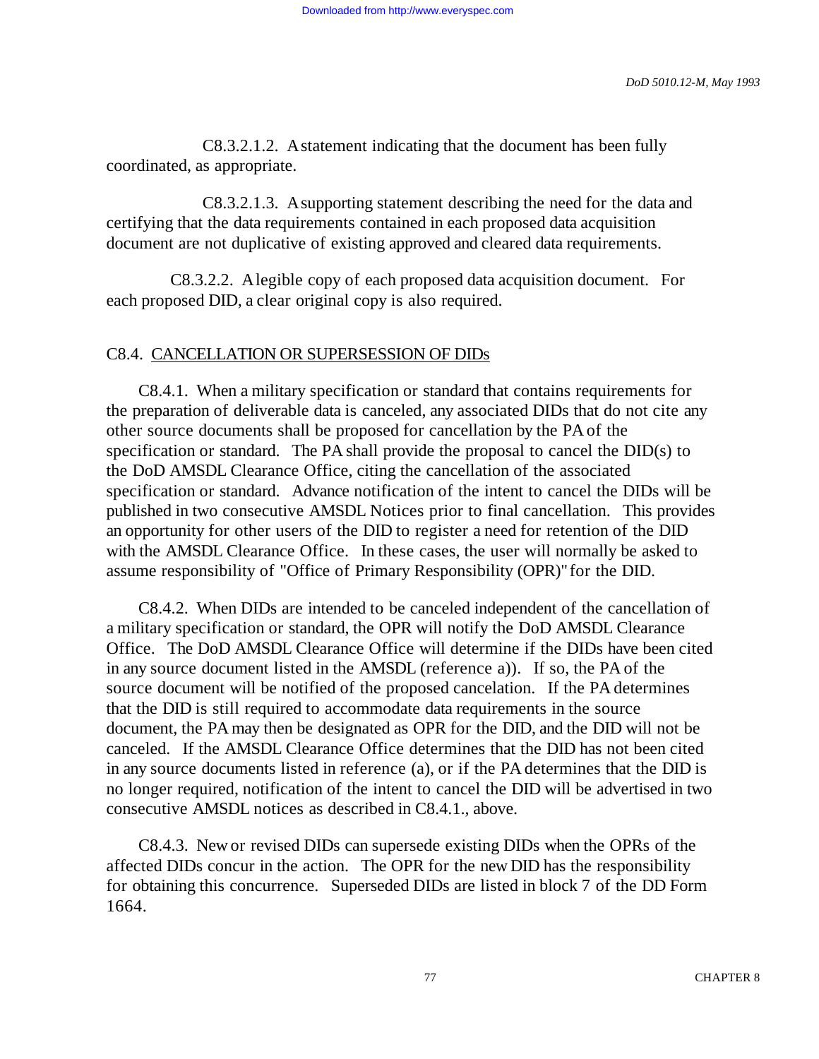C8.3.2.1.2. A statement indicating that the document has been fully coordinated, as appropriate.

C8.3.2.1.3. A supporting statement describing the need for the data and certifying that the data requirements contained in each proposed data acquisition document are not duplicative of existing approved and cleared data requirements.

C8.3.2.2. A legible copy of each proposed data acquisition document. For each proposed DID, a clear original copy is also required.

## C8.4. CANCELLATION OR SUPERSESSION OF DIDs

C8.4.1. When a military specification or standard that contains requirements for the preparation of deliverable data is canceled, any associated DIDs that do not cite any other source documents shall be proposed for cancellation by the PA of the specification or standard. The PA shall provide the proposal to cancel the DID(s) to the DoD AMSDL Clearance Office, citing the cancellation of the associated specification or standard. Advance notification of the intent to cancel the DIDs will be published in two consecutive AMSDL Notices prior to final cancellation. This provides an opportunity for other users of the DID to register a need for retention of the DID with the AMSDL Clearance Office. In these cases, the user will normally be asked to assume responsibility of "Office of Primary Responsibility (OPR)" for the DID.

C8.4.2. When DIDs are intended to be canceled independent of the cancellation of a military specification or standard, the OPR will notify the DoD AMSDL Clearance Office. The DoD AMSDL Clearance Office will determine if the DIDs have been cited in any source document listed in the AMSDL (reference a)). If so, the PA of the source document will be notified of the proposed cancelation. If the PA determines that the DID is still required to accommodate data requirements in the source document, the PA may then be designated as OPR for the DID, and the DID will not be canceled. If the AMSDL Clearance Office determines that the DID has not been cited in any source documents listed in reference (a), or if the PA determines that the DID is no longer required, notification of the intent to cancel the DID will be advertised in two consecutive AMSDL notices as described in C8.4.1., above.

C8.4.3. New or revised DIDs can supersede existing DIDs when the OPRs of the affected DIDs concur in the action. The OPR for the new DID has the responsibility for obtaining this concurrence. Superseded DIDs are listed in block 7 of the DD Form 1664.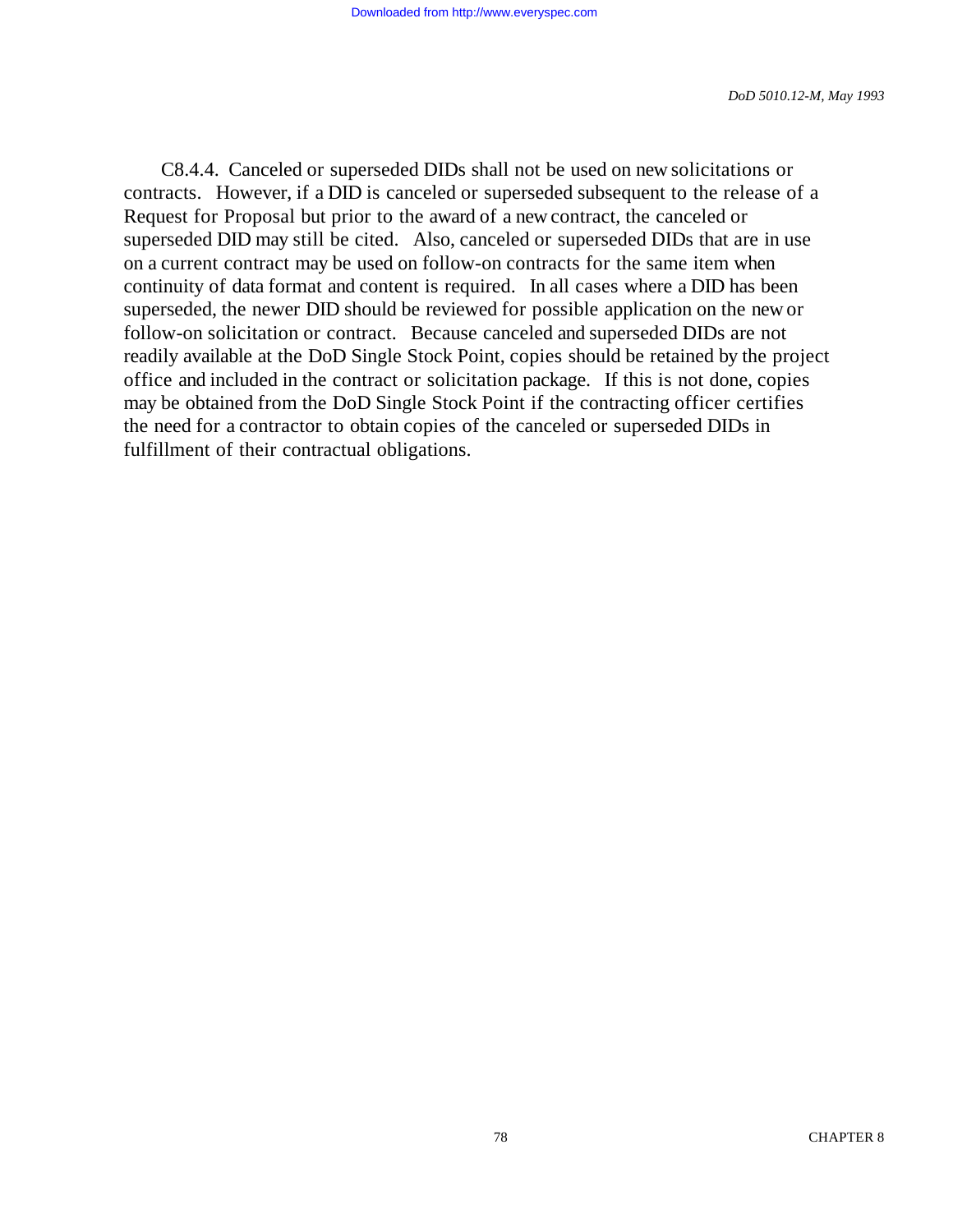C8.4.4. Canceled or superseded DIDs shall not be used on new solicitations or contracts. However, if a DID is canceled or superseded subsequent to the release of a Request for Proposal but prior to the award of a new contract, the canceled or superseded DID may still be cited. Also, canceled or superseded DIDs that are in use on a current contract may be used on follow-on contracts for the same item when continuity of data format and content is required. In all cases where a DID has been superseded, the newer DID should be reviewed for possible application on the new or follow-on solicitation or contract. Because canceled and superseded DIDs are not readily available at the DoD Single Stock Point, copies should be retained by the project office and included in the contract or solicitation package. If this is not done, copies may be obtained from the DoD Single Stock Point if the contracting officer certifies the need for a contractor to obtain copies of the canceled or superseded DIDs in fulfillment of their contractual obligations.